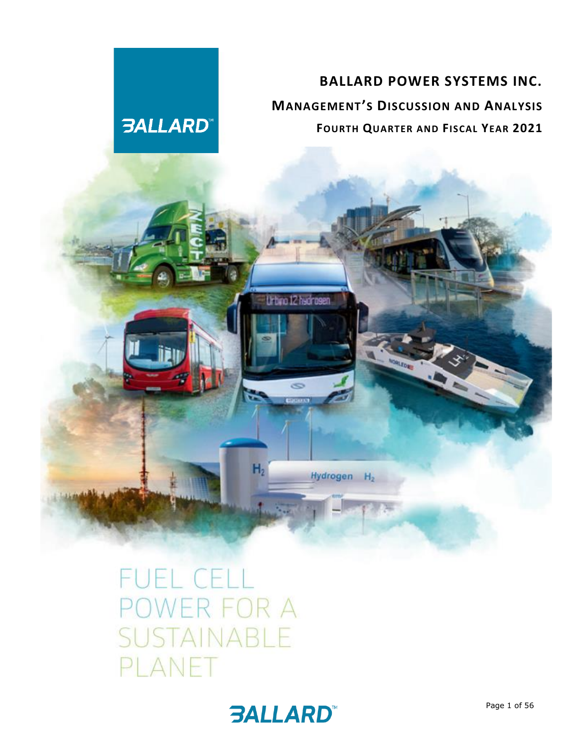# BALLARD POWER SYSTEMS INC.

## MANAGEMENT'S DISCUSSION AND ANALYSIS

### FOURTH QUARTER AND FISCAL YEAR 2021

FUEL CELL POWER FOR A SUSTAINABLE PLANET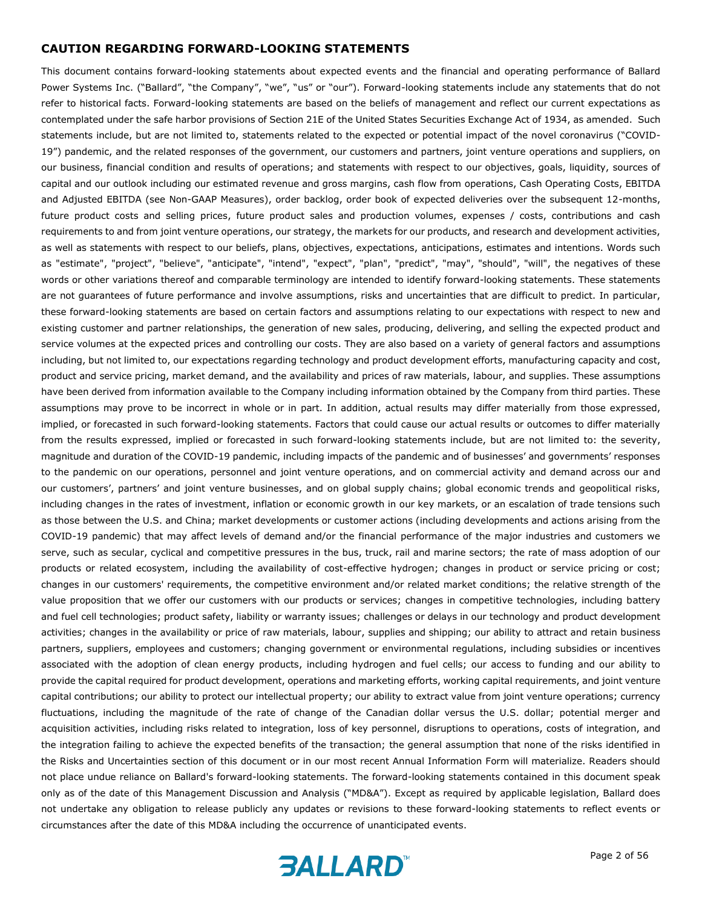## CAUTION REGARDING FORWARD-LOOKING STATEMENTS

This document contains forward-looking statements about expected events and the financial and operating performance of Ballard Power Systems Inc. ("Ballard", "the Company", "we", "us" or "our"). Forward-looking statements include any statements that do not refer to historical facts. Forward-looking statements are based on the beliefs of management and reflect our current expectations as contemplated under the safe harbor provisions of Section 21E of the United States Securities Exchange Act of 1934, as amended. Such statements include, but are not limited to, statements related to the expected or potential impact of the novel coronavirus ("COVID-19") pandemic, and the related responses of the government, our customers and partners, joint venture operations and suppliers, on our business, financial condition and results of operations; and statements with respect to our objectives, goals, liquidity, sources of capital and our outlook including our estimated revenue and gross margins, cash flow from operations, Cash Operating Costs, EBITDA and Adjusted EBITDA (see Non-GAAP Measures), order backlog, order book of expected deliveries over the subsequent 12-months, future product costs and selling prices, future product sales and production volumes, expenses / costs, contributions and cash requirements to and from joint venture operations, our strategy, the markets for our products, and research and development activities, as well as statements with respect to our beliefs, plans, objectives, expectations, anticipations, estimates and intentions. Words such as "estimate", "project", "believe", "anticipate", "intend", "expect", "plan", "predict", "may", "should", "will", the negatives of these words or other variations thereof and comparable terminology are intended to identify forward-looking statements. These statements are not guarantees of future performance and involve assumptions, risks and uncertainties that are difficult to predict. In particular, these forward-looking statements are based on certain factors and assumptions relating to our expectations with respect to new and existing customer and partner relationships, the generation of new sales, producing, delivering, and selling the expected product and service volumes at the expected prices and controlling our costs. They are also based on a variety of general factors and assumptions including, but not limited to, our expectations regarding technology and product development efforts, manufacturing capacity and cost, product and service pricing, market demand, and the availability and prices of raw materials, labour, and supplies. These assumptions have been derived from information available to the Company including information obtained by the Company from third parties. These assumptions may prove to be incorrect in whole or in part. In addition, actual results may differ materially from those expressed, implied, or forecasted in such forward-looking statements. Factors that could cause our actual results or outcomes to differ materially from the results expressed, implied or forecasted in such forward-looking statements include, but are not limited to: the severity, magnitude and duration of the COVID-19 pandemic, including impacts of the pandemic and of businesses' and governments' responses to the pandemic on our operations, personnel and joint venture operations, and on commercial activity and demand across our and our customers', partners' and joint venture businesses, and on global supply chains; global economic trends and geopolitical risks, including changes in the rates of investment, inflation or economic growth in our key markets, or an escalation of trade tensions such as those between the U.S. and China; market developments or customer actions (including developments and actions arising from the COVID-19 pandemic) that may affect levels of demand and/or the financial performance of the major industries and customers we serve, such as secular, cyclical and competitive pressures in the bus, truck, rail and marine sectors; the rate of mass adoption of our products or related ecosystem, including the availability of cost-effective hydrogen; changes in product or service pricing or cost; changes in our customers' requirements, the competitive environment and/or related market conditions; the relative strength of the value proposition that we offer our customers with our products or services; changes in competitive technologies, including battery and fuel cell technologies; product safety, liability or warranty issues; challenges or delays in our technology and product development activities; changes in the availability or price of raw materials, labour, supplies and shipping; our ability to attract and retain business partners, suppliers, employees and customers; changing government or environmental regulations, including subsidies or incentives associated with the adoption of clean energy products, including hydrogen and fuel cells; our access to funding and our ability to provide the capital required for product development, operations and marketing efforts, working capital requirements, and joint venture capital contributions; our ability to protect our intellectual property; our ability to extract value from joint venture operations; currency fluctuations, including the magnitude of the rate of change of the Canadian dollar versus the U.S. dollar; potential merger and acquisition activities, including risks related to integration, loss of key personnel, disruptions to operations, costs of integration, and the integration failing to achieve the expected benefits of the transaction; the general assumption that none of the risks identified in the Risks and Uncertainties section of this document or in our most recent Annual Information Form will materialize. Readers should not place undue reliance on Ballard's forward-looking statements. The forward-looking statements contained in this document speak only as of the date of this Management Discussion and Analysis ("MD&A"). Except as required by applicable legislation, Ballard does not undertake any obligation to release publicly any updates or revisions to these forward-looking statements to reflect events or circumstances after the date of this MD&A including the occurrence of unanticipated events.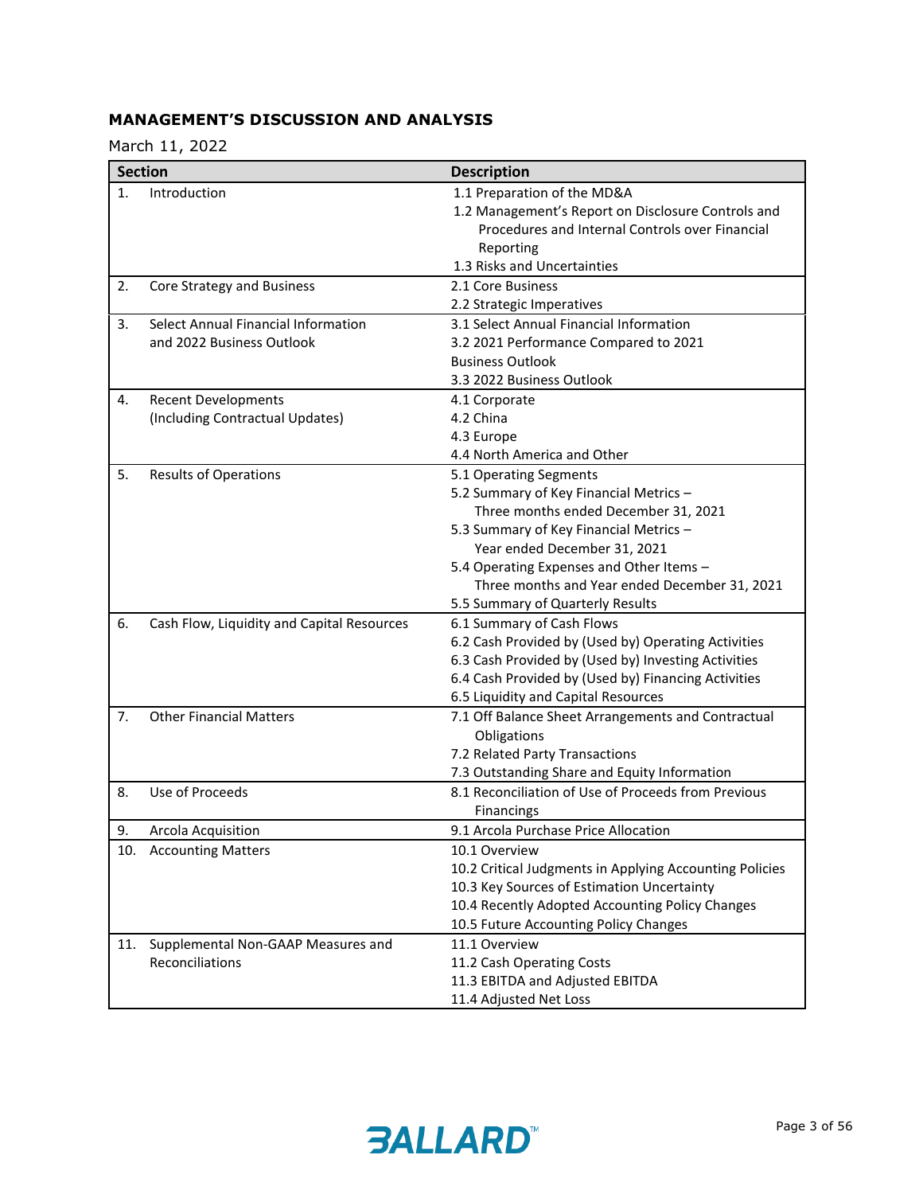## MANAGEMENT'S DISCUSSION AND ANALYSIS

March 11, 2022

| Section | Description |
|---|---|
| 1. Introduction | 1.1 Preparation of the MD&A<br>1.2 Management's Report on Disclosure Controls and Procedures and Internal Controls over Financial Reporting<br>1.3 Risks and Uncertainties |
| 2. Core Strategy and Business | 2.1 Core Business<br>2.2 Strategic Imperatives |
| 3. Select Annual Financial Information and 2022 Business Outlook | 3.1 Select Annual Financial Information<br>3.2 2021 Performance Compared to 2021 Business Outlook<br>3.3 2022 Business Outlook |
| 4. Recent Developments (Including Contractual Updates) | 4.1 Corporate<br>4.2 China<br>4.3 Europe<br>4.4 North America and Other |
| 5. Results of Operations | 5.1 Operating Segments<br>5.2 Summary of Key Financial Metrics – Three months ended December 31, 2021<br>5.3 Summary of Key Financial Metrics – Year ended December 31, 2021<br>5.4 Operating Expenses and Other Items – Three months and Year ended December 31, 2021<br>5.5 Summary of Quarterly Results |
| 6. Cash Flow, Liquidity and Capital Resources | 6.1 Summary of Cash Flows<br>6.2 Cash Provided by (Used by) Operating Activities<br>6.3 Cash Provided by (Used by) Investing Activities<br>6.4 Cash Provided by (Used by) Financing Activities<br>6.5 Liquidity and Capital Resources |
| 7. Other Financial Matters | 7.1 Off Balance Sheet Arrangements and Contractual Obligations<br>7.2 Related Party Transactions<br>7.3 Outstanding Share and Equity Information |
| 8. Use of Proceeds | 8.1 Reconciliation of Use of Proceeds from Previous Financings |
| 9. Arcola Acquisition | 9.1 Arcola Purchase Price Allocation |
| 10. Accounting Matters | 10.1 Overview<br>10.2 Critical Judgments in Applying Accounting Policies<br>10.3 Key Sources of Estimation Uncertainty<br>10.4 Recently Adopted Accounting Policy Changes<br>10.5 Future Accounting Policy Changes |
| 11. Supplemental Non-GAAP Measures and Reconciliations | 11.1 Overview<br>11.2 Cash Operating Costs<br>11.3 EBITDA and Adjusted EBITDA<br>11.4 Adjusted Net Loss |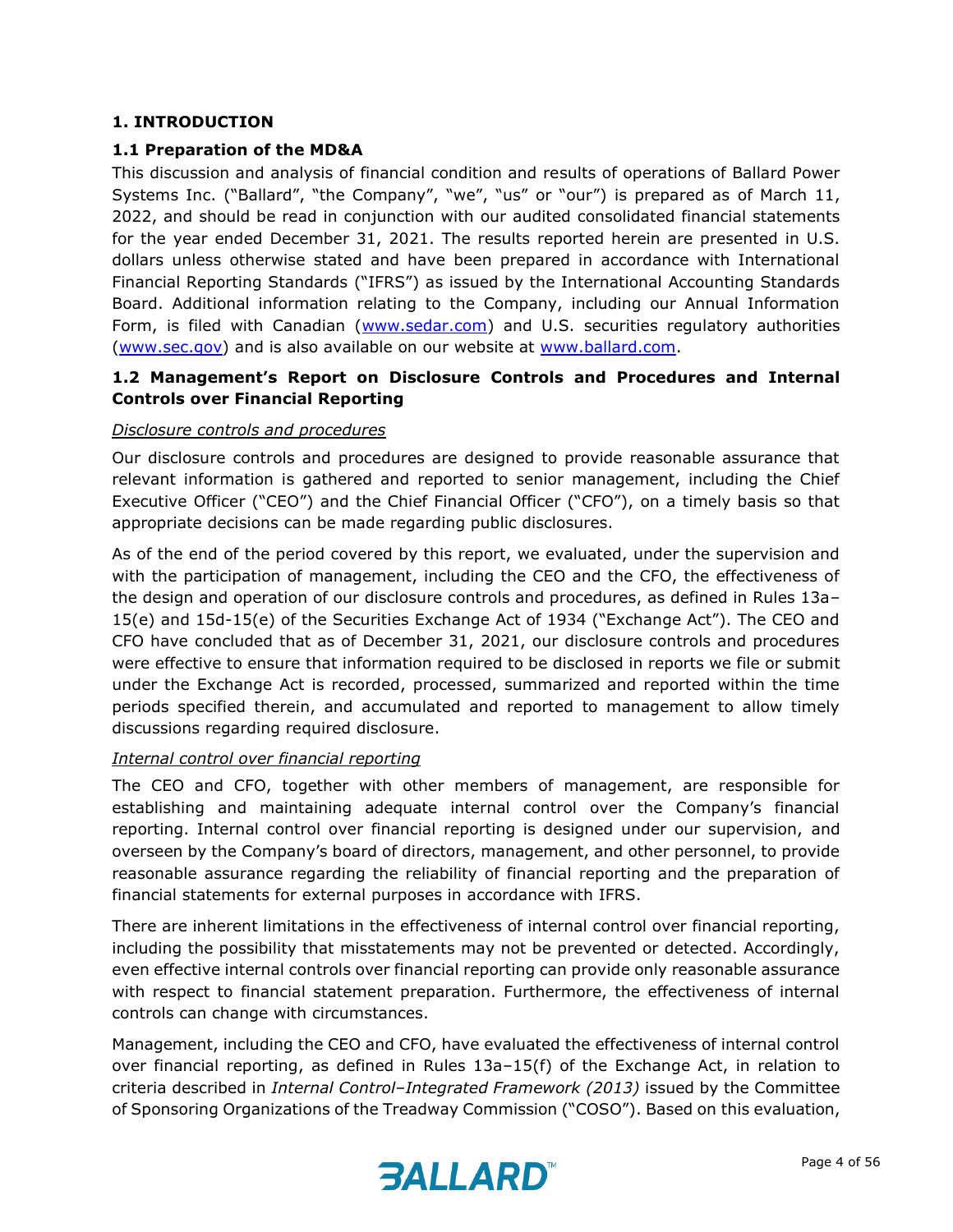# 1. INTRODUCTION

## 1.1 Preparation of the MD&A

This discussion and analysis of financial condition and results of operations of Ballard Power Systems Inc. ("Ballard", "the Company", "we", "us" or "our") is prepared as of March 11, 2022, and should be read in conjunction with our audited consolidated financial statements for the year ended December 31, 2021. The results reported herein are presented in U.S. dollars unless otherwise stated and have been prepared in accordance with International Financial Reporting Standards ("IFRS") as issued by the International Accounting Standards Board. Additional information relating to the Company, including our Annual Information Form, is filed with Canadian (www.sedar.com) and U.S. securities regulatory authorities (www.sec.gov) and is also available on our website at www.ballard.com.

## 1.2 Management's Report on Disclosure Controls and Procedures and Internal Controls over Financial Reporting

*Disclosure controls and procedures*

Our disclosure controls and procedures are designed to provide reasonable assurance that relevant information is gathered and reported to senior management, including the Chief Executive Officer ("CEO") and the Chief Financial Officer ("CFO"), on a timely basis so that appropriate decisions can be made regarding public disclosures.

As of the end of the period covered by this report, we evaluated, under the supervision and with the participation of management, including the CEO and the CFO, the effectiveness of the design and operation of our disclosure controls and procedures, as defined in Rules 13a–15(e) and 15d-15(e) of the Securities Exchange Act of 1934 ("Exchange Act"). The CEO and CFO have concluded that as of December 31, 2021, our disclosure controls and procedures were effective to ensure that information required to be disclosed in reports we file or submit under the Exchange Act is recorded, processed, summarized and reported within the time periods specified therein, and accumulated and reported to management to allow timely discussions regarding required disclosure.

*Internal control over financial reporting*

The CEO and CFO, together with other members of management, are responsible for establishing and maintaining adequate internal control over the Company's financial reporting. Internal control over financial reporting is designed under our supervision, and overseen by the Company's board of directors, management, and other personnel, to provide reasonable assurance regarding the reliability of financial reporting and the preparation of financial statements for external purposes in accordance with IFRS.

There are inherent limitations in the effectiveness of internal control over financial reporting, including the possibility that misstatements may not be prevented or detected. Accordingly, even effective internal controls over financial reporting can provide only reasonable assurance with respect to financial statement preparation. Furthermore, the effectiveness of internal controls can change with circumstances.

Management, including the CEO and CFO, have evaluated the effectiveness of internal control over financial reporting, as defined in Rules 13a–15(f) of the Exchange Act, in relation to criteria described in *Internal Control–Integrated Framework (2013)* issued by the Committee of Sponsoring Organizations of the Treadway Commission ("COSO"). Based on this evaluation,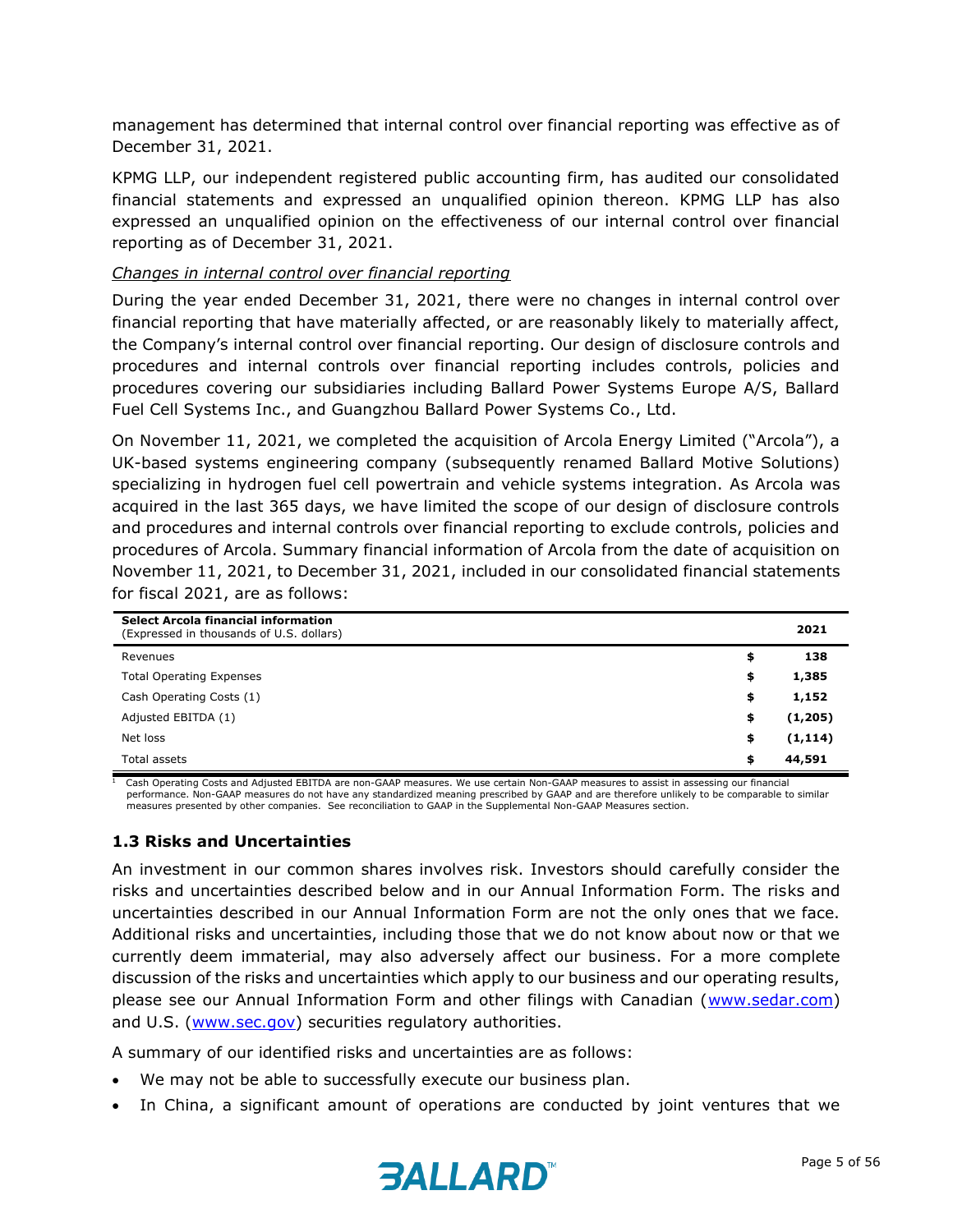management has determined that internal control over financial reporting was effective as of December 31, 2021.

KPMG LLP, our independent registered public accounting firm, has audited our consolidated financial statements and expressed an unqualified opinion thereon. KPMG LLP has also expressed an unqualified opinion on the effectiveness of our internal control over financial reporting as of December 31, 2021.

*Changes in internal control over financial reporting*

During the year ended December 31, 2021, there were no changes in internal control over financial reporting that have materially affected, or are reasonably likely to materially affect, the Company's internal control over financial reporting. Our design of disclosure controls and procedures and internal controls over financial reporting includes controls, policies and procedures covering our subsidiaries including Ballard Power Systems Europe A/S, Ballard Fuel Cell Systems Inc., and Guangzhou Ballard Power Systems Co., Ltd.

On November 11, 2021, we completed the acquisition of Arcola Energy Limited ("Arcola"), a UK-based systems engineering company (subsequently renamed Ballard Motive Solutions) specializing in hydrogen fuel cell powertrain and vehicle systems integration. As Arcola was acquired in the last 365 days, we have limited the scope of our design of disclosure controls and procedures and internal controls over financial reporting to exclude controls, policies and procedures of Arcola. Summary financial information of Arcola from the date of acquisition on November 11, 2021, to December 31, 2021, included in our consolidated financial statements for fiscal 2021, are as follows:

| **Select Arcola financial information**<br>(Expressed in thousands of U.S. dollars) | | **2021** |
|---|---|---|
| Revenues | $ | **138** |
| Total Operating Expenses | $ | **1,385** |
| Cash Operating Costs (1) | $ | **1,152** |
| Adjusted EBITDA (1) | $ | **(1,205)** |
| Net loss | $ | **(1,114)** |
| Total assets | $ | **44,591** |

[1] Cash Operating Costs and Adjusted EBITDA are non-GAAP measures. We use certain Non-GAAP measures to assist in assessing our financial performance. Non-GAAP measures do not have any standardized meaning prescribed by GAAP and are therefore unlikely to be comparable to similar measures presented by other companies. See reconciliation to GAAP in the Supplemental Non-GAAP Measures section.

### 1.3 Risks and Uncertainties

An investment in our common shares involves risk. Investors should carefully consider the risks and uncertainties described below and in our Annual Information Form. The risks and uncertainties described in our Annual Information Form are not the only ones that we face. Additional risks and uncertainties, including those that we do not know about now or that we currently deem immaterial, may also adversely affect our business. For a more complete discussion of the risks and uncertainties which apply to our business and our operating results, please see our Annual Information Form and other filings with Canadian (www.sedar.com) and U.S. (www.sec.gov) securities regulatory authorities.

A summary of our identified risks and uncertainties are as follows:

- We may not be able to successfully execute our business plan.
- In China, a significant amount of operations are conducted by joint ventures that we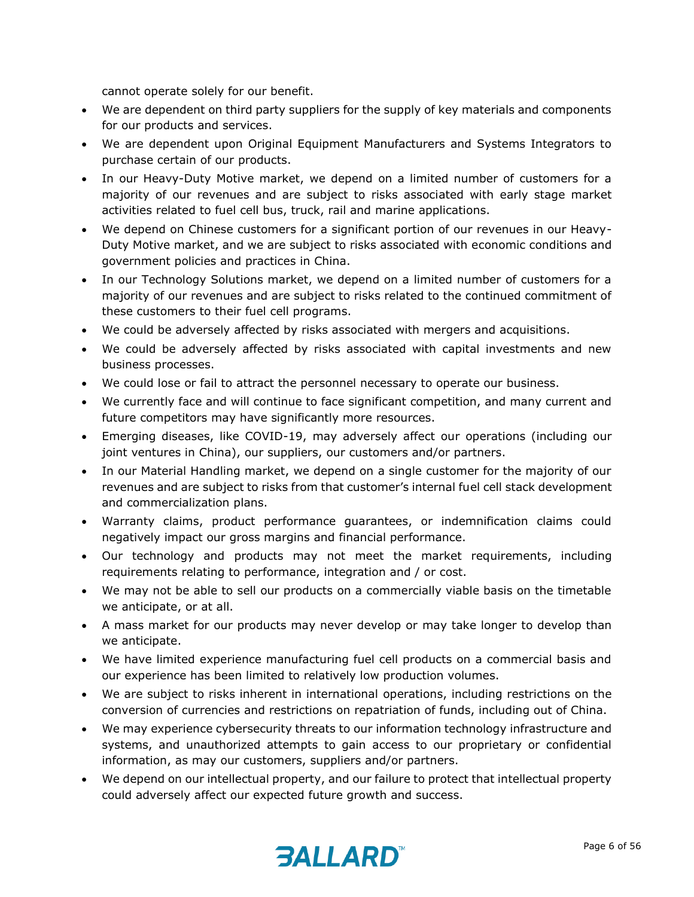cannot operate solely for our benefit.

- We are dependent on third party suppliers for the supply of key materials and components for our products and services.
- We are dependent upon Original Equipment Manufacturers and Systems Integrators to purchase certain of our products.
- In our Heavy-Duty Motive market, we depend on a limited number of customers for a majority of our revenues and are subject to risks associated with early stage market activities related to fuel cell bus, truck, rail and marine applications.
- We depend on Chinese customers for a significant portion of our revenues in our Heavy-Duty Motive market, and we are subject to risks associated with economic conditions and government policies and practices in China.
- In our Technology Solutions market, we depend on a limited number of customers for a majority of our revenues and are subject to risks related to the continued commitment of these customers to their fuel cell programs.
- We could be adversely affected by risks associated with mergers and acquisitions.
- We could be adversely affected by risks associated with capital investments and new business processes.
- We could lose or fail to attract the personnel necessary to operate our business.
- We currently face and will continue to face significant competition, and many current and future competitors may have significantly more resources.
- Emerging diseases, like COVID-19, may adversely affect our operations (including our joint ventures in China), our suppliers, our customers and/or partners.
- In our Material Handling market, we depend on a single customer for the majority of our revenues and are subject to risks from that customer's internal fuel cell stack development and commercialization plans.
- Warranty claims, product performance guarantees, or indemnification claims could negatively impact our gross margins and financial performance.
- Our technology and products may not meet the market requirements, including requirements relating to performance, integration and / or cost.
- We may not be able to sell our products on a commercially viable basis on the timetable we anticipate, or at all.
- A mass market for our products may never develop or may take longer to develop than we anticipate.
- We have limited experience manufacturing fuel cell products on a commercial basis and our experience has been limited to relatively low production volumes.
- We are subject to risks inherent in international operations, including restrictions on the conversion of currencies and restrictions on repatriation of funds, including out of China.
- We may experience cybersecurity threats to our information technology infrastructure and systems, and unauthorized attempts to gain access to our proprietary or confidential information, as may our customers, suppliers and/or partners.
- We depend on our intellectual property, and our failure to protect that intellectual property could adversely affect our expected future growth and success.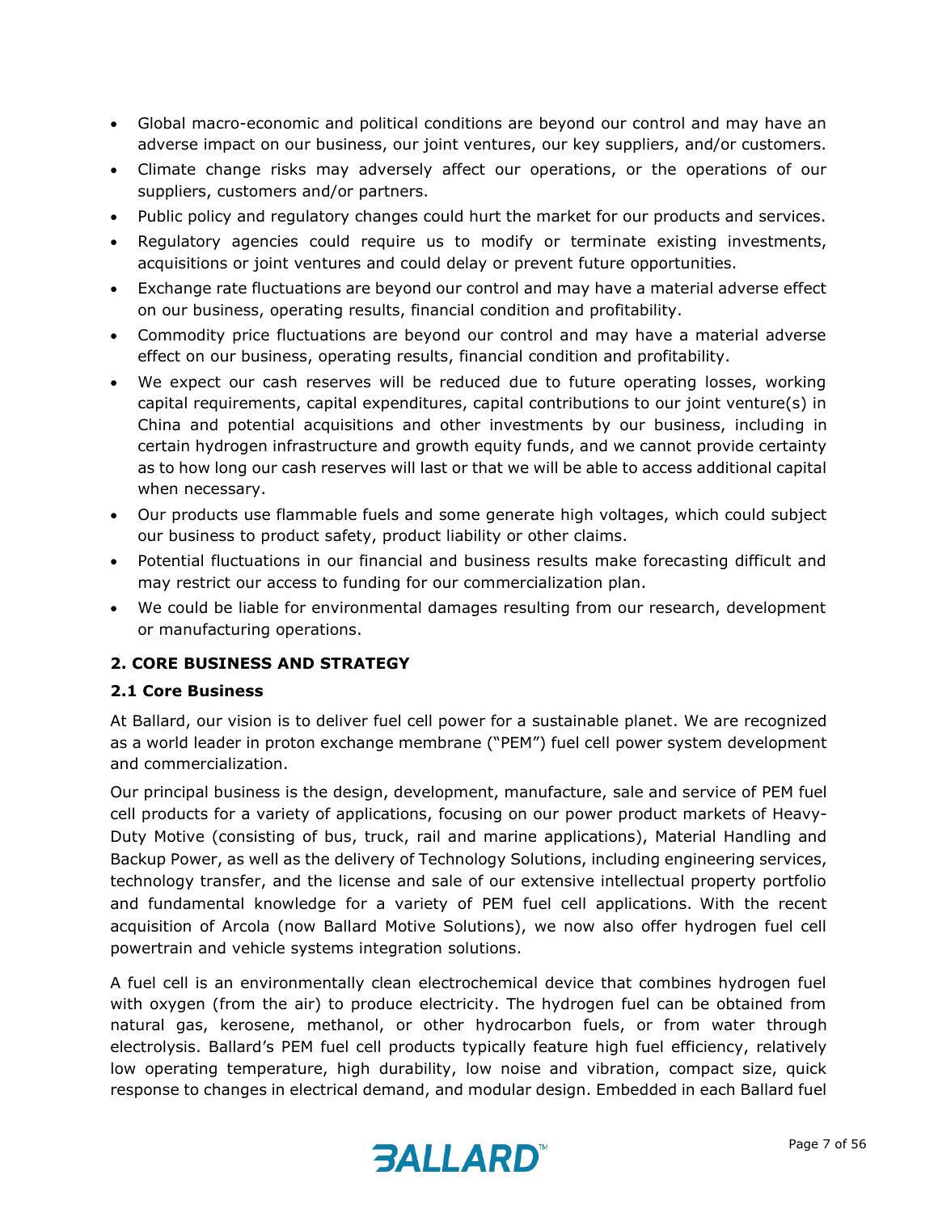- Global macro-economic and political conditions are beyond our control and may have an adverse impact on our business, our joint ventures, our key suppliers, and/or customers.
- Climate change risks may adversely affect our operations, or the operations of our suppliers, customers and/or partners.
- Public policy and regulatory changes could hurt the market for our products and services.
- Regulatory agencies could require us to modify or terminate existing investments, acquisitions or joint ventures and could delay or prevent future opportunities.
- Exchange rate fluctuations are beyond our control and may have a material adverse effect on our business, operating results, financial condition and profitability.
- Commodity price fluctuations are beyond our control and may have a material adverse effect on our business, operating results, financial condition and profitability.
- We expect our cash reserves will be reduced due to future operating losses, working capital requirements, capital expenditures, capital contributions to our joint venture(s) in China and potential acquisitions and other investments by our business, including in certain hydrogen infrastructure and growth equity funds, and we cannot provide certainty as to how long our cash reserves will last or that we will be able to access additional capital when necessary.
- Our products use flammable fuels and some generate high voltages, which could subject our business to product safety, product liability or other claims.
- Potential fluctuations in our financial and business results make forecasting difficult and may restrict our access to funding for our commercialization plan.
- We could be liable for environmental damages resulting from our research, development or manufacturing operations.

## 2. CORE BUSINESS AND STRATEGY

### 2.1 Core Business

At Ballard, our vision is to deliver fuel cell power for a sustainable planet. We are recognized as a world leader in proton exchange membrane ("PEM") fuel cell power system development and commercialization.

Our principal business is the design, development, manufacture, sale and service of PEM fuel cell products for a variety of applications, focusing on our power product markets of Heavy-Duty Motive (consisting of bus, truck, rail and marine applications), Material Handling and Backup Power, as well as the delivery of Technology Solutions, including engineering services, technology transfer, and the license and sale of our extensive intellectual property portfolio and fundamental knowledge for a variety of PEM fuel cell applications. With the recent acquisition of Arcola (now Ballard Motive Solutions), we now also offer hydrogen fuel cell powertrain and vehicle systems integration solutions.

A fuel cell is an environmentally clean electrochemical device that combines hydrogen fuel with oxygen (from the air) to produce electricity. The hydrogen fuel can be obtained from natural gas, kerosene, methanol, or other hydrocarbon fuels, or from water through electrolysis. Ballard's PEM fuel cell products typically feature high fuel efficiency, relatively low operating temperature, high durability, low noise and vibration, compact size, quick response to changes in electrical demand, and modular design. Embedded in each Ballard fuel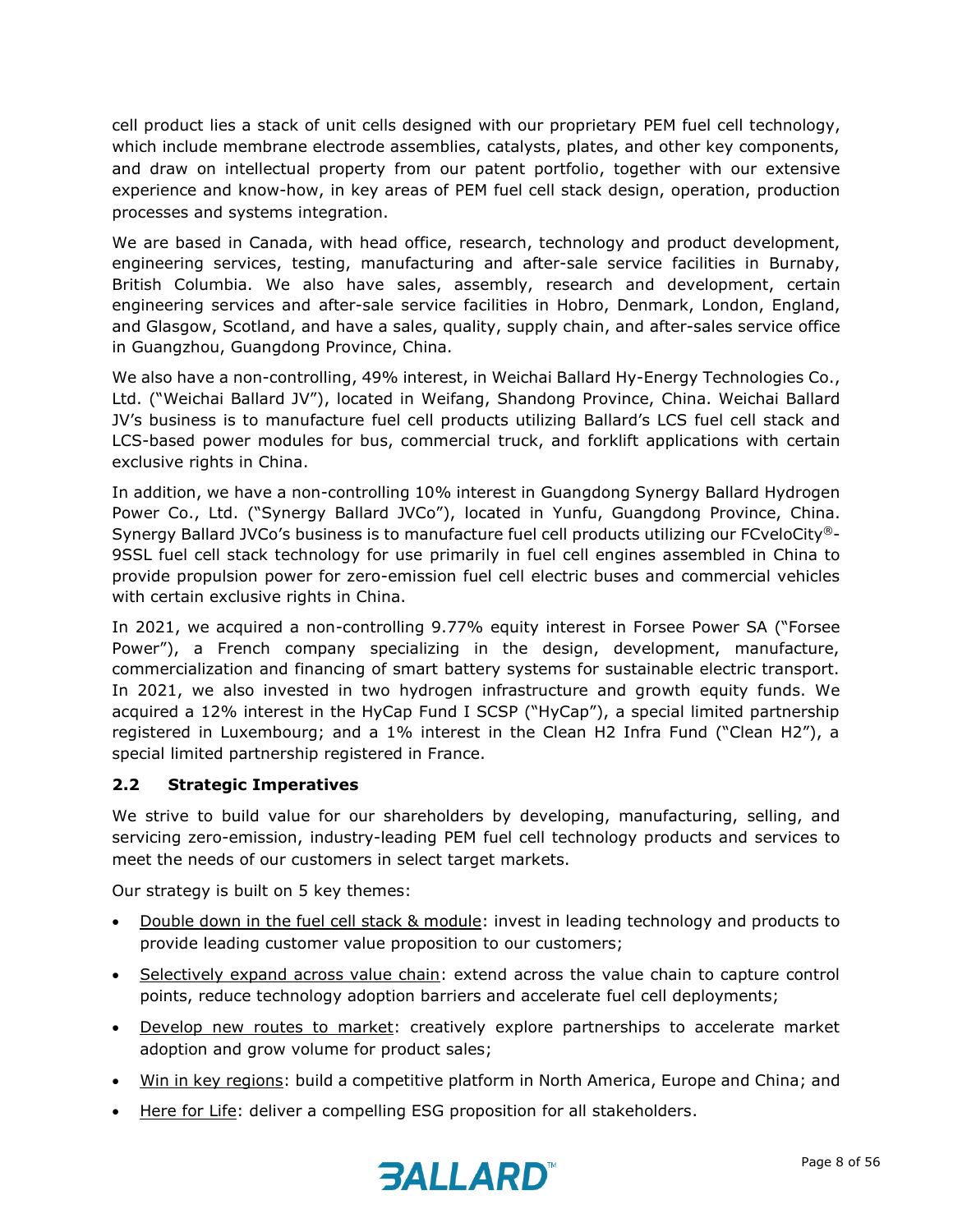cell product lies a stack of unit cells designed with our proprietary PEM fuel cell technology, which include membrane electrode assemblies, catalysts, plates, and other key components, and draw on intellectual property from our patent portfolio, together with our extensive experience and know-how, in key areas of PEM fuel cell stack design, operation, production processes and systems integration.

We are based in Canada, with head office, research, technology and product development, engineering services, testing, manufacturing and after-sale service facilities in Burnaby, British Columbia. We also have sales, assembly, research and development, certain engineering services and after-sale service facilities in Hobro, Denmark, London, England, and Glasgow, Scotland, and have a sales, quality, supply chain, and after-sales service office in Guangzhou, Guangdong Province, China.

We also have a non-controlling, 49% interest, in Weichai Ballard Hy-Energy Technologies Co., Ltd. ("Weichai Ballard JV"), located in Weifang, Shandong Province, China. Weichai Ballard JV's business is to manufacture fuel cell products utilizing Ballard's LCS fuel cell stack and LCS-based power modules for bus, commercial truck, and forklift applications with certain exclusive rights in China.

In addition, we have a non-controlling 10% interest in Guangdong Synergy Ballard Hydrogen Power Co., Ltd. ("Synergy Ballard JVCo"), located in Yunfu, Guangdong Province, China. Synergy Ballard JVCo's business is to manufacture fuel cell products utilizing our FCveloCity®-9SSL fuel cell stack technology for use primarily in fuel cell engines assembled in China to provide propulsion power for zero-emission fuel cell electric buses and commercial vehicles with certain exclusive rights in China.

In 2021, we acquired a non-controlling 9.77% equity interest in Forsee Power SA ("Forsee Power"), a French company specializing in the design, development, manufacture, commercialization and financing of smart battery systems for sustainable electric transport. In 2021, we also invested in two hydrogen infrastructure and growth equity funds. We acquired a 12% interest in the HyCap Fund I SCSP ("HyCap"), a special limited partnership registered in Luxembourg; and a 1% interest in the Clean H2 Infra Fund ("Clean H2"), a special limited partnership registered in France.

## 2.2 Strategic Imperatives

We strive to build value for our shareholders by developing, manufacturing, selling, and servicing zero-emission, industry-leading PEM fuel cell technology products and services to meet the needs of our customers in select target markets.

Our strategy is built on 5 key themes:

- Double down in the fuel cell stack & module: invest in leading technology and products to provide leading customer value proposition to our customers;
- Selectively expand across value chain: extend across the value chain to capture control points, reduce technology adoption barriers and accelerate fuel cell deployments;
- Develop new routes to market: creatively explore partnerships to accelerate market adoption and grow volume for product sales;
- Win in key regions: build a competitive platform in North America, Europe and China; and
- Here for Life: deliver a compelling ESG proposition for all stakeholders.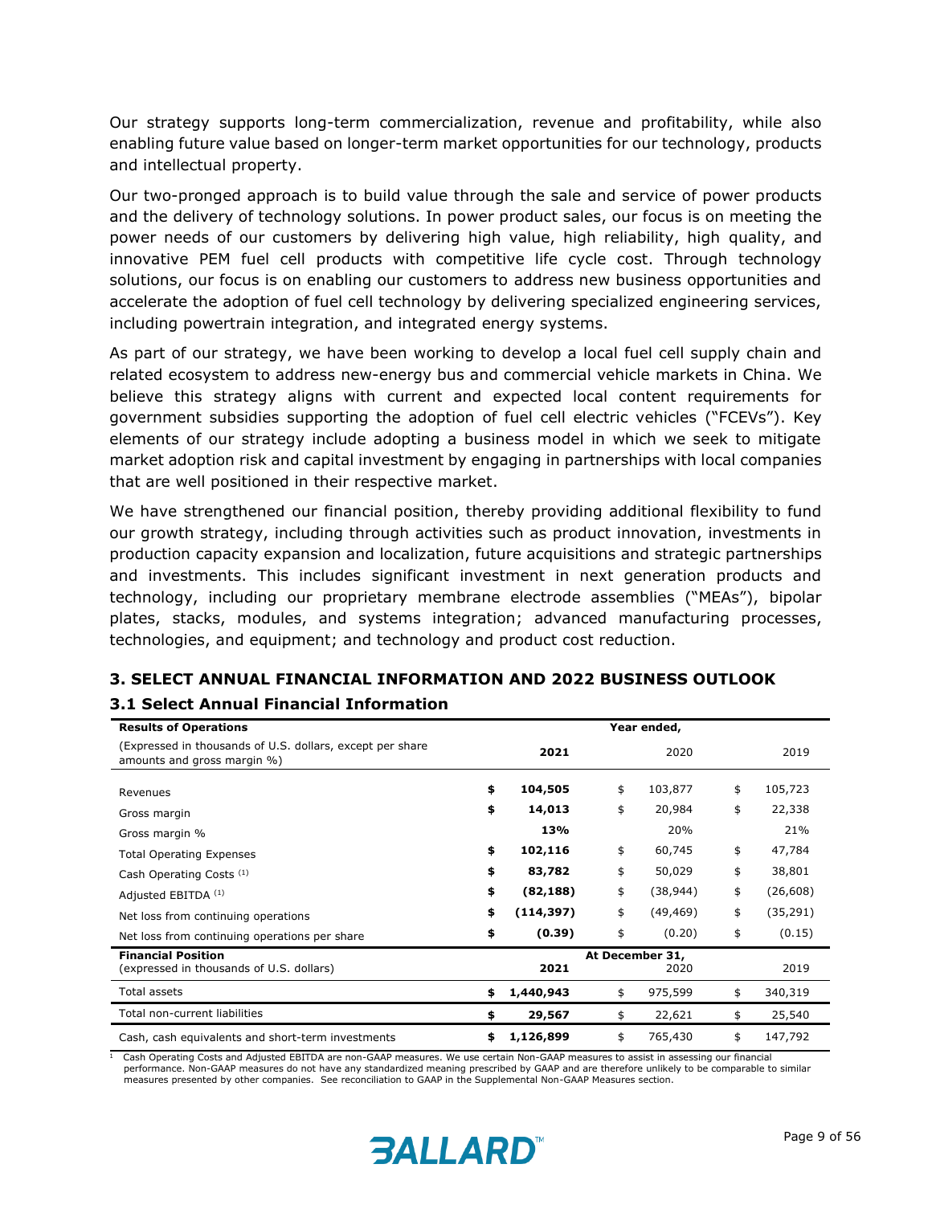Our strategy supports long-term commercialization, revenue and profitability, while also enabling future value based on longer-term market opportunities for our technology, products and intellectual property.

Our two-pronged approach is to build value through the sale and service of power products and the delivery of technology solutions. In power product sales, our focus is on meeting the power needs of our customers by delivering high value, high reliability, high quality, and innovative PEM fuel cell products with competitive life cycle cost. Through technology solutions, our focus is on enabling our customers to address new business opportunities and accelerate the adoption of fuel cell technology by delivering specialized engineering services, including powertrain integration, and integrated energy systems.

As part of our strategy, we have been working to develop a local fuel cell supply chain and related ecosystem to address new-energy bus and commercial vehicle markets in China. We believe this strategy aligns with current and expected local content requirements for government subsidies supporting the adoption of fuel cell electric vehicles ("FCEVs"). Key elements of our strategy include adopting a business model in which we seek to mitigate market adoption risk and capital investment by engaging in partnerships with local companies that are well positioned in their respective market.

We have strengthened our financial position, thereby providing additional flexibility to fund our growth strategy, including through activities such as product innovation, investments in production capacity expansion and localization, future acquisitions and strategic partnerships and investments. This includes significant investment in next generation products and technology, including our proprietary membrane electrode assemblies ("MEAs"), bipolar plates, stacks, modules, and systems integration; advanced manufacturing processes, technologies, and equipment; and technology and product cost reduction.

## 3. SELECT ANNUAL FINANCIAL INFORMATION AND 2022 BUSINESS OUTLOOK

### 3.1 Select Annual Financial Information

| **Results of Operations** | Year ended, | | |
|---|---|---|---|
| (Expressed in thousands of U.S. dollars, except per share amounts and gross margin %) | **2021** | 2020 | 2019 |
| Revenues | **$ 104,505** | $ 103,877 | $ 105,723 |
| Gross margin | **$ 14,013** | $ 20,984 | $ 22,338 |
| Gross margin % | **13%** | 20% | 21% |
| Total Operating Expenses | **$ 102,116** | $ 60,745 | $ 47,784 |
| Cash Operating Costs [1] | **$ 83,782** | $ 50,029 | $ 38,801 |
| Adjusted EBITDA [1] | **$ (82,188)** | $ (38,944) | $ (26,608) |
| Net loss from continuing operations | **$ (114,397)** | $ (49,469) | $ (35,291) |
| Net loss from continuing operations per share | **$ (0.39)** | $ (0.20) | $ (0.15) |
| **Financial Position** | At December 31, | | |
| (expressed in thousands of U.S. dollars) | **2021** | 2020 | 2019 |
| Total assets | **$ 1,440,943** | $ 975,599 | $ 340,319 |
| Total non-current liabilities | **$ 29,567** | $ 22,621 | $ 25,540 |
| Cash, cash equivalents and short-term investments | **$ 1,126,899** | $ 765,430 | $ 147,792 |

[1] Cash Operating Costs and Adjusted EBITDA are non-GAAP measures. We use certain Non-GAAP measures to assist in assessing our financial performance. Non-GAAP measures do not have any standardized meaning prescribed by GAAP and are therefore unlikely to be comparable to similar measures presented by other companies. See reconciliation to GAAP in the Supplemental Non-GAAP Measures section.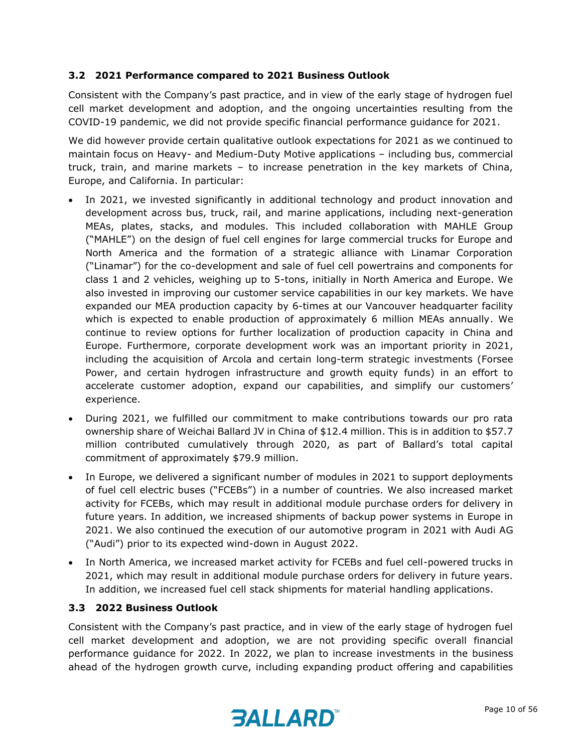### 3.2 2021 Performance compared to 2021 Business Outlook

Consistent with the Company's past practice, and in view of the early stage of hydrogen fuel cell market development and adoption, and the ongoing uncertainties resulting from the COVID-19 pandemic, we did not provide specific financial performance guidance for 2021.

We did however provide certain qualitative outlook expectations for 2021 as we continued to maintain focus on Heavy- and Medium-Duty Motive applications – including bus, commercial truck, train, and marine markets – to increase penetration in the key markets of China, Europe, and California. In particular:

- In 2021, we invested significantly in additional technology and product innovation and development across bus, truck, rail, and marine applications, including next-generation MEAs, plates, stacks, and modules. This included collaboration with MAHLE Group ("MAHLE") on the design of fuel cell engines for large commercial trucks for Europe and North America and the formation of a strategic alliance with Linamar Corporation ("Linamar") for the co-development and sale of fuel cell powertrains and components for class 1 and 2 vehicles, weighing up to 5-tons, initially in North America and Europe. We also invested in improving our customer service capabilities in our key markets. We have expanded our MEA production capacity by 6-times at our Vancouver headquarter facility which is expected to enable production of approximately 6 million MEAs annually. We continue to review options for further localization of production capacity in China and Europe. Furthermore, corporate development work was an important priority in 2021, including the acquisition of Arcola and certain long-term strategic investments (Forsee Power, and certain hydrogen infrastructure and growth equity funds) in an effort to accelerate customer adoption, expand our capabilities, and simplify our customers' experience.
- During 2021, we fulfilled our commitment to make contributions towards our pro rata ownership share of Weichai Ballard JV in China of $12.4 million. This is in addition to $57.7 million contributed cumulatively through 2020, as part of Ballard's total capital commitment of approximately $79.9 million.
- In Europe, we delivered a significant number of modules in 2021 to support deployments of fuel cell electric buses ("FCEBs") in a number of countries. We also increased market activity for FCEBs, which may result in additional module purchase orders for delivery in future years. In addition, we increased shipments of backup power systems in Europe in 2021. We also continued the execution of our automotive program in 2021 with Audi AG ("Audi") prior to its expected wind-down in August 2022.
- In North America, we increased market activity for FCEBs and fuel cell-powered trucks in 2021, which may result in additional module purchase orders for delivery in future years. In addition, we increased fuel cell stack shipments for material handling applications.

### 3.3 2022 Business Outlook

Consistent with the Company's past practice, and in view of the early stage of hydrogen fuel cell market development and adoption, we are not providing specific overall financial performance guidance for 2022. In 2022, we plan to increase investments in the business ahead of the hydrogen growth curve, including expanding product offering and capabilities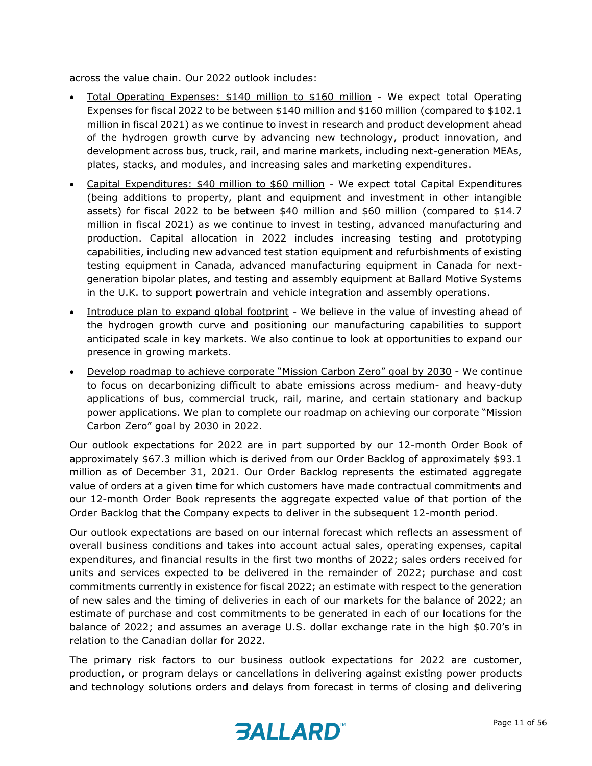across the value chain. Our 2022 outlook includes:

- Total Operating Expenses: $140 million to $160 million - We expect total Operating Expenses for fiscal 2022 to be between $140 million and $160 million (compared to $102.1 million in fiscal 2021) as we continue to invest in research and product development ahead of the hydrogen growth curve by advancing new technology, product innovation, and development across bus, truck, rail, and marine markets, including next-generation MEAs, plates, stacks, and modules, and increasing sales and marketing expenditures.
- Capital Expenditures: $40 million to $60 million - We expect total Capital Expenditures (being additions to property, plant and equipment and investment in other intangible assets) for fiscal 2022 to be between $40 million and $60 million (compared to $14.7 million in fiscal 2021) as we continue to invest in testing, advanced manufacturing and production. Capital allocation in 2022 includes increasing testing and prototyping capabilities, including new advanced test station equipment and refurbishments of existing testing equipment in Canada, advanced manufacturing equipment in Canada for next-generation bipolar plates, and testing and assembly equipment at Ballard Motive Systems in the U.K. to support powertrain and vehicle integration and assembly operations.
- Introduce plan to expand global footprint - We believe in the value of investing ahead of the hydrogen growth curve and positioning our manufacturing capabilities to support anticipated scale in key markets. We also continue to look at opportunities to expand our presence in growing markets.
- Develop roadmap to achieve corporate "Mission Carbon Zero" goal by 2030 - We continue to focus on decarbonizing difficult to abate emissions across medium- and heavy-duty applications of bus, commercial truck, rail, marine, and certain stationary and backup power applications. We plan to complete our roadmap on achieving our corporate "Mission Carbon Zero" goal by 2030 in 2022.

Our outlook expectations for 2022 are in part supported by our 12-month Order Book of approximately $67.3 million which is derived from our Order Backlog of approximately $93.1 million as of December 31, 2021. Our Order Backlog represents the estimated aggregate value of orders at a given time for which customers have made contractual commitments and our 12-month Order Book represents the aggregate expected value of that portion of the Order Backlog that the Company expects to deliver in the subsequent 12-month period.

Our outlook expectations are based on our internal forecast which reflects an assessment of overall business conditions and takes into account actual sales, operating expenses, capital expenditures, and financial results in the first two months of 2022; sales orders received for units and services expected to be delivered in the remainder of 2022; purchase and cost commitments currently in existence for fiscal 2022; an estimate with respect to the generation of new sales and the timing of deliveries in each of our markets for the balance of 2022; an estimate of purchase and cost commitments to be generated in each of our locations for the balance of 2022; and assumes an average U.S. dollar exchange rate in the high $0.70's in relation to the Canadian dollar for 2022.

The primary risk factors to our business outlook expectations for 2022 are customer, production, or program delays or cancellations in delivering against existing power products and technology solutions orders and delays from forecast in terms of closing and delivering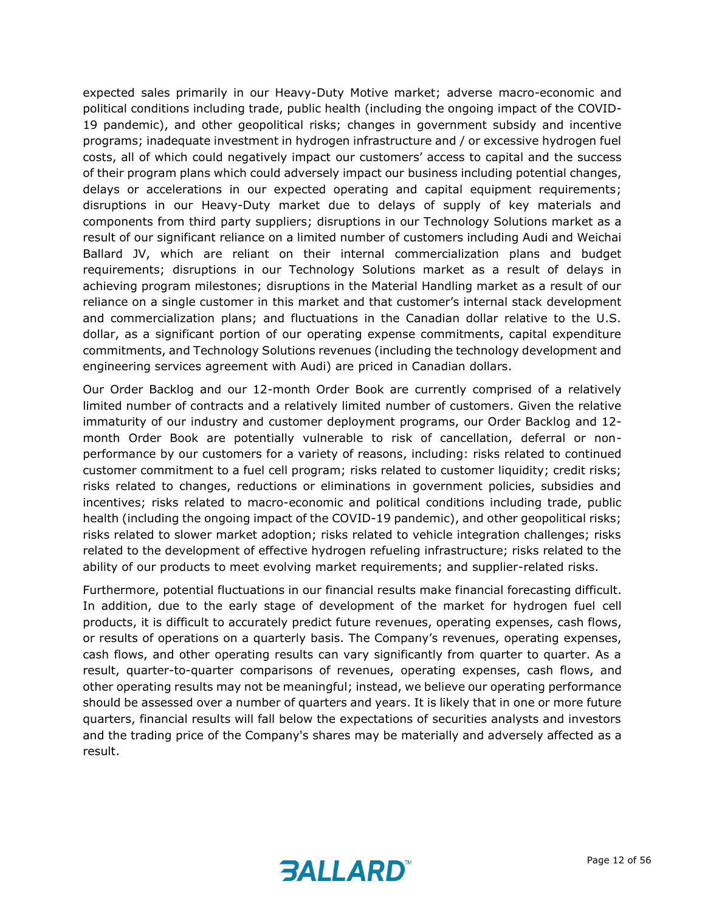expected sales primarily in our Heavy-Duty Motive market; adverse macro-economic and political conditions including trade, public health (including the ongoing impact of the COVID-19 pandemic), and other geopolitical risks; changes in government subsidy and incentive programs; inadequate investment in hydrogen infrastructure and / or excessive hydrogen fuel costs, all of which could negatively impact our customers' access to capital and the success of their program plans which could adversely impact our business including potential changes, delays or accelerations in our expected operating and capital equipment requirements; disruptions in our Heavy-Duty market due to delays of supply of key materials and components from third party suppliers; disruptions in our Technology Solutions market as a result of our significant reliance on a limited number of customers including Audi and Weichai Ballard JV, which are reliant on their internal commercialization plans and budget requirements; disruptions in our Technology Solutions market as a result of delays in achieving program milestones; disruptions in the Material Handling market as a result of our reliance on a single customer in this market and that customer's internal stack development and commercialization plans; and fluctuations in the Canadian dollar relative to the U.S. dollar, as a significant portion of our operating expense commitments, capital expenditure commitments, and Technology Solutions revenues (including the technology development and engineering services agreement with Audi) are priced in Canadian dollars.

Our Order Backlog and our 12-month Order Book are currently comprised of a relatively limited number of contracts and a relatively limited number of customers. Given the relative immaturity of our industry and customer deployment programs, our Order Backlog and 12-month Order Book are potentially vulnerable to risk of cancellation, deferral or non-performance by our customers for a variety of reasons, including: risks related to continued customer commitment to a fuel cell program; risks related to customer liquidity; credit risks; risks related to changes, reductions or eliminations in government policies, subsidies and incentives; risks related to macro-economic and political conditions including trade, public health (including the ongoing impact of the COVID-19 pandemic), and other geopolitical risks; risks related to slower market adoption; risks related to vehicle integration challenges; risks related to the development of effective hydrogen refueling infrastructure; risks related to the ability of our products to meet evolving market requirements; and supplier-related risks.

Furthermore, potential fluctuations in our financial results make financial forecasting difficult. In addition, due to the early stage of development of the market for hydrogen fuel cell products, it is difficult to accurately predict future revenues, operating expenses, cash flows, or results of operations on a quarterly basis. The Company's revenues, operating expenses, cash flows, and other operating results can vary significantly from quarter to quarter. As a result, quarter-to-quarter comparisons of revenues, operating expenses, cash flows, and other operating results may not be meaningful; instead, we believe our operating performance should be assessed over a number of quarters and years. It is likely that in one or more future quarters, financial results will fall below the expectations of securities analysts and investors and the trading price of the Company's shares may be materially and adversely affected as a result.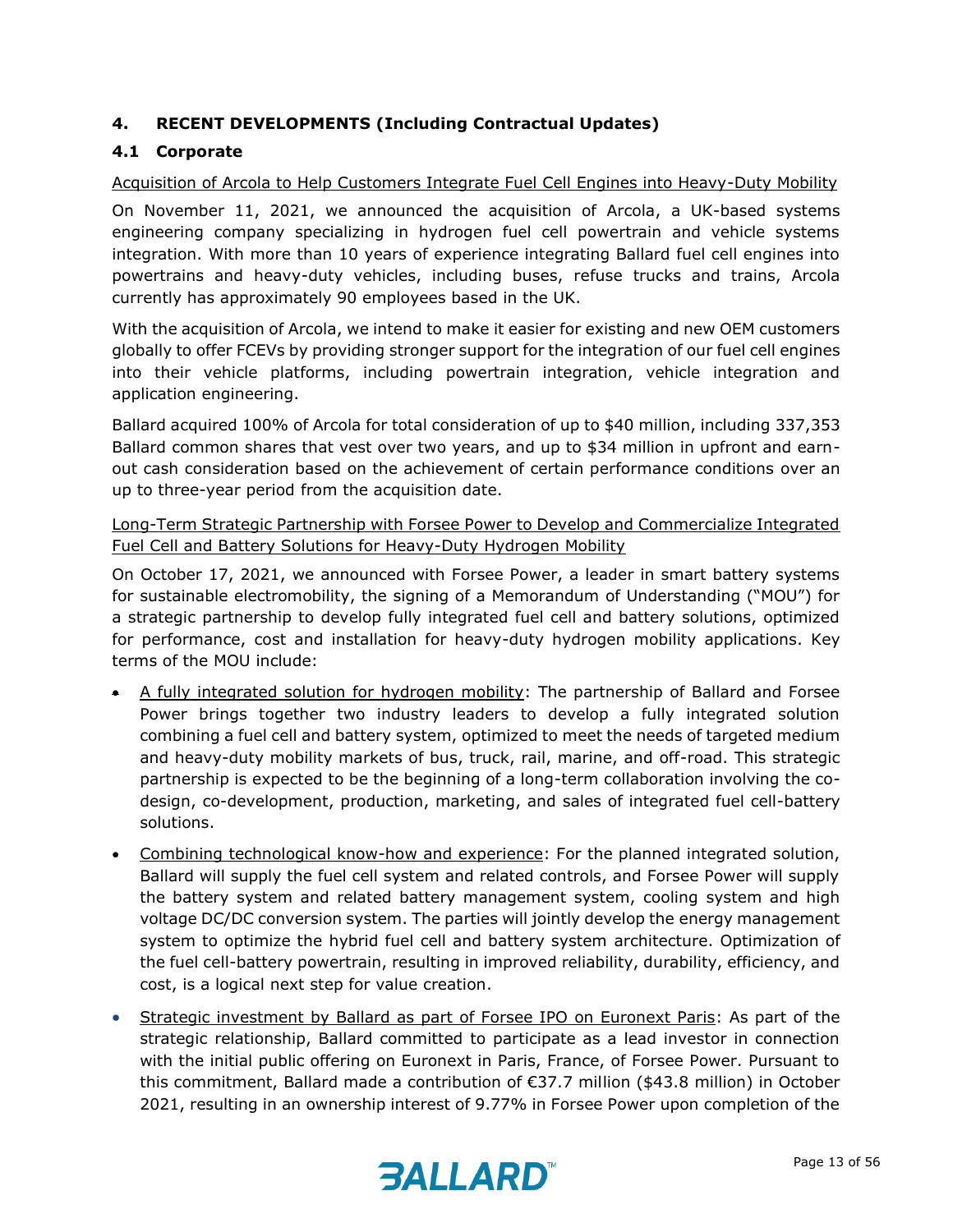## 4. RECENT DEVELOPMENTS (Including Contractual Updates)

### 4.1 Corporate

Acquisition of Arcola to Help Customers Integrate Fuel Cell Engines into Heavy-Duty Mobility

On November 11, 2021, we announced the acquisition of Arcola, a UK-based systems engineering company specializing in hydrogen fuel cell powertrain and vehicle systems integration. With more than 10 years of experience integrating Ballard fuel cell engines into powertrains and heavy-duty vehicles, including buses, refuse trucks and trains, Arcola currently has approximately 90 employees based in the UK.

With the acquisition of Arcola, we intend to make it easier for existing and new OEM customers globally to offer FCEVs by providing stronger support for the integration of our fuel cell engines into their vehicle platforms, including powertrain integration, vehicle integration and application engineering.

Ballard acquired 100% of Arcola for total consideration of up to $40 million, including 337,353 Ballard common shares that vest over two years, and up to $34 million in upfront and earn-out cash consideration based on the achievement of certain performance conditions over an up to three-year period from the acquisition date.

Long-Term Strategic Partnership with Forsee Power to Develop and Commercialize Integrated Fuel Cell and Battery Solutions for Heavy-Duty Hydrogen Mobility

On October 17, 2021, we announced with Forsee Power, a leader in smart battery systems for sustainable electromobility, the signing of a Memorandum of Understanding ("MOU") for a strategic partnership to develop fully integrated fuel cell and battery solutions, optimized for performance, cost and installation for heavy-duty hydrogen mobility applications. Key terms of the MOU include:

- A fully integrated solution for hydrogen mobility: The partnership of Ballard and Forsee Power brings together two industry leaders to develop a fully integrated solution combining a fuel cell and battery system, optimized to meet the needs of targeted medium and heavy-duty mobility markets of bus, truck, rail, marine, and off-road. This strategic partnership is expected to be the beginning of a long-term collaboration involving the co-design, co-development, production, marketing, and sales of integrated fuel cell-battery solutions.
- Combining technological know-how and experience: For the planned integrated solution, Ballard will supply the fuel cell system and related controls, and Forsee Power will supply the battery system and related battery management system, cooling system and high voltage DC/DC conversion system. The parties will jointly develop the energy management system to optimize the hybrid fuel cell and battery system architecture. Optimization of the fuel cell-battery powertrain, resulting in improved reliability, durability, efficiency, and cost, is a logical next step for value creation.
- Strategic investment by Ballard as part of Forsee IPO on Euronext Paris: As part of the strategic relationship, Ballard committed to participate as a lead investor in connection with the initial public offering on Euronext in Paris, France, of Forsee Power. Pursuant to this commitment, Ballard made a contribution of €37.7 million ($43.8 million) in October 2021, resulting in an ownership interest of 9.77% in Forsee Power upon completion of the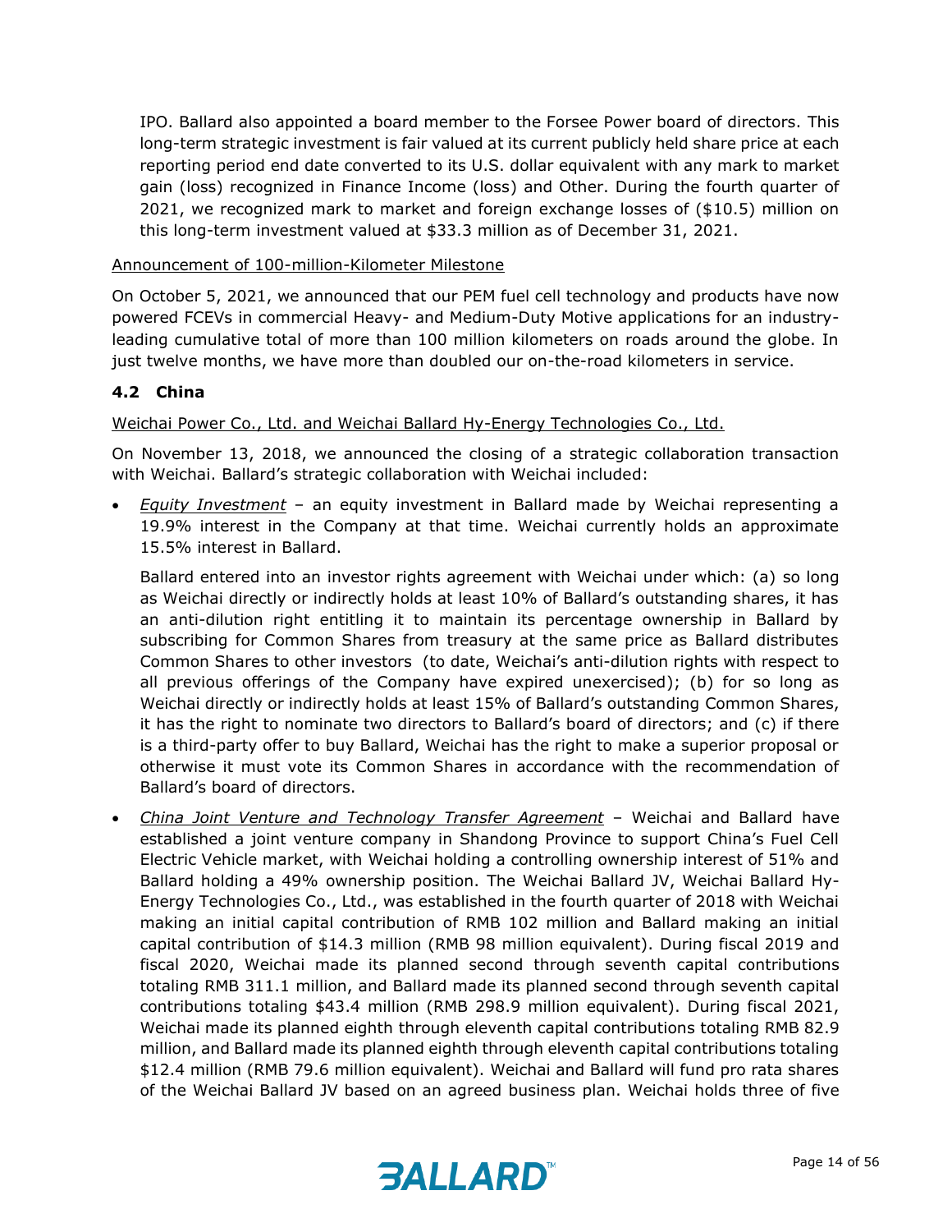IPO. Ballard also appointed a board member to the Forsee Power board of directors. This long-term strategic investment is fair valued at its current publicly held share price at each reporting period end date converted to its U.S. dollar equivalent with any mark to market gain (loss) recognized in Finance Income (loss) and Other. During the fourth quarter of 2021, we recognized mark to market and foreign exchange losses of ($10.5) million on this long-term investment valued at $33.3 million as of December 31, 2021.

Announcement of 100-million-Kilometer Milestone

On October 5, 2021, we announced that our PEM fuel cell technology and products have now powered FCEVs in commercial Heavy- and Medium-Duty Motive applications for an industry-leading cumulative total of more than 100 million kilometers on roads around the globe. In just twelve months, we have more than doubled our on-the-road kilometers in service.

### 4.2 China

Weichai Power Co., Ltd. and Weichai Ballard Hy-Energy Technologies Co., Ltd.

On November 13, 2018, we announced the closing of a strategic collaboration transaction with Weichai. Ballard's strategic collaboration with Weichai included:

- *Equity Investment* – an equity investment in Ballard made by Weichai representing a 19.9% interest in the Company at that time. Weichai currently holds an approximate 15.5% interest in Ballard.

  Ballard entered into an investor rights agreement with Weichai under which: (a) so long as Weichai directly or indirectly holds at least 10% of Ballard's outstanding shares, it has an anti-dilution right entitling it to maintain its percentage ownership in Ballard by subscribing for Common Shares from treasury at the same price as Ballard distributes Common Shares to other investors (to date, Weichai's anti-dilution rights with respect to all previous offerings of the Company have expired unexercised); (b) for so long as Weichai directly or indirectly holds at least 15% of Ballard's outstanding Common Shares, it has the right to nominate two directors to Ballard's board of directors; and (c) if there is a third-party offer to buy Ballard, Weichai has the right to make a superior proposal or otherwise it must vote its Common Shares in accordance with the recommendation of Ballard's board of directors.

- *China Joint Venture and Technology Transfer Agreement* – Weichai and Ballard have established a joint venture company in Shandong Province to support China's Fuel Cell Electric Vehicle market, with Weichai holding a controlling ownership interest of 51% and Ballard holding a 49% ownership position. The Weichai Ballard JV, Weichai Ballard Hy-Energy Technologies Co., Ltd., was established in the fourth quarter of 2018 with Weichai making an initial capital contribution of RMB 102 million and Ballard making an initial capital contribution of $14.3 million (RMB 98 million equivalent). During fiscal 2019 and fiscal 2020, Weichai made its planned second through seventh capital contributions totaling RMB 311.1 million, and Ballard made its planned second through seventh capital contributions totaling $43.4 million (RMB 298.9 million equivalent). During fiscal 2021, Weichai made its planned eighth through eleventh capital contributions totaling RMB 82.9 million, and Ballard made its planned eighth through eleventh capital contributions totaling $12.4 million (RMB 79.6 million equivalent). Weichai and Ballard will fund pro rata shares of the Weichai Ballard JV based on an agreed business plan. Weichai holds three of five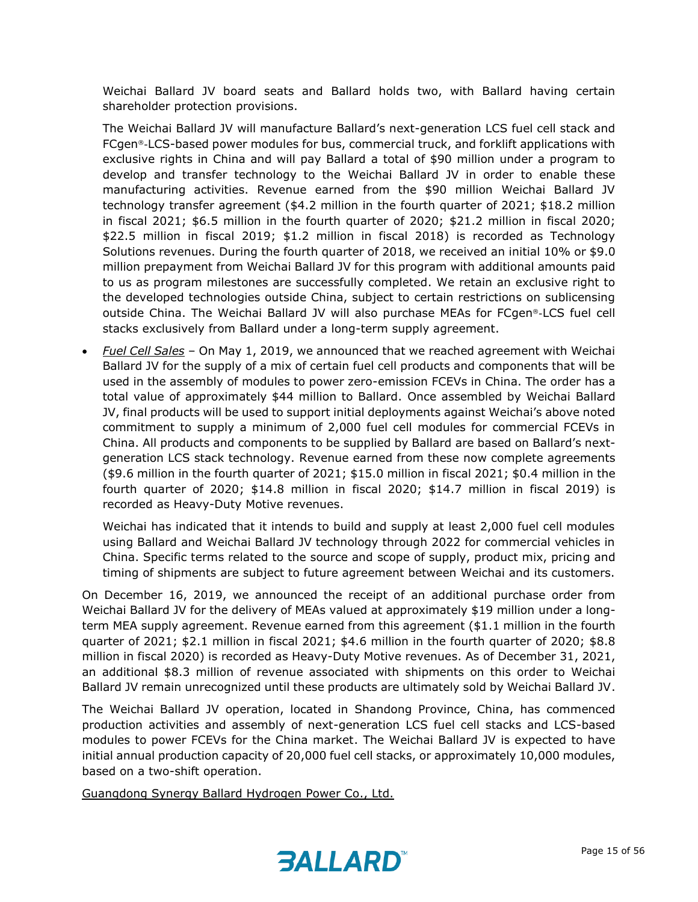Weichai Ballard JV board seats and Ballard holds two, with Ballard having certain shareholder protection provisions.

The Weichai Ballard JV will manufacture Ballard's next-generation LCS fuel cell stack and FCgen®-LCS-based power modules for bus, commercial truck, and forklift applications with exclusive rights in China and will pay Ballard a total of $90 million under a program to develop and transfer technology to the Weichai Ballard JV in order to enable these manufacturing activities. Revenue earned from the $90 million Weichai Ballard JV technology transfer agreement ($4.2 million in the fourth quarter of 2021; $18.2 million in fiscal 2021; $6.5 million in the fourth quarter of 2020; $21.2 million in fiscal 2020; $22.5 million in fiscal 2019; $1.2 million in fiscal 2018) is recorded as Technology Solutions revenues. During the fourth quarter of 2018, we received an initial 10% or $9.0 million prepayment from Weichai Ballard JV for this program with additional amounts paid to us as program milestones are successfully completed. We retain an exclusive right to the developed technologies outside China, subject to certain restrictions on sublicensing outside China. The Weichai Ballard JV will also purchase MEAs for FCgen®-LCS fuel cell stacks exclusively from Ballard under a long-term supply agreement.

- *Fuel Cell Sales* – On May 1, 2019, we announced that we reached agreement with Weichai Ballard JV for the supply of a mix of certain fuel cell products and components that will be used in the assembly of modules to power zero-emission FCEVs in China. The order has a total value of approximately $44 million to Ballard. Once assembled by Weichai Ballard JV, final products will be used to support initial deployments against Weichai's above noted commitment to supply a minimum of 2,000 fuel cell modules for commercial FCEVs in China. All products and components to be supplied by Ballard are based on Ballard's next-generation LCS stack technology. Revenue earned from these now complete agreements ($9.6 million in the fourth quarter of 2021; $15.0 million in fiscal 2021; $0.4 million in the fourth quarter of 2020; $14.8 million in fiscal 2020; $14.7 million in fiscal 2019) is recorded as Heavy-Duty Motive revenues.

  Weichai has indicated that it intends to build and supply at least 2,000 fuel cell modules using Ballard and Weichai Ballard JV technology through 2022 for commercial vehicles in China. Specific terms related to the source and scope of supply, product mix, pricing and timing of shipments are subject to future agreement between Weichai and its customers.

On December 16, 2019, we announced the receipt of an additional purchase order from Weichai Ballard JV for the delivery of MEAs valued at approximately $19 million under a long-term MEA supply agreement. Revenue earned from this agreement ($1.1 million in the fourth quarter of 2021; $2.1 million in fiscal 2021; $4.6 million in the fourth quarter of 2020; $8.8 million in fiscal 2020) is recorded as Heavy-Duty Motive revenues. As of December 31, 2021, an additional $8.3 million of revenue associated with shipments on this order to Weichai Ballard JV remain unrecognized until these products are ultimately sold by Weichai Ballard JV.

The Weichai Ballard JV operation, located in Shandong Province, China, has commenced production activities and assembly of next-generation LCS fuel cell stacks and LCS-based modules to power FCEVs for the China market. The Weichai Ballard JV is expected to have initial annual production capacity of 20,000 fuel cell stacks, or approximately 10,000 modules, based on a two-shift operation.

<u>Guangdong Synergy Ballard Hydrogen Power Co., Ltd.</u>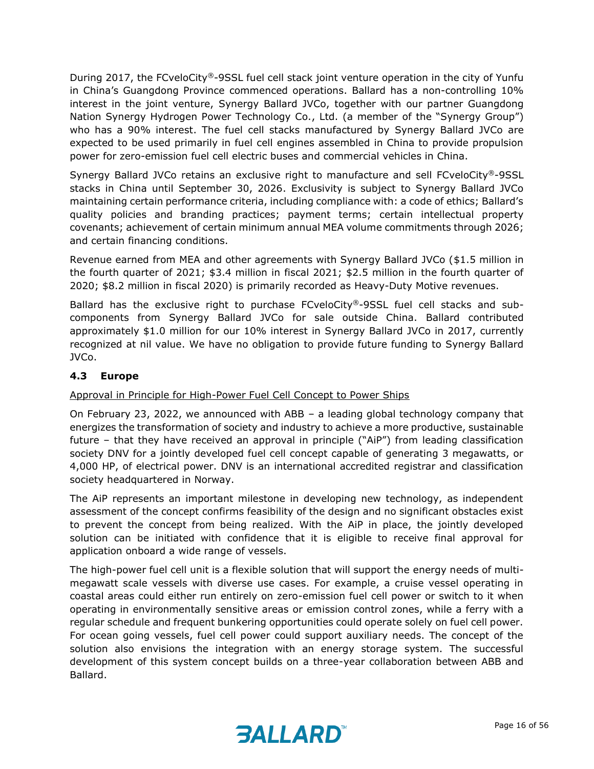During 2017, the FCveloCity®-9SSL fuel cell stack joint venture operation in the city of Yunfu in China's Guangdong Province commenced operations. Ballard has a non-controlling 10% interest in the joint venture, Synergy Ballard JVCo, together with our partner Guangdong Nation Synergy Hydrogen Power Technology Co., Ltd. (a member of the "Synergy Group") who has a 90% interest. The fuel cell stacks manufactured by Synergy Ballard JVCo are expected to be used primarily in fuel cell engines assembled in China to provide propulsion power for zero-emission fuel cell electric buses and commercial vehicles in China.

Synergy Ballard JVCo retains an exclusive right to manufacture and sell FCveloCity®-9SSL stacks in China until September 30, 2026. Exclusivity is subject to Synergy Ballard JVCo maintaining certain performance criteria, including compliance with: a code of ethics; Ballard's quality policies and branding practices; payment terms; certain intellectual property covenants; achievement of certain minimum annual MEA volume commitments through 2026; and certain financing conditions.

Revenue earned from MEA and other agreements with Synergy Ballard JVCo ($1.5 million in the fourth quarter of 2021; $3.4 million in fiscal 2021; $2.5 million in the fourth quarter of 2020; $8.2 million in fiscal 2020) is primarily recorded as Heavy-Duty Motive revenues.

Ballard has the exclusive right to purchase FCveloCity®-9SSL fuel cell stacks and sub-components from Synergy Ballard JVCo for sale outside China. Ballard contributed approximately $1.0 million for our 10% interest in Synergy Ballard JVCo in 2017, currently recognized at nil value. We have no obligation to provide future funding to Synergy Ballard JVCo.

### 4.3 Europe

Approval in Principle for High-Power Fuel Cell Concept to Power Ships

On February 23, 2022, we announced with ABB – a leading global technology company that energizes the transformation of society and industry to achieve a more productive, sustainable future – that they have received an approval in principle ("AiP") from leading classification society DNV for a jointly developed fuel cell concept capable of generating 3 megawatts, or 4,000 HP, of electrical power. DNV is an international accredited registrar and classification society headquartered in Norway.

The AiP represents an important milestone in developing new technology, as independent assessment of the concept confirms feasibility of the design and no significant obstacles exist to prevent the concept from being realized. With the AiP in place, the jointly developed solution can be initiated with confidence that it is eligible to receive final approval for application onboard a wide range of vessels.

The high-power fuel cell unit is a flexible solution that will support the energy needs of multi-megawatt scale vessels with diverse use cases. For example, a cruise vessel operating in coastal areas could either run entirely on zero-emission fuel cell power or switch to it when operating in environmentally sensitive areas or emission control zones, while a ferry with a regular schedule and frequent bunkering opportunities could operate solely on fuel cell power. For ocean going vessels, fuel cell power could support auxiliary needs. The concept of the solution also envisions the integration with an energy storage system. The successful development of this system concept builds on a three-year collaboration between ABB and Ballard.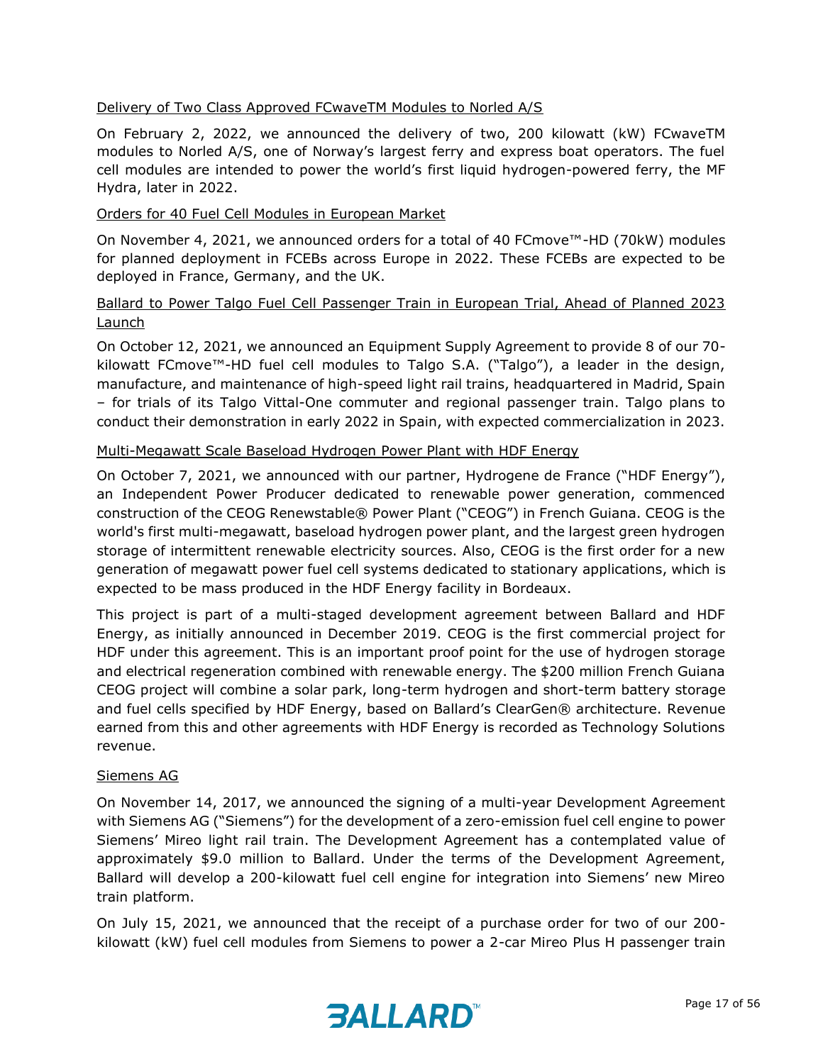Delivery of Two Class Approved FCwaveTM Modules to Norled A/S

On February 2, 2022, we announced the delivery of two, 200 kilowatt (kW) FCwaveTM modules to Norled A/S, one of Norway's largest ferry and express boat operators. The fuel cell modules are intended to power the world's first liquid hydrogen-powered ferry, the MF Hydra, later in 2022.

Orders for 40 Fuel Cell Modules in European Market

On November 4, 2021, we announced orders for a total of 40 FCmove™-HD (70kW) modules for planned deployment in FCEBs across Europe in 2022. These FCEBs are expected to be deployed in France, Germany, and the UK.

Ballard to Power Talgo Fuel Cell Passenger Train in European Trial, Ahead of Planned 2023 Launch

On October 12, 2021, we announced an Equipment Supply Agreement to provide 8 of our 70-kilowatt FCmove™-HD fuel cell modules to Talgo S.A. ("Talgo"), a leader in the design, manufacture, and maintenance of high-speed light rail trains, headquartered in Madrid, Spain – for trials of its Talgo Vittal-One commuter and regional passenger train. Talgo plans to conduct their demonstration in early 2022 in Spain, with expected commercialization in 2023.

Multi-Megawatt Scale Baseload Hydrogen Power Plant with HDF Energy

On October 7, 2021, we announced with our partner, Hydrogene de France ("HDF Energy"), an Independent Power Producer dedicated to renewable power generation, commenced construction of the CEOG Renewstable® Power Plant ("CEOG") in French Guiana. CEOG is the world's first multi-megawatt, baseload hydrogen power plant, and the largest green hydrogen storage of intermittent renewable electricity sources. Also, CEOG is the first order for a new generation of megawatt power fuel cell systems dedicated to stationary applications, which is expected to be mass produced in the HDF Energy facility in Bordeaux.

This project is part of a multi-staged development agreement between Ballard and HDF Energy, as initially announced in December 2019. CEOG is the first commercial project for HDF under this agreement. This is an important proof point for the use of hydrogen storage and electrical regeneration combined with renewable energy. The $200 million French Guiana CEOG project will combine a solar park, long-term hydrogen and short-term battery storage and fuel cells specified by HDF Energy, based on Ballard's ClearGen® architecture. Revenue earned from this and other agreements with HDF Energy is recorded as Technology Solutions revenue.

Siemens AG

On November 14, 2017, we announced the signing of a multi-year Development Agreement with Siemens AG ("Siemens") for the development of a zero-emission fuel cell engine to power Siemens' Mireo light rail train. The Development Agreement has a contemplated value of approximately $9.0 million to Ballard. Under the terms of the Development Agreement, Ballard will develop a 200-kilowatt fuel cell engine for integration into Siemens' new Mireo train platform.

On July 15, 2021, we announced that the receipt of a purchase order for two of our 200-kilowatt (kW) fuel cell modules from Siemens to power a 2-car Mireo Plus H passenger train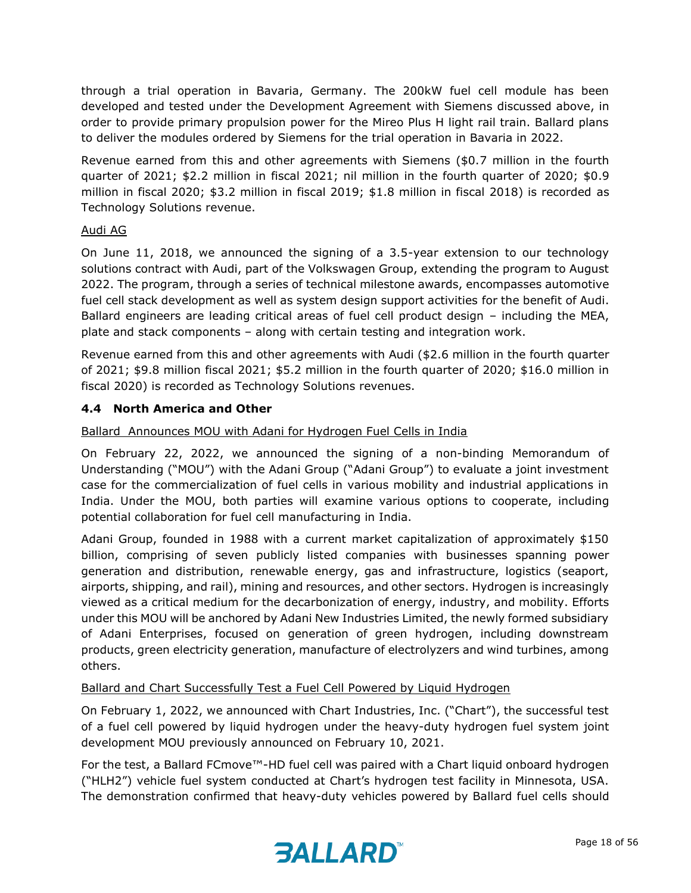through a trial operation in Bavaria, Germany. The 200kW fuel cell module has been developed and tested under the Development Agreement with Siemens discussed above, in order to provide primary propulsion power for the Mireo Plus H light rail train. Ballard plans to deliver the modules ordered by Siemens for the trial operation in Bavaria in 2022.

Revenue earned from this and other agreements with Siemens ($0.7 million in the fourth quarter of 2021; $2.2 million in fiscal 2021; nil million in the fourth quarter of 2020; $0.9 million in fiscal 2020; $3.2 million in fiscal 2019; $1.8 million in fiscal 2018) is recorded as Technology Solutions revenue.

Audi AG

On June 11, 2018, we announced the signing of a 3.5-year extension to our technology solutions contract with Audi, part of the Volkswagen Group, extending the program to August 2022. The program, through a series of technical milestone awards, encompasses automotive fuel cell stack development as well as system design support activities for the benefit of Audi. Ballard engineers are leading critical areas of fuel cell product design – including the MEA, plate and stack components – along with certain testing and integration work.

Revenue earned from this and other agreements with Audi ($2.6 million in the fourth quarter of 2021; $9.8 million fiscal 2021; $5.2 million in the fourth quarter of 2020; $16.0 million in fiscal 2020) is recorded as Technology Solutions revenues.

### 4.4 North America and Other

Ballard Announces MOU with Adani for Hydrogen Fuel Cells in India

On February 22, 2022, we announced the signing of a non-binding Memorandum of Understanding ("MOU") with the Adani Group ("Adani Group") to evaluate a joint investment case for the commercialization of fuel cells in various mobility and industrial applications in India. Under the MOU, both parties will examine various options to cooperate, including potential collaboration for fuel cell manufacturing in India.

Adani Group, founded in 1988 with a current market capitalization of approximately $150 billion, comprising of seven publicly listed companies with businesses spanning power generation and distribution, renewable energy, gas and infrastructure, logistics (seaport, airports, shipping, and rail), mining and resources, and other sectors. Hydrogen is increasingly viewed as a critical medium for the decarbonization of energy, industry, and mobility. Efforts under this MOU will be anchored by Adani New Industries Limited, the newly formed subsidiary of Adani Enterprises, focused on generation of green hydrogen, including downstream products, green electricity generation, manufacture of electrolyzers and wind turbines, among others.

Ballard and Chart Successfully Test a Fuel Cell Powered by Liquid Hydrogen

On February 1, 2022, we announced with Chart Industries, Inc. ("Chart"), the successful test of a fuel cell powered by liquid hydrogen under the heavy-duty hydrogen fuel system joint development MOU previously announced on February 10, 2021.

For the test, a Ballard FCmove™-HD fuel cell was paired with a Chart liquid onboard hydrogen ("HLH2") vehicle fuel system conducted at Chart's hydrogen test facility in Minnesota, USA. The demonstration confirmed that heavy-duty vehicles powered by Ballard fuel cells should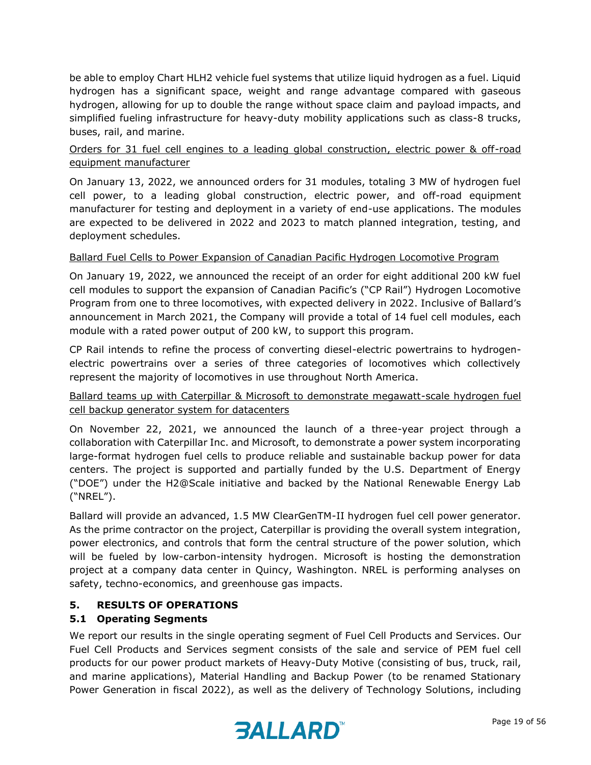be able to employ Chart HLH2 vehicle fuel systems that utilize liquid hydrogen as a fuel. Liquid hydrogen has a significant space, weight and range advantage compared with gaseous hydrogen, allowing for up to double the range without space claim and payload impacts, and simplified fueling infrastructure for heavy-duty mobility applications such as class-8 trucks, buses, rail, and marine.

<u>Orders for 31 fuel cell engines to a leading global construction, electric power & off-road equipment manufacturer</u>

On January 13, 2022, we announced orders for 31 modules, totaling 3 MW of hydrogen fuel cell power, to a leading global construction, electric power, and off-road equipment manufacturer for testing and deployment in a variety of end-use applications. The modules are expected to be delivered in 2022 and 2023 to match planned integration, testing, and deployment schedules.

<u>Ballard Fuel Cells to Power Expansion of Canadian Pacific Hydrogen Locomotive Program</u>

On January 19, 2022, we announced the receipt of an order for eight additional 200 kW fuel cell modules to support the expansion of Canadian Pacific's ("CP Rail") Hydrogen Locomotive Program from one to three locomotives, with expected delivery in 2022. Inclusive of Ballard's announcement in March 2021, the Company will provide a total of 14 fuel cell modules, each module with a rated power output of 200 kW, to support this program.

CP Rail intends to refine the process of converting diesel-electric powertrains to hydrogen-electric powertrains over a series of three categories of locomotives which collectively represent the majority of locomotives in use throughout North America.

<u>Ballard teams up with Caterpillar & Microsoft to demonstrate megawatt-scale hydrogen fuel cell backup generator system for datacenters</u>

On November 22, 2021, we announced the launch of a three-year project through a collaboration with Caterpillar Inc. and Microsoft, to demonstrate a power system incorporating large-format hydrogen fuel cells to produce reliable and sustainable backup power for data centers. The project is supported and partially funded by the U.S. Department of Energy ("DOE") under the H2@Scale initiative and backed by the National Renewable Energy Lab ("NREL").

Ballard will provide an advanced, 1.5 MW ClearGenTM-II hydrogen fuel cell power generator. As the prime contractor on the project, Caterpillar is providing the overall system integration, power electronics, and controls that form the central structure of the power solution, which will be fueled by low-carbon-intensity hydrogen. Microsoft is hosting the demonstration project at a company data center in Quincy, Washington. NREL is performing analyses on safety, techno-economics, and greenhouse gas impacts.

## 5. RESULTS OF OPERATIONS

### 5.1 Operating Segments

We report our results in the single operating segment of Fuel Cell Products and Services. Our Fuel Cell Products and Services segment consists of the sale and service of PEM fuel cell products for our power product markets of Heavy-Duty Motive (consisting of bus, truck, rail, and marine applications), Material Handling and Backup Power (to be renamed Stationary Power Generation in fiscal 2022), as well as the delivery of Technology Solutions, including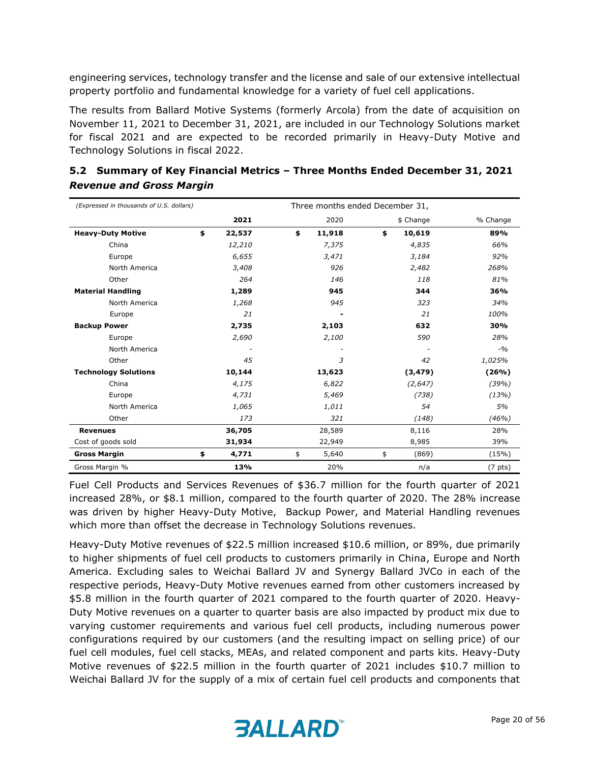engineering services, technology transfer and the license and sale of our extensive intellectual property portfolio and fundamental knowledge for a variety of fuel cell applications.

The results from Ballard Motive Systems (formerly Arcola) from the date of acquisition on November 11, 2021 to December 31, 2021, are included in our Technology Solutions market for fiscal 2021 and are expected to be recorded primarily in Heavy-Duty Motive and Technology Solutions in fiscal 2022.

## 5.2 Summary of Key Financial Metrics – Three Months Ended December 31, 2021

### *Revenue and Gross Margin*

| *(Expressed in thousands of U.S. dollars)* | Three months ended December 31, | | | |
|---|---|---|---|---|
| | **2021** | 2020 | $ Change | % Change |
| **Heavy-Duty Motive** | **$ 22,537** | **$ 11,918** | **$ 10,619** | **89%** |
| China | *12,210* | *7,375* | *4,835* | *66%* |
| Europe | *6,655* | *3,471* | *3,184* | *92%* |
| North America | *3,408* | *926* | *2,482* | *268%* |
| Other | *264* | *146* | *118* | *81%* |
| **Material Handling** | **1,289** | **945** | **344** | **36%** |
| North America | *1,268* | *945* | *323* | *34%* |
| Europe | *21* | - | *21* | *100%* |
| **Backup Power** | **2,735** | **2,103** | **632** | **30%** |
| Europe | *2,690* | *2,100* | *590* | *28%* |
| North America | - | - | - | *-%* |
| Other | *45* | *3* | *42* | *1,025%* |
| **Technology Solutions** | **10,144** | **13,623** | **(3,479)** | **(26%)** |
| China | *4,175* | *6,822* | *(2,647)* | *(39%)* |
| Europe | *4,731* | *5,469* | *(738)* | *(13%)* |
| North America | *1,065* | *1,011* | *54* | *5%* |
| Other | *173* | *321* | *(148)* | *(46%)* |
| **Revenues** | **36,705** | 28,589 | 8,116 | 28% |
| Cost of goods sold | **31,934** | 22,949 | 8,985 | 39% |
| **Gross Margin** | **$ 4,771** | $ 5,640 | $ (869) | (15%) |
| Gross Margin % | **13%** | 20% | n/a | (7 pts) |

Fuel Cell Products and Services Revenues of $36.7 million for the fourth quarter of 2021 increased 28%, or $8.1 million, compared to the fourth quarter of 2020. The 28% increase was driven by higher Heavy-Duty Motive, Backup Power, and Material Handling revenues which more than offset the decrease in Technology Solutions revenues.

Heavy-Duty Motive revenues of $22.5 million increased $10.6 million, or 89%, due primarily to higher shipments of fuel cell products to customers primarily in China, Europe and North America. Excluding sales to Weichai Ballard JV and Synergy Ballard JVCo in each of the respective periods, Heavy-Duty Motive revenues earned from other customers increased by $5.8 million in the fourth quarter of 2021 compared to the fourth quarter of 2020. Heavy-Duty Motive revenues on a quarter to quarter basis are also impacted by product mix due to varying customer requirements and various fuel cell products, including numerous power configurations required by our customers (and the resulting impact on selling price) of our fuel cell modules, fuel cell stacks, MEAs, and related component and parts kits. Heavy-Duty Motive revenues of $22.5 million in the fourth quarter of 2021 includes $10.7 million to Weichai Ballard JV for the supply of a mix of certain fuel cell products and components that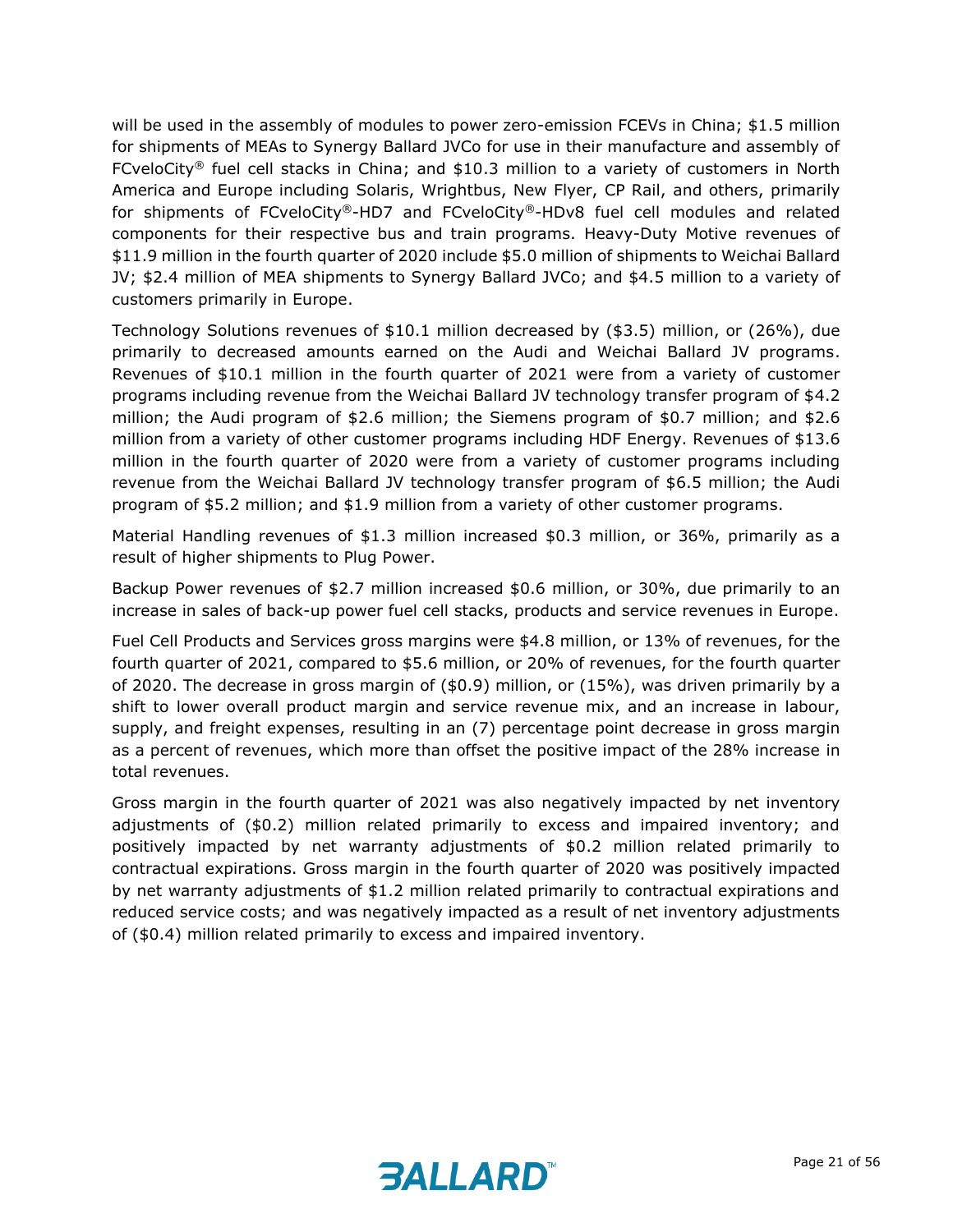will be used in the assembly of modules to power zero-emission FCEVs in China; $1.5 million for shipments of MEAs to Synergy Ballard JVCo for use in their manufacture and assembly of FCveloCity® fuel cell stacks in China; and $10.3 million to a variety of customers in North America and Europe including Solaris, Wrightbus, New Flyer, CP Rail, and others, primarily for shipments of FCveloCity®-HD7 and FCveloCity®-HDv8 fuel cell modules and related components for their respective bus and train programs. Heavy-Duty Motive revenues of $11.9 million in the fourth quarter of 2020 include $5.0 million of shipments to Weichai Ballard JV; $2.4 million of MEA shipments to Synergy Ballard JVCo; and $4.5 million to a variety of customers primarily in Europe.

Technology Solutions revenues of $10.1 million decreased by ($3.5) million, or (26%), due primarily to decreased amounts earned on the Audi and Weichai Ballard JV programs. Revenues of $10.1 million in the fourth quarter of 2021 were from a variety of customer programs including revenue from the Weichai Ballard JV technology transfer program of $4.2 million; the Audi program of $2.6 million; the Siemens program of $0.7 million; and $2.6 million from a variety of other customer programs including HDF Energy. Revenues of $13.6 million in the fourth quarter of 2020 were from a variety of customer programs including revenue from the Weichai Ballard JV technology transfer program of $6.5 million; the Audi program of $5.2 million; and $1.9 million from a variety of other customer programs.

Material Handling revenues of $1.3 million increased $0.3 million, or 36%, primarily as a result of higher shipments to Plug Power.

Backup Power revenues of $2.7 million increased $0.6 million, or 30%, due primarily to an increase in sales of back-up power fuel cell stacks, products and service revenues in Europe.

Fuel Cell Products and Services gross margins were $4.8 million, or 13% of revenues, for the fourth quarter of 2021, compared to $5.6 million, or 20% of revenues, for the fourth quarter of 2020. The decrease in gross margin of ($0.9) million, or (15%), was driven primarily by a shift to lower overall product margin and service revenue mix, and an increase in labour, supply, and freight expenses, resulting in an (7) percentage point decrease in gross margin as a percent of revenues, which more than offset the positive impact of the 28% increase in total revenues.

Gross margin in the fourth quarter of 2021 was also negatively impacted by net inventory adjustments of ($0.2) million related primarily to excess and impaired inventory; and positively impacted by net warranty adjustments of $0.2 million related primarily to contractual expirations. Gross margin in the fourth quarter of 2020 was positively impacted by net warranty adjustments of $1.2 million related primarily to contractual expirations and reduced service costs; and was negatively impacted as a result of net inventory adjustments of ($0.4) million related primarily to excess and impaired inventory.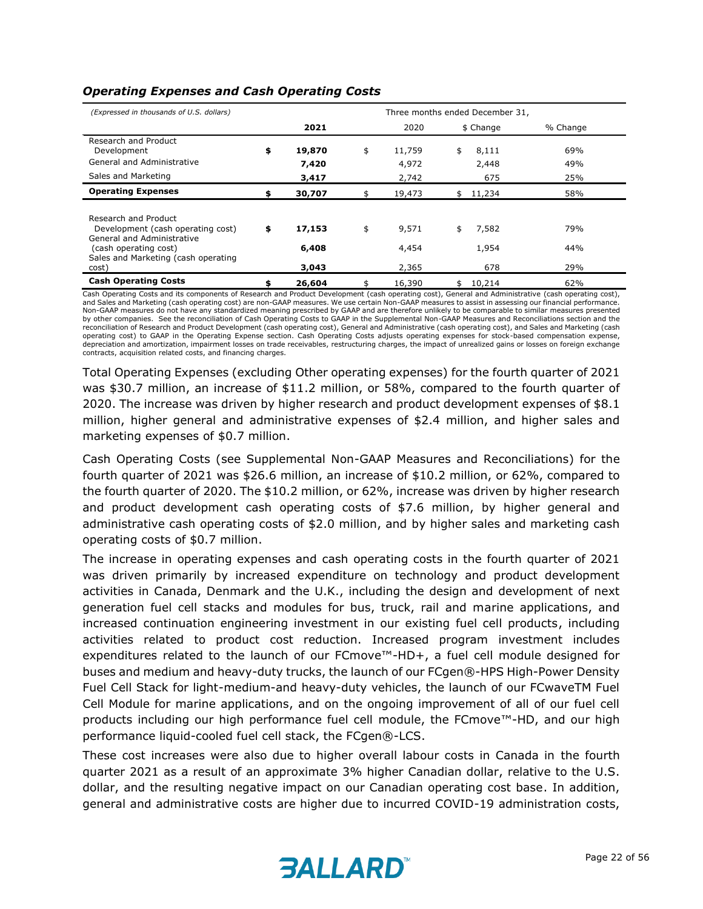### *Operating Expenses and Cash Operating Costs*

| *(Expressed in thousands of U.S. dollars)* | Three months ended December 31, | | | |
|---|---|---|---|---|
| | **2021** | 2020 | $ Change | % Change |
| Research and Product Development | **$ 19,870** | $ 11,759 | $ 8,111 | 69% |
| General and Administrative | **7,420** | 4,972 | 2,448 | 49% |
| Sales and Marketing | **3,417** | 2,742 | 675 | 25% |
| **Operating Expenses** | **$ 30,707** | $ 19,473 | $ 11,234 | 58% |
| | | | | |
| Research and Product Development (cash operating cost) | **$ 17,153** | $ 9,571 | $ 7,582 | 79% |
| General and Administrative (cash operating cost) | **6,408** | 4,454 | 1,954 | 44% |
| Sales and Marketing (cash operating cost) | **3,043** | 2,365 | 678 | 29% |
| **Cash Operating Costs** | **$ 26,604** | $ 16,390 | $ 10,214 | 62% |

Cash Operating Costs and its components of Research and Product Development (cash operating cost), General and Administrative (cash operating cost), and Sales and Marketing (cash operating cost) are non-GAAP measures. We use certain Non-GAAP measures to assist in assessing our financial performance. Non-GAAP measures do not have any standardized meaning prescribed by GAAP and are therefore unlikely to be comparable to similar measures presented by other companies. See the reconciliation of Cash Operating Costs to GAAP in the Supplemental Non-GAAP Measures and Reconciliations section and the reconciliation of Research and Product Development (cash operating cost), General and Administrative (cash operating cost), and Sales and Marketing (cash operating cost) to GAAP in the Operating Expense section. Cash Operating Costs adjusts operating expenses for stock-based compensation expense, depreciation and amortization, impairment losses on trade receivables, restructuring charges, the impact of unrealized gains or losses on foreign exchange contracts, acquisition related costs, and financing charges.

Total Operating Expenses (excluding Other operating expenses) for the fourth quarter of 2021 was $30.7 million, an increase of $11.2 million, or 58%, compared to the fourth quarter of 2020. The increase was driven by higher research and product development expenses of $8.1 million, higher general and administrative expenses of $2.4 million, and higher sales and marketing expenses of $0.7 million.

Cash Operating Costs (see Supplemental Non-GAAP Measures and Reconciliations) for the fourth quarter of 2021 was $26.6 million, an increase of $10.2 million, or 62%, compared to the fourth quarter of 2020. The $10.2 million, or 62%, increase was driven by higher research and product development cash operating costs of $7.6 million, by higher general and administrative cash operating costs of $2.0 million, and by higher sales and marketing cash operating costs of $0.7 million.

The increase in operating expenses and cash operating costs in the fourth quarter of 2021 was driven primarily by increased expenditure on technology and product development activities in Canada, Denmark and the U.K., including the design and development of next generation fuel cell stacks and modules for bus, truck, rail and marine applications, and increased continuation engineering investment in our existing fuel cell products, including activities related to product cost reduction. Increased program investment includes expenditures related to the launch of our FCmove™-HD+, a fuel cell module designed for buses and medium and heavy-duty trucks, the launch of our FCgen®-HPS High-Power Density Fuel Cell Stack for light-medium-and heavy-duty vehicles, the launch of our FCwaveTM Fuel Cell Module for marine applications, and on the ongoing improvement of all of our fuel cell products including our high performance fuel cell module, the FCmove™-HD, and our high performance liquid-cooled fuel cell stack, the FCgen®-LCS.

These cost increases were also due to higher overall labour costs in Canada in the fourth quarter 2021 as a result of an approximate 3% higher Canadian dollar, relative to the U.S. dollar, and the resulting negative impact on our Canadian operating cost base. In addition, general and administrative costs are higher due to incurred COVID-19 administration costs,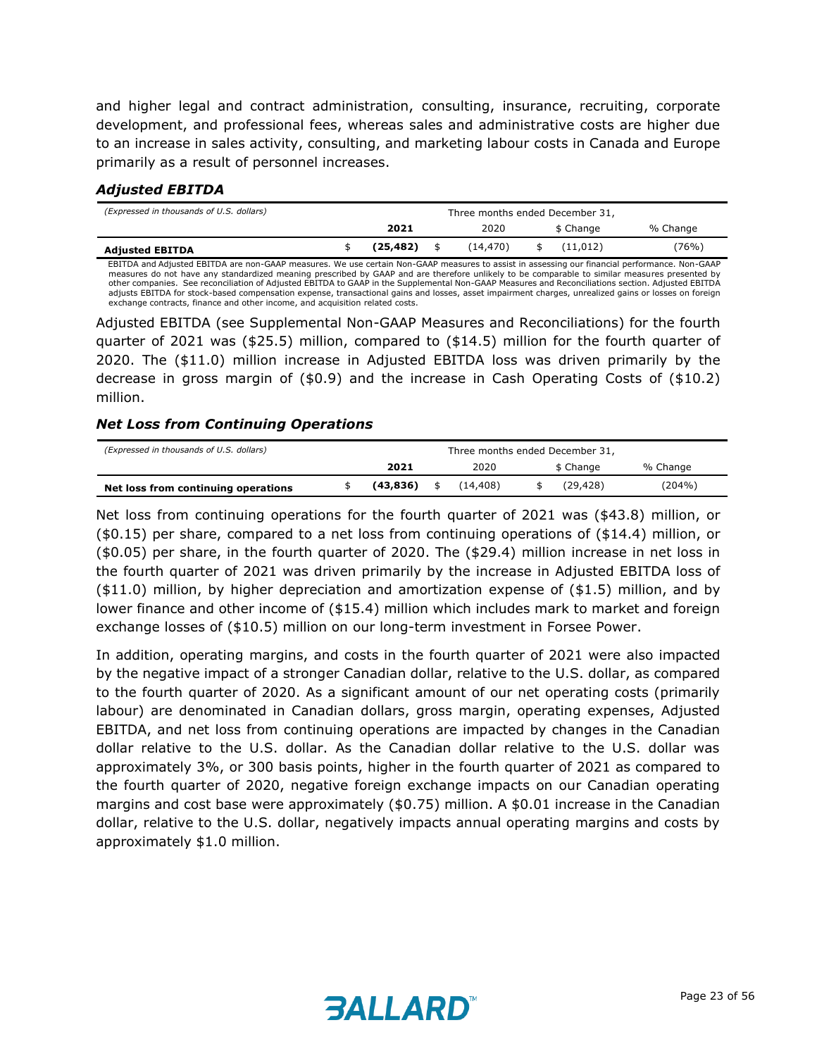and higher legal and contract administration, consulting, insurance, recruiting, corporate development, and professional fees, whereas sales and administrative costs are higher due to an increase in sales activity, consulting, and marketing labour costs in Canada and Europe primarily as a result of personnel increases.

### *Adjusted EBITDA*

| *(Expressed in thousands of U.S. dollars)* | Three months ended December 31, | | | |
|---|---|---|---|---|
| | **2021** | 2020 | $ Change | % Change |
| **Adjusted EBITDA** | $ **(25,482)** | $ (14,470) | $ (11,012) | (76%) |

EBITDA and Adjusted EBITDA are non-GAAP measures. We use certain Non-GAAP measures to assist in assessing our financial performance. Non-GAAP measures do not have any standardized meaning prescribed by GAAP and are therefore unlikely to be comparable to similar measures presented by other companies. See reconciliation of Adjusted EBITDA to GAAP in the Supplemental Non-GAAP Measures and Reconciliations section. Adjusted EBITDA adjusts EBITDA for stock-based compensation expense, transactional gains and losses, asset impairment charges, unrealized gains or losses on foreign exchange contracts, finance and other income, and acquisition related costs.

Adjusted EBITDA (see Supplemental Non-GAAP Measures and Reconciliations) for the fourth quarter of 2021 was ($25.5) million, compared to ($14.5) million for the fourth quarter of 2020. The ($11.0) million increase in Adjusted EBITDA loss was driven primarily by the decrease in gross margin of ($0.9) and the increase in Cash Operating Costs of ($10.2) million.

### *Net Loss from Continuing Operations*

| *(Expressed in thousands of U.S. dollars)* | Three months ended December 31, | | | |
|---|---|---|---|---|
| | **2021** | 2020 | $ Change | % Change |
| **Net loss from continuing operations** | $ **(43,836)** | $ (14,408) | $ (29,428) | (204%) |

Net loss from continuing operations for the fourth quarter of 2021 was ($43.8) million, or ($0.15) per share, compared to a net loss from continuing operations of ($14.4) million, or ($0.05) per share, in the fourth quarter of 2020. The ($29.4) million increase in net loss in the fourth quarter of 2021 was driven primarily by the increase in Adjusted EBITDA loss of ($11.0) million, by higher depreciation and amortization expense of ($1.5) million, and by lower finance and other income of ($15.4) million which includes mark to market and foreign exchange losses of ($10.5) million on our long-term investment in Forsee Power.

In addition, operating margins, and costs in the fourth quarter of 2021 were also impacted by the negative impact of a stronger Canadian dollar, relative to the U.S. dollar, as compared to the fourth quarter of 2020. As a significant amount of our net operating costs (primarily labour) are denominated in Canadian dollars, gross margin, operating expenses, Adjusted EBITDA, and net loss from continuing operations are impacted by changes in the Canadian dollar relative to the U.S. dollar. As the Canadian dollar relative to the U.S. dollar was approximately 3%, or 300 basis points, higher in the fourth quarter of 2021 as compared to the fourth quarter of 2020, negative foreign exchange impacts on our Canadian operating margins and cost base were approximately ($0.75) million. A $0.01 increase in the Canadian dollar, relative to the U.S. dollar, negatively impacts annual operating margins and costs by approximately $1.0 million.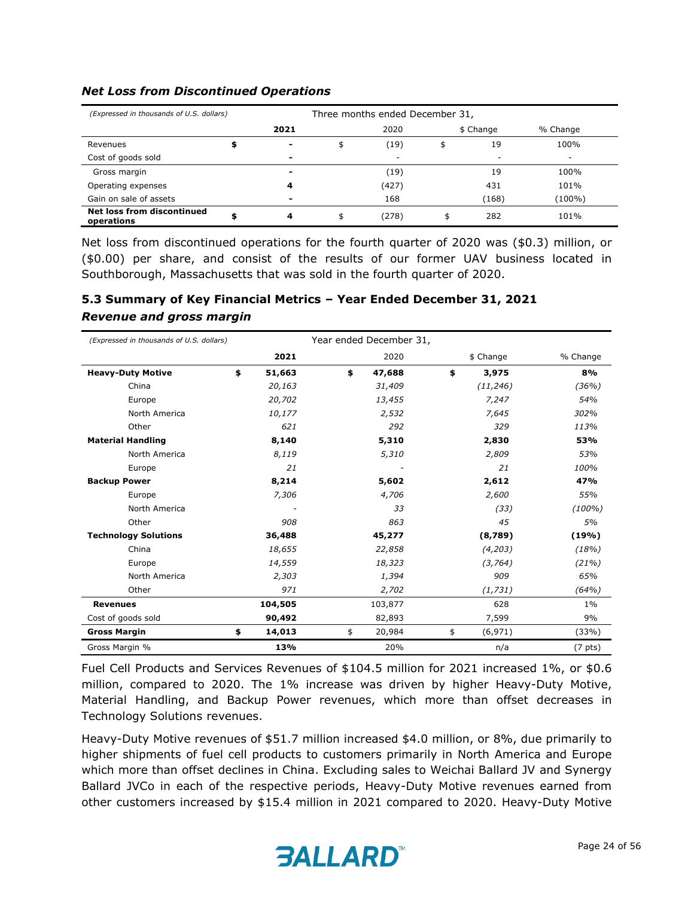### *Net Loss from Discontinued Operations*

| *(Expressed in thousands of U.S. dollars)* | Three months ended December 31, | | | |
|---|---|---|---|---|
| | **2021** | 2020 | $ Change | % Change |
| Revenues | $ **-** | $ (19) | $ 19 | 100% |
| Cost of goods sold | **-** | - | - | - |
| Gross margin | **-** | (19) | 19 | 100% |
| Operating expenses | **4** | (427) | 431 | 101% |
| Gain on sale of assets | **-** | 168 | (168) | (100%) |
| **Net loss from discontinued operations** | $ **4** | $ (278) | $ 282 | 101% |

Net loss from discontinued operations for the fourth quarter of 2020 was ($0.3) million, or ($0.00) per share, and consist of the results of our former UAV business located in Southborough, Massachusetts that was sold in the fourth quarter of 2020.

## 5.3 Summary of Key Financial Metrics – Year Ended December 31, 2021

### *Revenue and gross margin*

| *(Expressed in thousands of U.S. dollars)* | Year ended December 31, | | | |
|---|---|---|---|---|
| | **2021** | 2020 | $ Change | % Change |
| **Heavy-Duty Motive** | $ **51,663** | $ **47,688** | $ **3,975** | **8%** |
| China | *20,163* | *31,409* | *(11,246)* | *(36%)* |
| Europe | *20,702* | *13,455* | *7,247* | *54%* |
| North America | *10,177* | *2,532* | *7,645* | *302%* |
| Other | *621* | *292* | *329* | *113%* |
| **Material Handling** | **8,140** | **5,310** | **2,830** | **53%** |
| North America | *8,119* | *5,310* | *2,809* | *53%* |
| Europe | *21* | - | *21* | *100%* |
| **Backup Power** | **8,214** | **5,602** | **2,612** | **47%** |
| Europe | *7,306* | *4,706* | *2,600* | *55%* |
| North America | - | *33* | *(33)* | *(100%)* |
| Other | *908* | *863* | *45* | *5%* |
| **Technology Solutions** | **36,488** | **45,277** | **(8,789)** | **(19%)** |
| China | *18,655* | *22,858* | *(4,203)* | *(18%)* |
| Europe | *14,559* | *18,323* | *(3,764)* | *(21%)* |
| North America | *2,303* | *1,394* | *909* | *65%* |
| Other | *971* | *2,702* | *(1,731)* | *(64%)* |
| **Revenues** | **104,505** | 103,877 | 628 | 1% |
| Cost of goods sold | **90,492** | 82,893 | 7,599 | 9% |
| **Gross Margin** | $ **14,013** | $ 20,984 | $ (6,971) | (33%) |
| Gross Margin % | **13%** | 20% | n/a | (7 pts) |

Fuel Cell Products and Services Revenues of $104.5 million for 2021 increased 1%, or $0.6 million, compared to 2020. The 1% increase was driven by higher Heavy-Duty Motive, Material Handling, and Backup Power revenues, which more than offset decreases in Technology Solutions revenues.

Heavy-Duty Motive revenues of $51.7 million increased $4.0 million, or 8%, due primarily to higher shipments of fuel cell products to customers primarily in North America and Europe which more than offset declines in China. Excluding sales to Weichai Ballard JV and Synergy Ballard JVCo in each of the respective periods, Heavy-Duty Motive revenues earned from other customers increased by $15.4 million in 2021 compared to 2020. Heavy-Duty Motive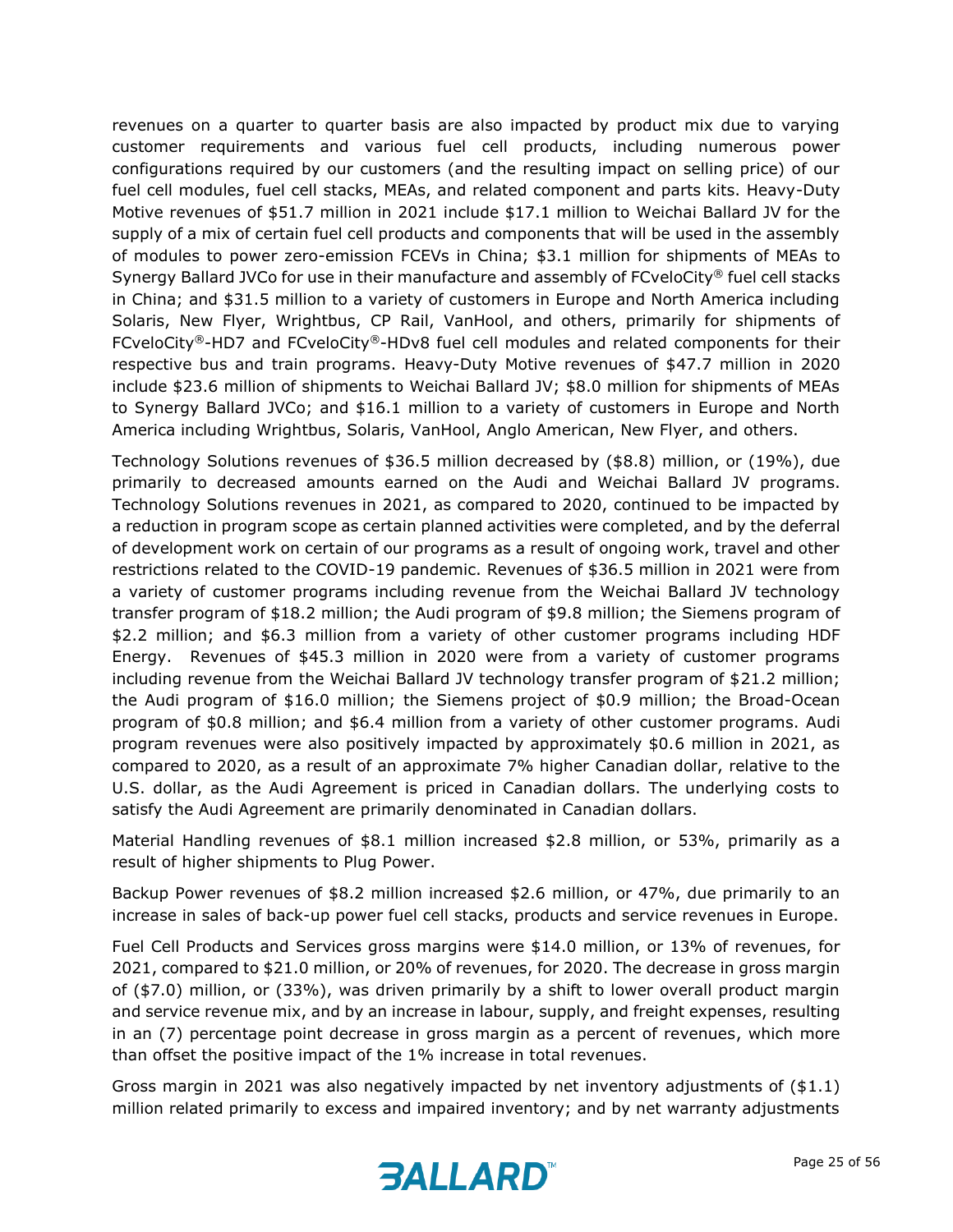revenues on a quarter to quarter basis are also impacted by product mix due to varying customer requirements and various fuel cell products, including numerous power configurations required by our customers (and the resulting impact on selling price) of our fuel cell modules, fuel cell stacks, MEAs, and related component and parts kits. Heavy-Duty Motive revenues of $51.7 million in 2021 include $17.1 million to Weichai Ballard JV for the supply of a mix of certain fuel cell products and components that will be used in the assembly of modules to power zero-emission FCEVs in China; $3.1 million for shipments of MEAs to Synergy Ballard JVCo for use in their manufacture and assembly of FCveloCity® fuel cell stacks in China; and $31.5 million to a variety of customers in Europe and North America including Solaris, New Flyer, Wrightbus, CP Rail, VanHool, and others, primarily for shipments of FCveloCity®-HD7 and FCveloCity®-HDv8 fuel cell modules and related components for their respective bus and train programs. Heavy-Duty Motive revenues of $47.7 million in 2020 include $23.6 million of shipments to Weichai Ballard JV; $8.0 million for shipments of MEAs to Synergy Ballard JVCo; and $16.1 million to a variety of customers in Europe and North America including Wrightbus, Solaris, VanHool, Anglo American, New Flyer, and others.

Technology Solutions revenues of $36.5 million decreased by ($8.8) million, or (19%), due primarily to decreased amounts earned on the Audi and Weichai Ballard JV programs. Technology Solutions revenues in 2021, as compared to 2020, continued to be impacted by a reduction in program scope as certain planned activities were completed, and by the deferral of development work on certain of our programs as a result of ongoing work, travel and other restrictions related to the COVID-19 pandemic. Revenues of $36.5 million in 2021 were from a variety of customer programs including revenue from the Weichai Ballard JV technology transfer program of $18.2 million; the Audi program of $9.8 million; the Siemens program of $2.2 million; and $6.3 million from a variety of other customer programs including HDF Energy. Revenues of $45.3 million in 2020 were from a variety of customer programs including revenue from the Weichai Ballard JV technology transfer program of $21.2 million; the Audi program of $16.0 million; the Siemens project of $0.9 million; the Broad-Ocean program of $0.8 million; and $6.4 million from a variety of other customer programs. Audi program revenues were also positively impacted by approximately $0.6 million in 2021, as compared to 2020, as a result of an approximate 7% higher Canadian dollar, relative to the U.S. dollar, as the Audi Agreement is priced in Canadian dollars. The underlying costs to satisfy the Audi Agreement are primarily denominated in Canadian dollars.

Material Handling revenues of $8.1 million increased $2.8 million, or 53%, primarily as a result of higher shipments to Plug Power.

Backup Power revenues of $8.2 million increased $2.6 million, or 47%, due primarily to an increase in sales of back-up power fuel cell stacks, products and service revenues in Europe.

Fuel Cell Products and Services gross margins were $14.0 million, or 13% of revenues, for 2021, compared to $21.0 million, or 20% of revenues, for 2020. The decrease in gross margin of ($7.0) million, or (33%), was driven primarily by a shift to lower overall product margin and service revenue mix, and by an increase in labour, supply, and freight expenses, resulting in an (7) percentage point decrease in gross margin as a percent of revenues, which more than offset the positive impact of the 1% increase in total revenues.

Gross margin in 2021 was also negatively impacted by net inventory adjustments of ($1.1) million related primarily to excess and impaired inventory; and by net warranty adjustments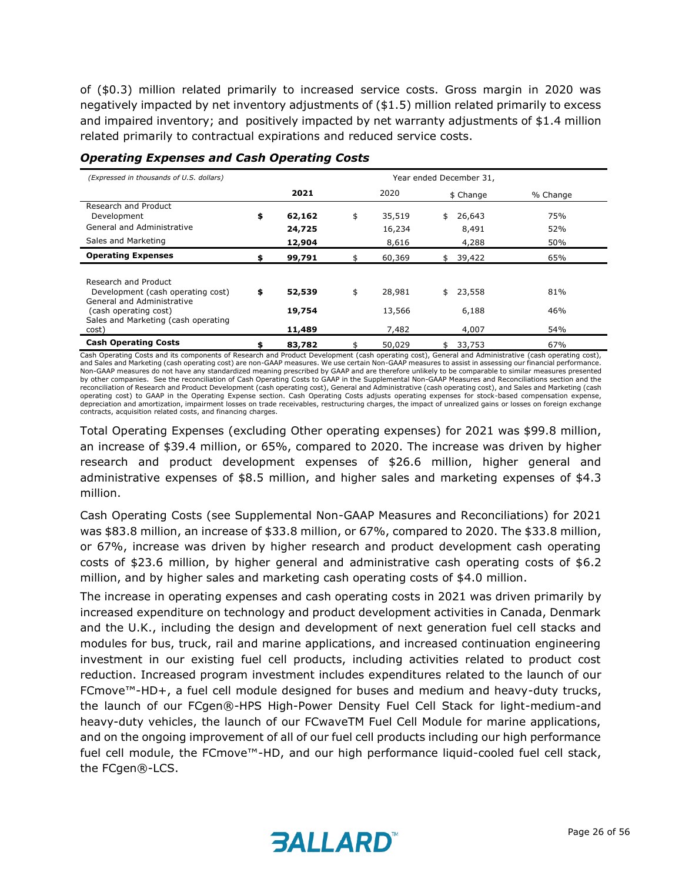of ($0.3) million related primarily to increased service costs. Gross margin in 2020 was negatively impacted by net inventory adjustments of ($1.5) million related primarily to excess and impaired inventory; and positively impacted by net warranty adjustments of $1.4 million related primarily to contractual expirations and reduced service costs.

### *Operating Expenses and Cash Operating Costs*

| *(Expressed in thousands of U.S. dollars)* | Year ended December 31, | | | |
|---|---|---|---|---|
| | **2021** | 2020 | $ Change | % Change |
| Research and Product Development | **$ 62,162** | $ 35,519 | $ 26,643 | 75% |
| General and Administrative | **24,725** | 16,234 | 8,491 | 52% |
| Sales and Marketing | **12,904** | 8,616 | 4,288 | 50% |
| **Operating Expenses** | **$ 99,791** | $ 60,369 | $ 39,422 | 65% |
| | | | | |
| Research and Product Development (cash operating cost) | **$ 52,539** | $ 28,981 | $ 23,558 | 81% |
| General and Administrative (cash operating cost) | **19,754** | 13,566 | 6,188 | 46% |
| Sales and Marketing (cash operating cost) | **11,489** | 7,482 | 4,007 | 54% |
| **Cash Operating Costs** | **$ 83,782** | $ 50,029 | $ 33,753 | 67% |

Cash Operating Costs and its components of Research and Product Development (cash operating cost), General and Administrative (cash operating cost), and Sales and Marketing (cash operating cost) are non-GAAP measures. We use certain Non-GAAP measures to assist in assessing our financial performance. Non-GAAP measures do not have any standardized meaning prescribed by GAAP and are therefore unlikely to be comparable to similar measures presented by other companies. See the reconciliation of Cash Operating Costs to GAAP in the Supplemental Non-GAAP Measures and Reconciliations section and the reconciliation of Research and Product Development (cash operating cost), General and Administrative (cash operating cost), and Sales and Marketing (cash operating cost) to GAAP in the Operating Expense section. Cash Operating Costs adjusts operating expenses for stock-based compensation expense, depreciation and amortization, impairment losses on trade receivables, restructuring charges, the impact of unrealized gains or losses on foreign exchange contracts, acquisition related costs, and financing charges.

Total Operating Expenses (excluding Other operating expenses) for 2021 was $99.8 million, an increase of $39.4 million, or 65%, compared to 2020. The increase was driven by higher research and product development expenses of $26.6 million, higher general and administrative expenses of $8.5 million, and higher sales and marketing expenses of $4.3 million.

Cash Operating Costs (see Supplemental Non-GAAP Measures and Reconciliations) for 2021 was $83.8 million, an increase of $33.8 million, or 67%, compared to 2020. The $33.8 million, or 67%, increase was driven by higher research and product development cash operating costs of $23.6 million, by higher general and administrative cash operating costs of $6.2 million, and by higher sales and marketing cash operating costs of $4.0 million.

The increase in operating expenses and cash operating costs in 2021 was driven primarily by increased expenditure on technology and product development activities in Canada, Denmark and the U.K., including the design and development of next generation fuel cell stacks and modules for bus, truck, rail and marine applications, and increased continuation engineering investment in our existing fuel cell products, including activities related to product cost reduction. Increased program investment includes expenditures related to the launch of our FCmove™-HD+, a fuel cell module designed for buses and medium and heavy-duty trucks, the launch of our FCgen®-HPS High-Power Density Fuel Cell Stack for light-medium-and heavy-duty vehicles, the launch of our FCwaveTM Fuel Cell Module for marine applications, and on the ongoing improvement of all of our fuel cell products including our high performance fuel cell module, the FCmove™-HD, and our high performance liquid-cooled fuel cell stack, the FCgen®-LCS.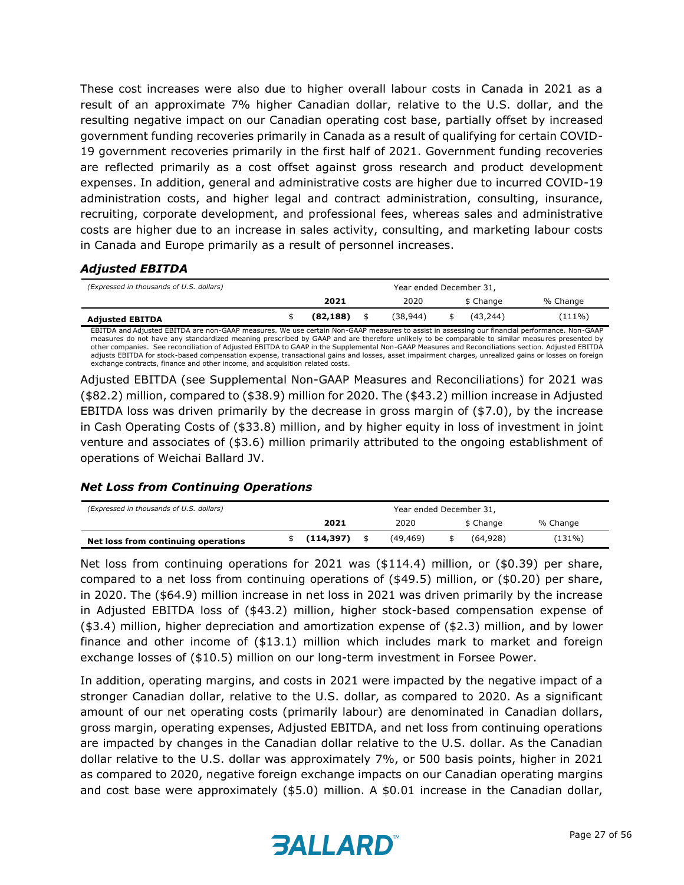These cost increases were also due to higher overall labour costs in Canada in 2021 as a result of an approximate 7% higher Canadian dollar, relative to the U.S. dollar, and the resulting negative impact on our Canadian operating cost base, partially offset by increased government funding recoveries primarily in Canada as a result of qualifying for certain COVID-19 government recoveries primarily in the first half of 2021. Government funding recoveries are reflected primarily as a cost offset against gross research and product development expenses. In addition, general and administrative costs are higher due to incurred COVID-19 administration costs, and higher legal and contract administration, consulting, insurance, recruiting, corporate development, and professional fees, whereas sales and administrative costs are higher due to an increase in sales activity, consulting, and marketing labour costs in Canada and Europe primarily as a result of personnel increases.

### *Adjusted EBITDA*

| *(Expressed in thousands of U.S. dollars)* | Year ended December 31, | | | |
|---|---|---|---|---|
| | **2021** | 2020 | $ Change | % Change |
| **Adjusted EBITDA** | $ **(82,188)** | $ (38,944) | $ (43,244) | (111%) |

EBITDA and Adjusted EBITDA are non-GAAP measures. We use certain Non-GAAP measures to assist in assessing our financial performance. Non-GAAP measures do not have any standardized meaning prescribed by GAAP and are therefore unlikely to be comparable to similar measures presented by other companies. See reconciliation of Adjusted EBITDA to GAAP in the Supplemental Non-GAAP Measures and Reconciliations section. Adjusted EBITDA adjusts EBITDA for stock-based compensation expense, transactional gains and losses, asset impairment charges, unrealized gains or losses on foreign exchange contracts, finance and other income, and acquisition related costs.

Adjusted EBITDA (see Supplemental Non-GAAP Measures and Reconciliations) for 2021 was ($82.2) million, compared to ($38.9) million for 2020. The ($43.2) million increase in Adjusted EBITDA loss was driven primarily by the decrease in gross margin of ($7.0), by the increase in Cash Operating Costs of ($33.8) million, and by higher equity in loss of investment in joint venture and associates of ($3.6) million primarily attributed to the ongoing establishment of operations of Weichai Ballard JV.

### *Net Loss from Continuing Operations*

| *(Expressed in thousands of U.S. dollars)* | Year ended December 31, | | | |
|---|---|---|---|---|
| | **2021** | 2020 | $ Change | % Change |
| **Net loss from continuing operations** | $ **(114,397)** | $ (49,469) | $ (64,928) | (131%) |

Net loss from continuing operations for 2021 was ($114.4) million, or ($0.39) per share, compared to a net loss from continuing operations of ($49.5) million, or ($0.20) per share, in 2020. The ($64.9) million increase in net loss in 2021 was driven primarily by the increase in Adjusted EBITDA loss of ($43.2) million, higher stock-based compensation expense of ($3.4) million, higher depreciation and amortization expense of ($2.3) million, and by lower finance and other income of ($13.1) million which includes mark to market and foreign exchange losses of ($10.5) million on our long-term investment in Forsee Power.

In addition, operating margins, and costs in 2021 were impacted by the negative impact of a stronger Canadian dollar, relative to the U.S. dollar, as compared to 2020. As a significant amount of our net operating costs (primarily labour) are denominated in Canadian dollars, gross margin, operating expenses, Adjusted EBITDA, and net loss from continuing operations are impacted by changes in the Canadian dollar relative to the U.S. dollar. As the Canadian dollar relative to the U.S. dollar was approximately 7%, or 500 basis points, higher in 2021 as compared to 2020, negative foreign exchange impacts on our Canadian operating margins and cost base were approximately ($5.0) million. A $0.01 increase in the Canadian dollar,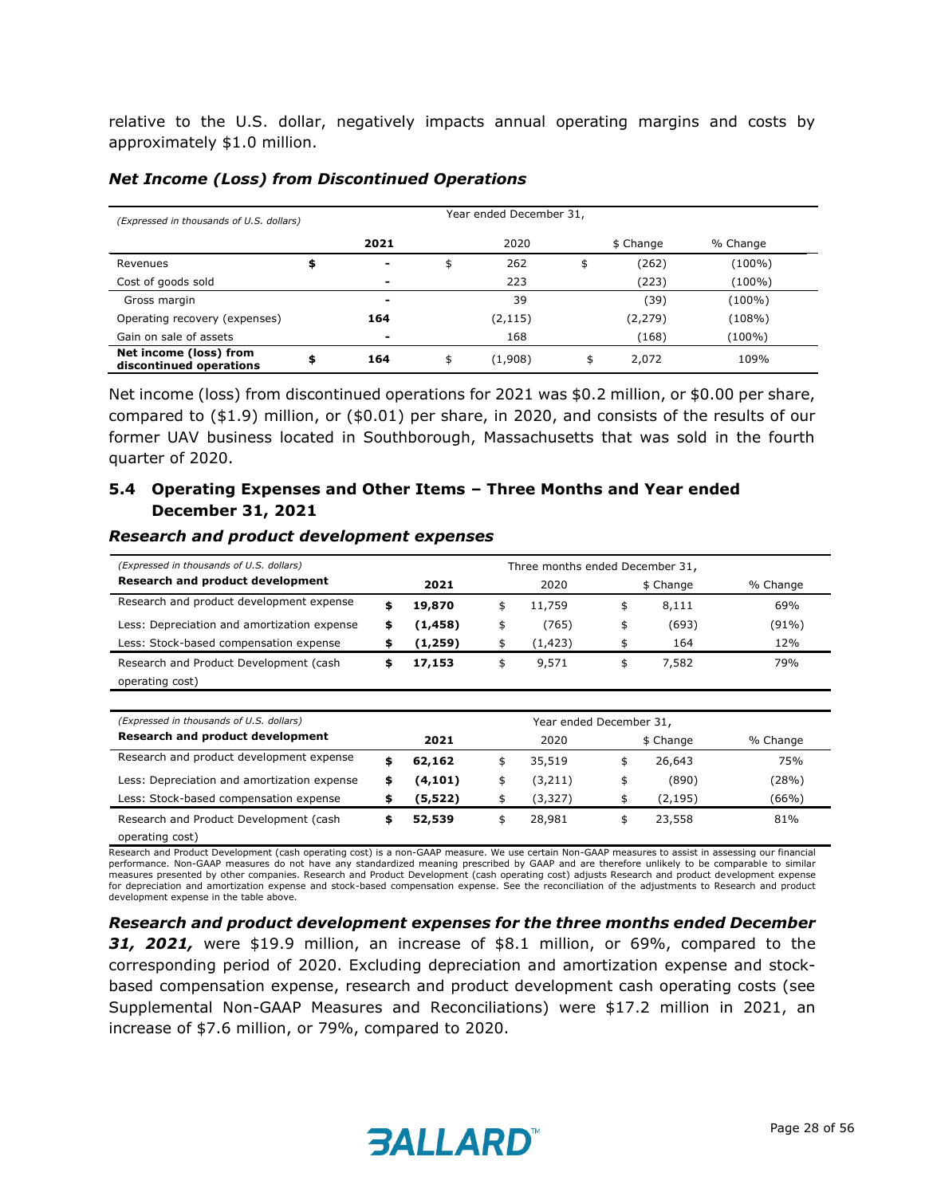relative to the U.S. dollar, negatively impacts annual operating margins and costs by approximately $1.0 million.

### *Net Income (Loss) from Discontinued Operations*

| *(Expressed in thousands of U.S. dollars)* | Year ended December 31, | | | |
|---|---|---|---|---|
| | **2021** | 2020 | $ Change | % Change |
| Revenues | $ - | $ 262 | $ (262) | (100%) |
| Cost of goods sold | - | 223 | (223) | (100%) |
| Gross margin | - | 39 | (39) | (100%) |
| Operating recovery (expenses) | **164** | (2,115) | (2,279) | (108%) |
| Gain on sale of assets | - | 168 | (168) | (100%) |
| **Net income (loss) from discontinued operations** | $ **164** | $ (1,908) | $ 2,072 | 109% |

Net income (loss) from discontinued operations for 2021 was $0.2 million, or $0.00 per share, compared to ($1.9) million, or ($0.01) per share, in 2020, and consists of the results of our former UAV business located in Southborough, Massachusetts that was sold in the fourth quarter of 2020.

## 5.4 Operating Expenses and Other Items – Three Months and Year ended December 31, 2021

### *Research and product development expenses*

| *(Expressed in thousands of U.S. dollars)* | Three months ended December 31, | | | |
|---|---|---|---|---|
| **Research and product development** | **2021** | 2020 | $ Change | % Change |
| Research and product development expense | $ **19,870** | $ 11,759 | $ 8,111 | 69% |
| Less: Depreciation and amortization expense | $ **(1,458)** | $ (765) | $ (693) | (91%) |
| Less: Stock-based compensation expense | $ **(1,259)** | $ (1,423) | $ 164 | 12% |
| Research and Product Development (cash operating cost) | $ **17,153** | $ 9,571 | $ 7,582 | 79% |

| *(Expressed in thousands of U.S. dollars)* | Year ended December 31, | | | |
|---|---|---|---|---|
| **Research and product development** | **2021** | 2020 | $ Change | % Change |
| Research and product development expense | $ **62,162** | $ 35,519 | $ 26,643 | 75% |
| Less: Depreciation and amortization expense | $ **(4,101)** | $ (3,211) | $ (890) | (28%) |
| Less: Stock-based compensation expense | $ **(5,522)** | $ (3,327) | $ (2,195) | (66%) |
| Research and Product Development (cash operating cost) | $ **52,539** | $ 28,981 | $ 23,558 | 81% |

Research and Product Development (cash operating cost) is a non-GAAP measure. We use certain Non-GAAP measures to assist in assessing our financial performance. Non-GAAP measures do not have any standardized meaning prescribed by GAAP and are therefore unlikely to be comparable to similar measures presented by other companies. Research and Product Development (cash operating cost) adjusts Research and product development expense for depreciation and amortization expense and stock-based compensation expense. See the reconciliation of the adjustments to Research and product development expense in the table above.

***Research and product development expenses for the three months ended December 31, 2021,*** were $19.9 million, an increase of $8.1 million, or 69%, compared to the corresponding period of 2020. Excluding depreciation and amortization expense and stock-based compensation expense, research and product development cash operating costs (see Supplemental Non-GAAP Measures and Reconciliations) were $17.2 million in 2021, an increase of $7.6 million, or 79%, compared to 2020.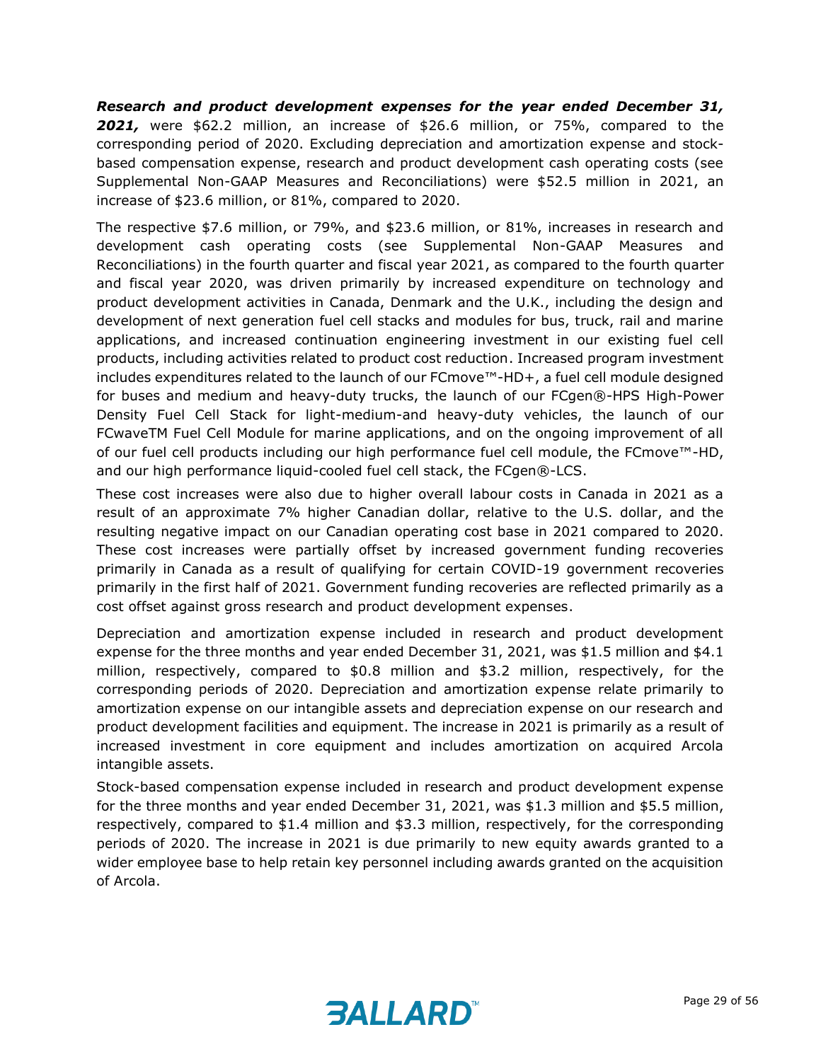***Research and product development expenses for the year ended December 31, 2021,*** were $62.2 million, an increase of $26.6 million, or 75%, compared to the corresponding period of 2020. Excluding depreciation and amortization expense and stock-based compensation expense, research and product development cash operating costs (see Supplemental Non-GAAP Measures and Reconciliations) were $52.5 million in 2021, an increase of $23.6 million, or 81%, compared to 2020.

The respective $7.6 million, or 79%, and $23.6 million, or 81%, increases in research and development cash operating costs (see Supplemental Non-GAAP Measures and Reconciliations) in the fourth quarter and fiscal year 2021, as compared to the fourth quarter and fiscal year 2020, was driven primarily by increased expenditure on technology and product development activities in Canada, Denmark and the U.K., including the design and development of next generation fuel cell stacks and modules for bus, truck, rail and marine applications, and increased continuation engineering investment in our existing fuel cell products, including activities related to product cost reduction. Increased program investment includes expenditures related to the launch of our FCmove™-HD+, a fuel cell module designed for buses and medium and heavy-duty trucks, the launch of our FCgen®-HPS High-Power Density Fuel Cell Stack for light-medium-and heavy-duty vehicles, the launch of our FCwaveTM Fuel Cell Module for marine applications, and on the ongoing improvement of all of our fuel cell products including our high performance fuel cell module, the FCmove™-HD, and our high performance liquid-cooled fuel cell stack, the FCgen®-LCS.

These cost increases were also due to higher overall labour costs in Canada in 2021 as a result of an approximate 7% higher Canadian dollar, relative to the U.S. dollar, and the resulting negative impact on our Canadian operating cost base in 2021 compared to 2020. These cost increases were partially offset by increased government funding recoveries primarily in Canada as a result of qualifying for certain COVID-19 government recoveries primarily in the first half of 2021. Government funding recoveries are reflected primarily as a cost offset against gross research and product development expenses.

Depreciation and amortization expense included in research and product development expense for the three months and year ended December 31, 2021, was $1.5 million and $4.1 million, respectively, compared to $0.8 million and $3.2 million, respectively, for the corresponding periods of 2020. Depreciation and amortization expense relate primarily to amortization expense on our intangible assets and depreciation expense on our research and product development facilities and equipment. The increase in 2021 is primarily as a result of increased investment in core equipment and includes amortization on acquired Arcola intangible assets.

Stock-based compensation expense included in research and product development expense for the three months and year ended December 31, 2021, was $1.3 million and $5.5 million, respectively, compared to $1.4 million and $3.3 million, respectively, for the corresponding periods of 2020. The increase in 2021 is due primarily to new equity awards granted to a wider employee base to help retain key personnel including awards granted on the acquisition of Arcola.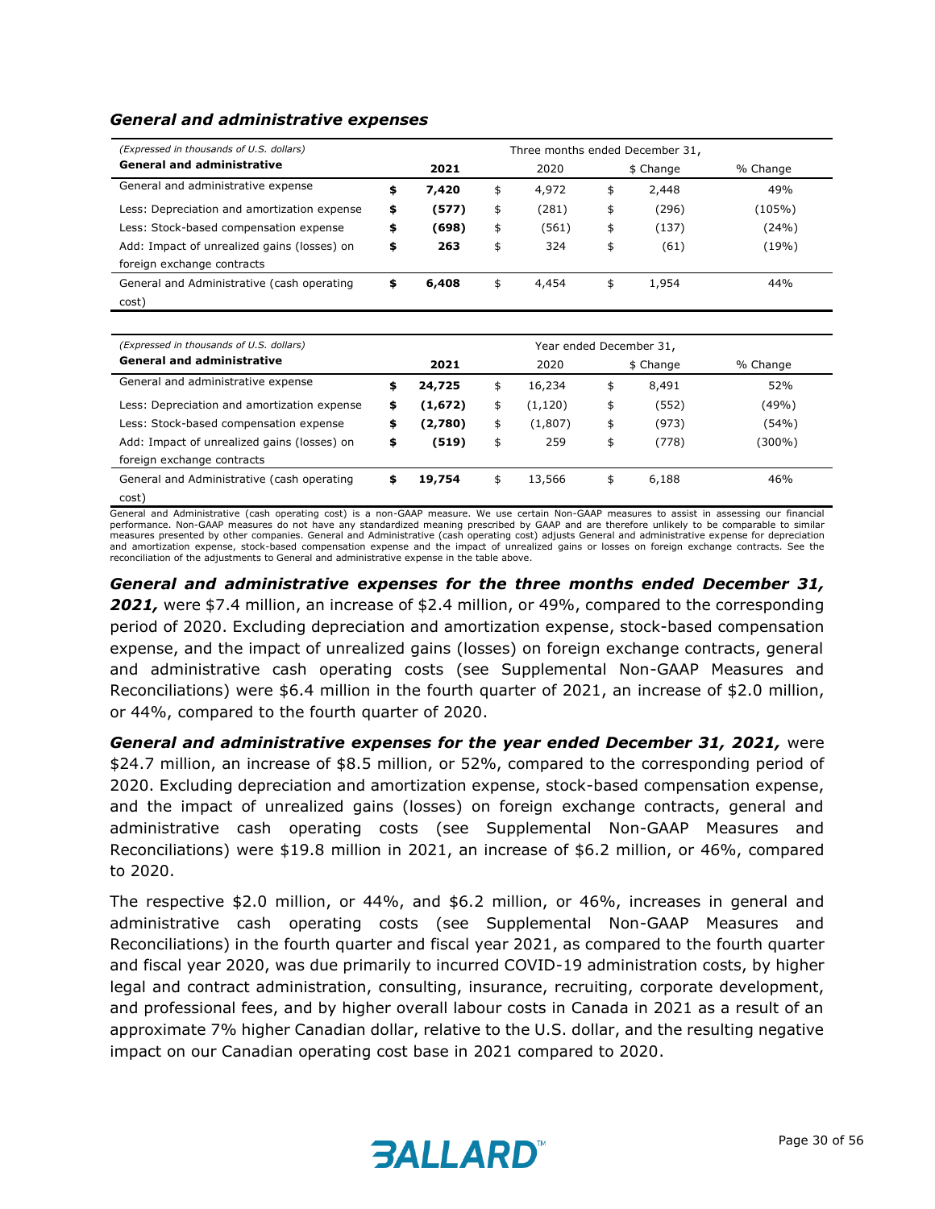### *General and administrative expenses*

| *(Expressed in thousands of U.S. dollars)* | Three months ended December 31, | | | |
|---|---|---|---|---|
| **General and administrative** | **2021** | 2020 | $ Change | % Change |
| General and administrative expense | **$ 7,420** | $ 4,972 | $ 2,448 | 49% |
| Less: Depreciation and amortization expense | **$ (577)** | $ (281) | $ (296) | (105%) |
| Less: Stock-based compensation expense | **$ (698)** | $ (561) | $ (137) | (24%) |
| Add: Impact of unrealized gains (losses) on foreign exchange contracts | **$ 263** | $ 324 | $ (61) | (19%) |
| General and Administrative (cash operating cost) | **$ 6,408** | $ 4,454 | $ 1,954 | 44% |

| *(Expressed in thousands of U.S. dollars)* | Year ended December 31, | | | |
|---|---|---|---|---|
| **General and administrative** | **2021** | 2020 | $ Change | % Change |
| General and administrative expense | **$ 24,725** | $ 16,234 | $ 8,491 | 52% |
| Less: Depreciation and amortization expense | **$ (1,672)** | $ (1,120) | $ (552) | (49%) |
| Less: Stock-based compensation expense | **$ (2,780)** | $ (1,807) | $ (973) | (54%) |
| Add: Impact of unrealized gains (losses) on foreign exchange contracts | **$ (519)** | $ 259 | $ (778) | (300%) |
| General and Administrative (cash operating cost) | **$ 19,754** | $ 13,566 | $ 6,188 | 46% |

General and Administrative (cash operating cost) is a non-GAAP measure. We use certain Non-GAAP measures to assist in assessing our financial performance. Non-GAAP measures do not have any standardized meaning prescribed by GAAP and are therefore unlikely to be comparable to similar measures presented by other companies. General and Administrative (cash operating cost) adjusts General and administrative expense for depreciation and amortization expense, stock-based compensation expense and the impact of unrealized gains or losses on foreign exchange contracts. See the reconciliation of the adjustments to General and administrative expense in the table above.

***General and administrative expenses for the three months ended December 31, 2021,*** were $7.4 million, an increase of $2.4 million, or 49%, compared to the corresponding period of 2020. Excluding depreciation and amortization expense, stock-based compensation expense, and the impact of unrealized gains (losses) on foreign exchange contracts, general and administrative cash operating costs (see Supplemental Non-GAAP Measures and Reconciliations) were $6.4 million in the fourth quarter of 2021, an increase of $2.0 million, or 44%, compared to the fourth quarter of 2020.

***General and administrative expenses for the year ended December 31, 2021,*** were $24.7 million, an increase of $8.5 million, or 52%, compared to the corresponding period of 2020. Excluding depreciation and amortization expense, stock-based compensation expense, and the impact of unrealized gains (losses) on foreign exchange contracts, general and administrative cash operating costs (see Supplemental Non-GAAP Measures and Reconciliations) were $19.8 million in 2021, an increase of $6.2 million, or 46%, compared to 2020.

The respective $2.0 million, or 44%, and $6.2 million, or 46%, increases in general and administrative cash operating costs (see Supplemental Non-GAAP Measures and Reconciliations) in the fourth quarter and fiscal year 2021, as compared to the fourth quarter and fiscal year 2020, was due primarily to incurred COVID-19 administration costs, by higher legal and contract administration, consulting, insurance, recruiting, corporate development, and professional fees, and by higher overall labour costs in Canada in 2021 as a result of an approximate 7% higher Canadian dollar, relative to the U.S. dollar, and the resulting negative impact on our Canadian operating cost base in 2021 compared to 2020.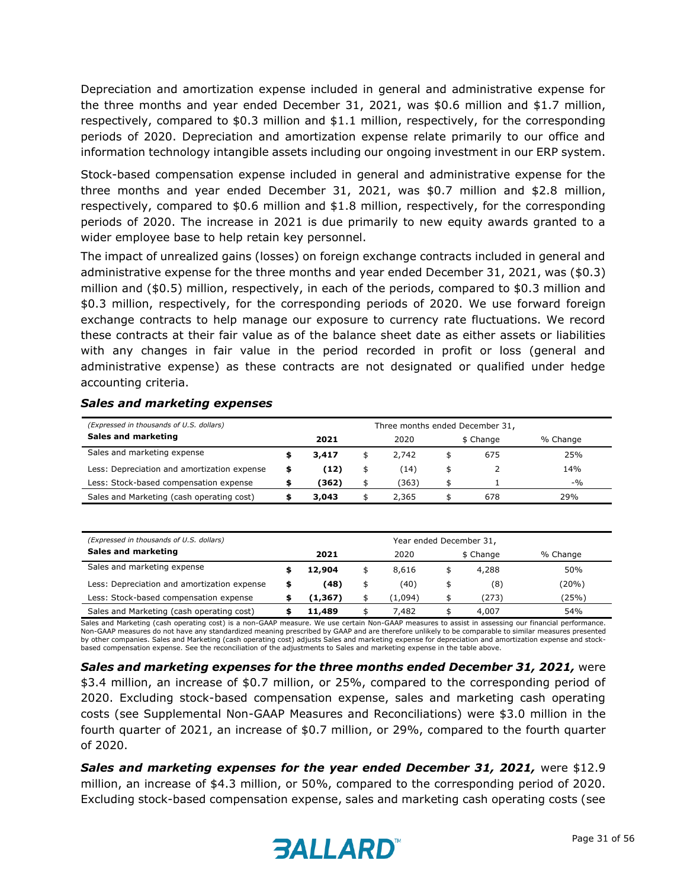Depreciation and amortization expense included in general and administrative expense for the three months and year ended December 31, 2021, was $0.6 million and $1.7 million, respectively, compared to $0.3 million and $1.1 million, respectively, for the corresponding periods of 2020. Depreciation and amortization expense relate primarily to our office and information technology intangible assets including our ongoing investment in our ERP system.

Stock-based compensation expense included in general and administrative expense for the three months and year ended December 31, 2021, was $0.7 million and $2.8 million, respectively, compared to $0.6 million and $1.8 million, respectively, for the corresponding periods of 2020. The increase in 2021 is due primarily to new equity awards granted to a wider employee base to help retain key personnel.

The impact of unrealized gains (losses) on foreign exchange contracts included in general and administrative expense for the three months and year ended December 31, 2021, was ($0.3) million and ($0.5) million, respectively, in each of the periods, compared to $0.3 million and $0.3 million, respectively, for the corresponding periods of 2020. We use forward foreign exchange contracts to help manage our exposure to currency rate fluctuations. We record these contracts at their fair value as of the balance sheet date as either assets or liabilities with any changes in fair value in the period recorded in profit or loss (general and administrative expense) as these contracts are not designated or qualified under hedge accounting criteria.

### *Sales and marketing expenses*

| *(Expressed in thousands of U.S. dollars)* | Three months ended December 31, | | | |
|---|---|---|---|---|
| **Sales and marketing** | **2021** | 2020 | $ Change | % Change |
| Sales and marketing expense | **$ 3,417** | $ 2,742 | $ 675 | 25% |
| Less: Depreciation and amortization expense | **$ (12)** | $ (14) | $ 2 | 14% |
| Less: Stock-based compensation expense | **$ (362)** | $ (363) | $ 1 | -% |
| Sales and Marketing (cash operating cost) | **$ 3,043** | $ 2,365 | $ 678 | 29% |

| *(Expressed in thousands of U.S. dollars)* | Year ended December 31, | | | |
|---|---|---|---|---|
| **Sales and marketing** | **2021** | 2020 | $ Change | % Change |
| Sales and marketing expense | **$ 12,904** | $ 8,616 | $ 4,288 | 50% |
| Less: Depreciation and amortization expense | **$ (48)** | $ (40) | $ (8) | (20%) |
| Less: Stock-based compensation expense | **$ (1,367)** | $ (1,094) | $ (273) | (25%) |
| Sales and Marketing (cash operating cost) | **$ 11,489** | $ 7,482 | $ 4,007 | 54% |

Sales and Marketing (cash operating cost) is a non-GAAP measure. We use certain Non-GAAP measures to assist in assessing our financial performance. Non-GAAP measures do not have any standardized meaning prescribed by GAAP and are therefore unlikely to be comparable to similar measures presented by other companies. Sales and Marketing (cash operating cost) adjusts Sales and marketing expense for depreciation and amortization expense and stock-based compensation expense. See the reconciliation of the adjustments to Sales and marketing expense in the table above.

***Sales and marketing expenses for the three months ended December 31, 2021,*** were $3.4 million, an increase of $0.7 million, or 25%, compared to the corresponding period of 2020. Excluding stock-based compensation expense, sales and marketing cash operating costs (see Supplemental Non-GAAP Measures and Reconciliations) were $3.0 million in the fourth quarter of 2021, an increase of $0.7 million, or 29%, compared to the fourth quarter of 2020.

***Sales and marketing expenses for the year ended December 31, 2021,*** were $12.9 million, an increase of $4.3 million, or 50%, compared to the corresponding period of 2020. Excluding stock-based compensation expense, sales and marketing cash operating costs (see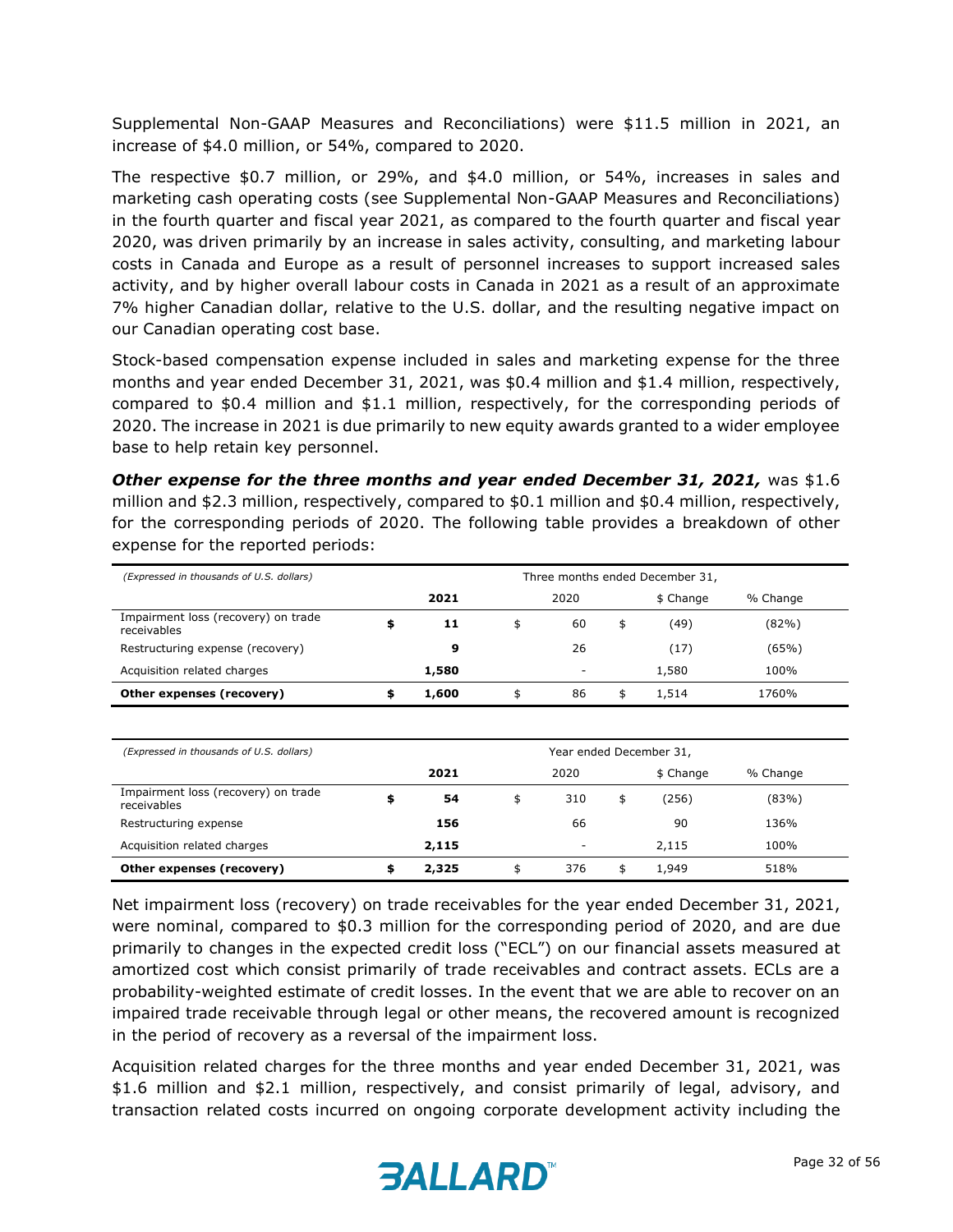Supplemental Non-GAAP Measures and Reconciliations) were $11.5 million in 2021, an increase of $4.0 million, or 54%, compared to 2020.

The respective $0.7 million, or 29%, and $4.0 million, or 54%, increases in sales and marketing cash operating costs (see Supplemental Non-GAAP Measures and Reconciliations) in the fourth quarter and fiscal year 2021, as compared to the fourth quarter and fiscal year 2020, was driven primarily by an increase in sales activity, consulting, and marketing labour costs in Canada and Europe as a result of personnel increases to support increased sales activity, and by higher overall labour costs in Canada in 2021 as a result of an approximate 7% higher Canadian dollar, relative to the U.S. dollar, and the resulting negative impact on our Canadian operating cost base.

Stock-based compensation expense included in sales and marketing expense for the three months and year ended December 31, 2021, was $0.4 million and $1.4 million, respectively, compared to $0.4 million and $1.1 million, respectively, for the corresponding periods of 2020. The increase in 2021 is due primarily to new equity awards granted to a wider employee base to help retain key personnel.

***Other expense for the three months and year ended December 31, 2021,*** was $1.6 million and $2.3 million, respectively, compared to $0.1 million and $0.4 million, respectively, for the corresponding periods of 2020. The following table provides a breakdown of other expense for the reported periods:

| *(Expressed in thousands of U.S. dollars)* | Three months ended December 31, | | | |
|---|---|---|---|---|
| | **2021** | 2020 | $ Change | % Change |
| Impairment loss (recovery) on trade receivables | $ **11** | $ 60 | $ (49) | (82%) |
| Restructuring expense (recovery) | **9** | 26 | (17) | (65%) |
| Acquisition related charges | **1,580** | - | 1,580 | 100% |
| **Other expenses (recovery)** | $ **1,600** | $ 86 | $ 1,514 | 1760% |

| *(Expressed in thousands of U.S. dollars)* | Year ended December 31, | | | |
|---|---|---|---|---|
| | **2021** | 2020 | $ Change | % Change |
| Impairment loss (recovery) on trade receivables | $ **54** | $ 310 | $ (256) | (83%) |
| Restructuring expense | **156** | 66 | 90 | 136% |
| Acquisition related charges | **2,115** | - | 2,115 | 100% |
| **Other expenses (recovery)** | $ **2,325** | $ 376 | $ 1,949 | 518% |

Net impairment loss (recovery) on trade receivables for the year ended December 31, 2021, were nominal, compared to $0.3 million for the corresponding period of 2020, and are due primarily to changes in the expected credit loss ("ECL") on our financial assets measured at amortized cost which consist primarily of trade receivables and contract assets. ECLs are a probability-weighted estimate of credit losses. In the event that we are able to recover on an impaired trade receivable through legal or other means, the recovered amount is recognized in the period of recovery as a reversal of the impairment loss.

Acquisition related charges for the three months and year ended December 31, 2021, was $1.6 million and $2.1 million, respectively, and consist primarily of legal, advisory, and transaction related costs incurred on ongoing corporate development activity including the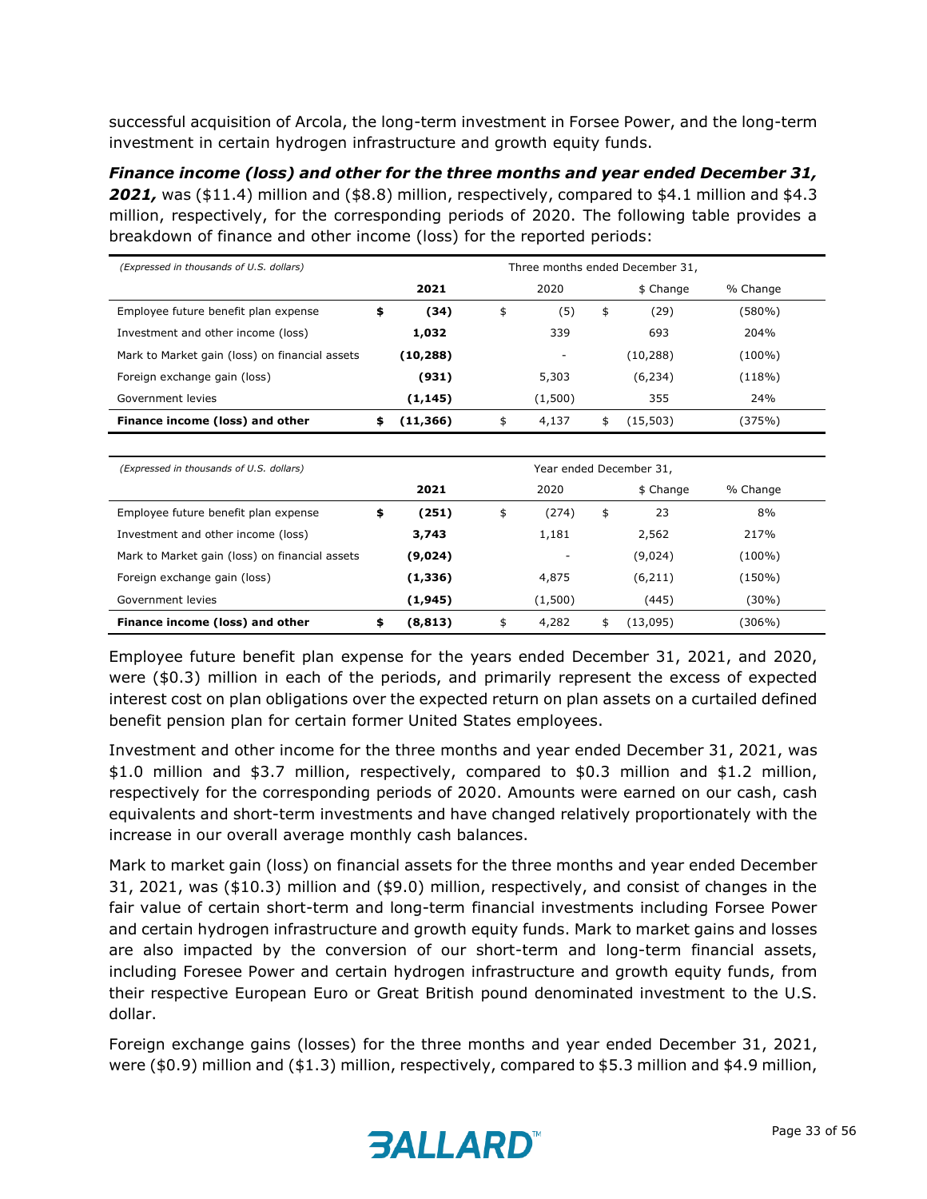successful acquisition of Arcola, the long-term investment in Forsee Power, and the long-term investment in certain hydrogen infrastructure and growth equity funds.

***Finance income (loss) and other for the three months and year ended December 31, 2021,*** was ($11.4) million and ($8.8) million, respectively, compared to $4.1 million and $4.3 million, respectively, for the corresponding periods of 2020. The following table provides a breakdown of finance and other income (loss) for the reported periods:

| *(Expressed in thousands of U.S. dollars)* | Three months ended December 31, | | | |
|---|---|---|---|---|
| | **2021** | 2020 | $ Change | % Change |
| Employee future benefit plan expense | **$ (34)** | $ (5) | $ (29) | (580%) |
| Investment and other income (loss) | **1,032** | 339 | 693 | 204% |
| Mark to Market gain (loss) on financial assets | **(10,288)** | - | (10,288) | (100%) |
| Foreign exchange gain (loss) | **(931)** | 5,303 | (6,234) | (118%) |
| Government levies | **(1,145)** | (1,500) | 355 | 24% |
| **Finance income (loss) and other** | **$ (11,366)** | $ 4,137 | $ (15,503) | (375%) |

| *(Expressed in thousands of U.S. dollars)* | Year ended December 31, | | | |
|---|---|---|---|---|
| | **2021** | 2020 | $ Change | % Change |
| Employee future benefit plan expense | **$ (251)** | $ (274) | $ 23 | 8% |
| Investment and other income (loss) | **3,743** | 1,181 | 2,562 | 217% |
| Mark to Market gain (loss) on financial assets | **(9,024)** | - | (9,024) | (100%) |
| Foreign exchange gain (loss) | **(1,336)** | 4,875 | (6,211) | (150%) |
| Government levies | **(1,945)** | (1,500) | (445) | (30%) |
| **Finance income (loss) and other** | **$ (8,813)** | $ 4,282 | $ (13,095) | (306%) |

Employee future benefit plan expense for the years ended December 31, 2021, and 2020, were ($0.3) million in each of the periods, and primarily represent the excess of expected interest cost on plan obligations over the expected return on plan assets on a curtailed defined benefit pension plan for certain former United States employees.

Investment and other income for the three months and year ended December 31, 2021, was $1.0 million and $3.7 million, respectively, compared to $0.3 million and $1.2 million, respectively for the corresponding periods of 2020. Amounts were earned on our cash, cash equivalents and short-term investments and have changed relatively proportionately with the increase in our overall average monthly cash balances.

Mark to market gain (loss) on financial assets for the three months and year ended December 31, 2021, was ($10.3) million and ($9.0) million, respectively, and consist of changes in the fair value of certain short-term and long-term financial investments including Forsee Power and certain hydrogen infrastructure and growth equity funds. Mark to market gains and losses are also impacted by the conversion of our short-term and long-term financial assets, including Foresee Power and certain hydrogen infrastructure and growth equity funds, from their respective European Euro or Great British pound denominated investment to the U.S. dollar.

Foreign exchange gains (losses) for the three months and year ended December 31, 2021, were ($0.9) million and ($1.3) million, respectively, compared to $5.3 million and $4.9 million,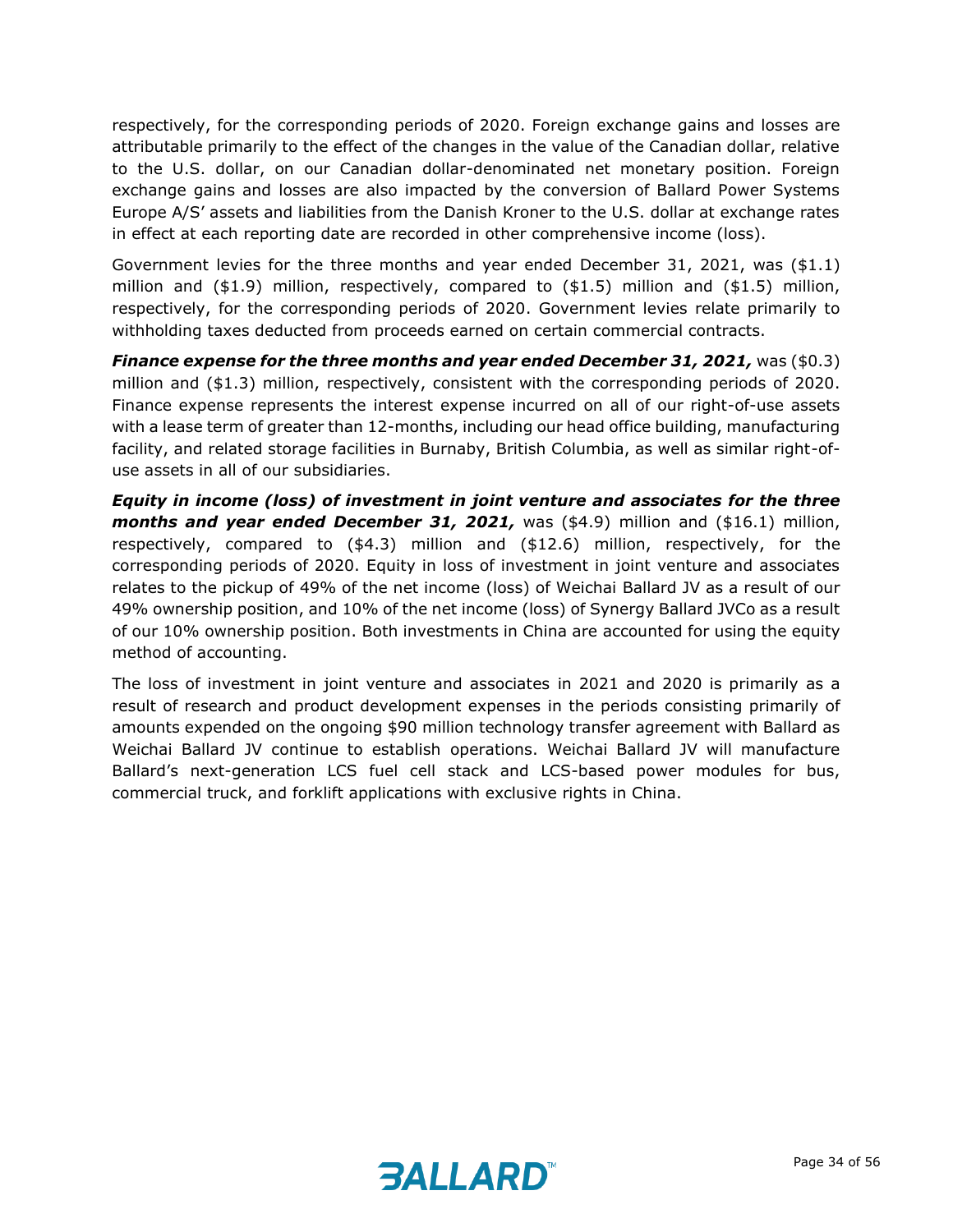respectively, for the corresponding periods of 2020. Foreign exchange gains and losses are attributable primarily to the effect of the changes in the value of the Canadian dollar, relative to the U.S. dollar, on our Canadian dollar-denominated net monetary position. Foreign exchange gains and losses are also impacted by the conversion of Ballard Power Systems Europe A/S' assets and liabilities from the Danish Kroner to the U.S. dollar at exchange rates in effect at each reporting date are recorded in other comprehensive income (loss).

Government levies for the three months and year ended December 31, 2021, was ($1.1) million and ($1.9) million, respectively, compared to ($1.5) million and ($1.5) million, respectively, for the corresponding periods of 2020. Government levies relate primarily to withholding taxes deducted from proceeds earned on certain commercial contracts.

***Finance expense for the three months and year ended December 31, 2021,*** was ($0.3) million and ($1.3) million, respectively, consistent with the corresponding periods of 2020. Finance expense represents the interest expense incurred on all of our right-of-use assets with a lease term of greater than 12-months, including our head office building, manufacturing facility, and related storage facilities in Burnaby, British Columbia, as well as similar right-of-use assets in all of our subsidiaries.

***Equity in income (loss) of investment in joint venture and associates for the three months and year ended December 31, 2021,*** was ($4.9) million and ($16.1) million, respectively, compared to ($4.3) million and ($12.6) million, respectively, for the corresponding periods of 2020. Equity in loss of investment in joint venture and associates relates to the pickup of 49% of the net income (loss) of Weichai Ballard JV as a result of our 49% ownership position, and 10% of the net income (loss) of Synergy Ballard JVCo as a result of our 10% ownership position. Both investments in China are accounted for using the equity method of accounting.

The loss of investment in joint venture and associates in 2021 and 2020 is primarily as a result of research and product development expenses in the periods consisting primarily of amounts expended on the ongoing $90 million technology transfer agreement with Ballard as Weichai Ballard JV continue to establish operations. Weichai Ballard JV will manufacture Ballard's next-generation LCS fuel cell stack and LCS-based power modules for bus, commercial truck, and forklift applications with exclusive rights in China.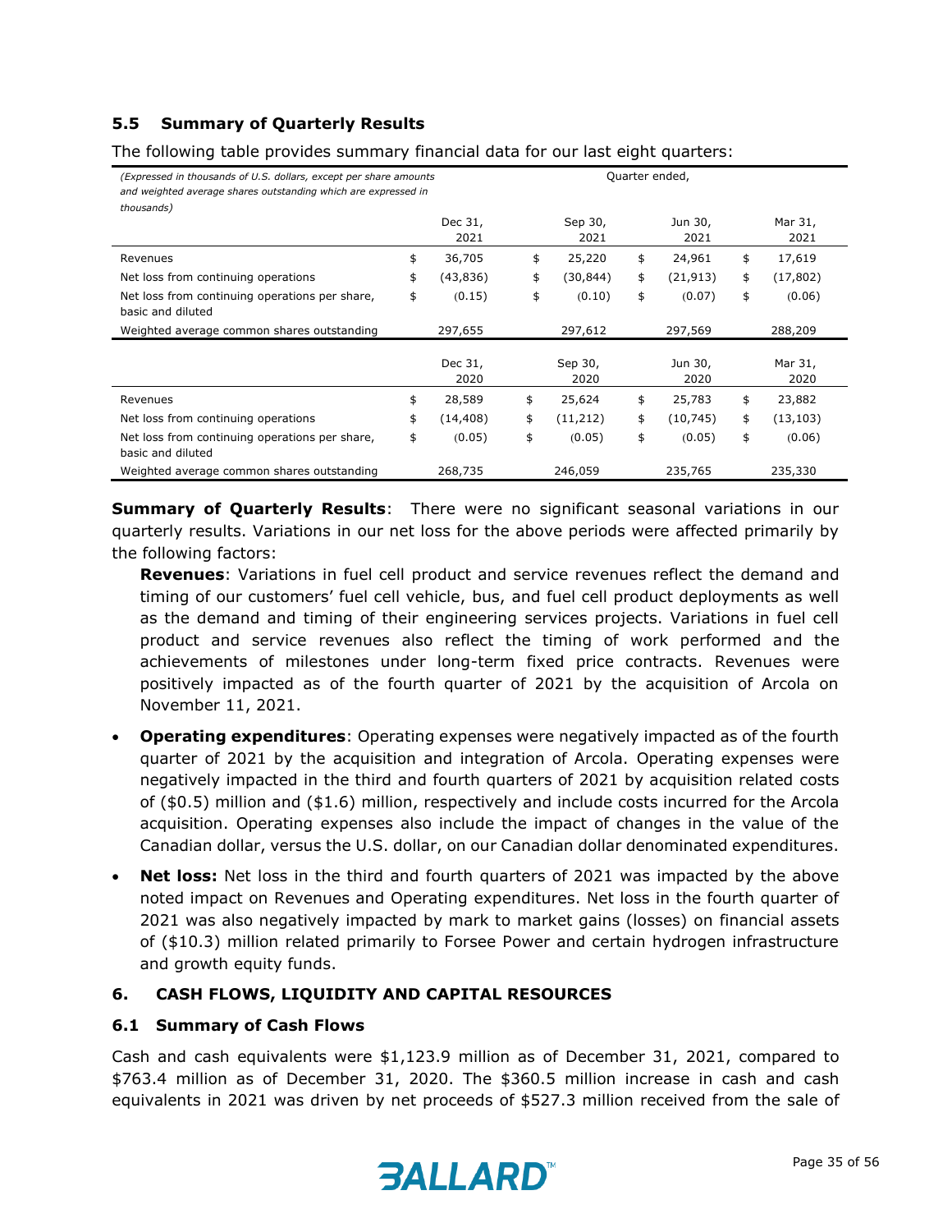## 5.5 Summary of Quarterly Results

The following table provides summary financial data for our last eight quarters:

| *(Expressed in thousands of U.S. dollars, except per share amounts and weighted average shares outstanding which are expressed in thousands)* | Quarter ended, | | | |
|---|---|---|---|---|
| | Dec 31, 2021 | Sep 30, 2021 | Jun 30, 2021 | Mar 31, 2021 |
| Revenues | $ 36,705 | $ 25,220 | $ 24,961 | $ 17,619 |
| Net loss from continuing operations | $ (43,836) | $ (30,844) | $ (21,913) | $ (17,802) |
| Net loss from continuing operations per share, basic and diluted | $ (0.15) | $ (0.10) | $ (0.07) | $ (0.06) |
| Weighted average common shares outstanding | 297,655 | 297,612 | 297,569 | 288,209 |
| | Dec 31, 2020 | Sep 30, 2020 | Jun 30, 2020 | Mar 31, 2020 |
| Revenues | $ 28,589 | $ 25,624 | $ 25,783 | $ 23,882 |
| Net loss from continuing operations | $ (14,408) | $ (11,212) | $ (10,745) | $ (13,103) |
| Net loss from continuing operations per share, basic and diluted | $ (0.05) | $ (0.05) | $ (0.05) | $ (0.06) |
| Weighted average common shares outstanding | 268,735 | 246,059 | 235,765 | 235,330 |

**Summary of Quarterly Results**: There were no significant seasonal variations in our quarterly results. Variations in our net loss for the above periods were affected primarily by the following factors:

**Revenues**: Variations in fuel cell product and service revenues reflect the demand and timing of our customers' fuel cell vehicle, bus, and fuel cell product deployments as well as the demand and timing of their engineering services projects. Variations in fuel cell product and service revenues also reflect the timing of work performed and the achievements of milestones under long-term fixed price contracts. Revenues were positively impacted as of the fourth quarter of 2021 by the acquisition of Arcola on November 11, 2021.

- **Operating expenditures**: Operating expenses were negatively impacted as of the fourth quarter of 2021 by the acquisition and integration of Arcola. Operating expenses were negatively impacted in the third and fourth quarters of 2021 by acquisition related costs of ($0.5) million and ($1.6) million, respectively and include costs incurred for the Arcola acquisition. Operating expenses also include the impact of changes in the value of the Canadian dollar, versus the U.S. dollar, on our Canadian dollar denominated expenditures.
- **Net loss:** Net loss in the third and fourth quarters of 2021 was impacted by the above noted impact on Revenues and Operating expenditures. Net loss in the fourth quarter of 2021 was also negatively impacted by mark to market gains (losses) on financial assets of ($10.3) million related primarily to Forsee Power and certain hydrogen infrastructure and growth equity funds.

## 6. CASH FLOWS, LIQUIDITY AND CAPITAL RESOURCES

### 6.1 Summary of Cash Flows

Cash and cash equivalents were $1,123.9 million as of December 31, 2021, compared to $763.4 million as of December 31, 2020. The $360.5 million increase in cash and cash equivalents in 2021 was driven by net proceeds of $527.3 million received from the sale of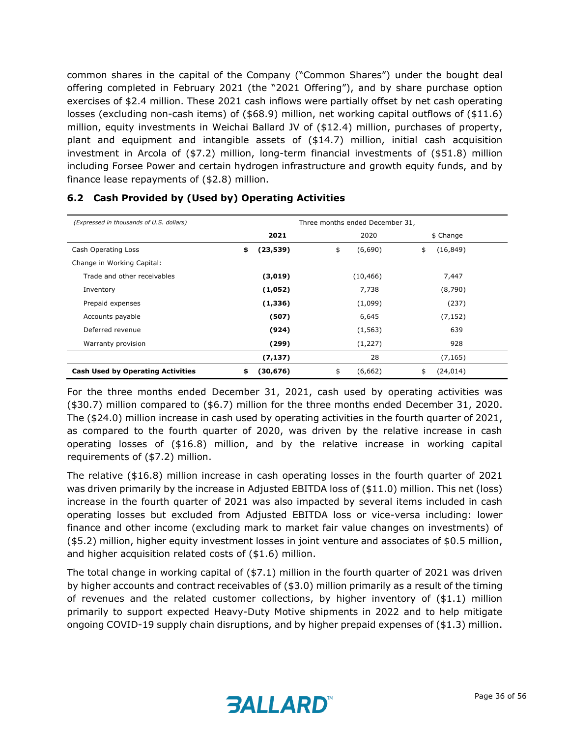common shares in the capital of the Company ("Common Shares") under the bought deal offering completed in February 2021 (the "2021 Offering"), and by share purchase option exercises of $2.4 million. These 2021 cash inflows were partially offset by net cash operating losses (excluding non-cash items) of ($68.9) million, net working capital outflows of ($11.6) million, equity investments in Weichai Ballard JV of ($12.4) million, purchases of property, plant and equipment and intangible assets of ($14.7) million, initial cash acquisition investment in Arcola of ($7.2) million, long-term financial investments of ($51.8) million including Forsee Power and certain hydrogen infrastructure and growth equity funds, and by finance lease repayments of ($2.8) million.

## 6.2 Cash Provided by (Used by) Operating Activities

| *(Expressed in thousands of U.S. dollars)* | Three months ended December 31, | | |
|---|---|---|---|
| | **2021** | 2020 | $ Change |
| Cash Operating Loss | **$ (23,539)** | $ (6,690) | $ (16,849) |
| Change in Working Capital: | | | |
| Trade and other receivables | **(3,019)** | (10,466) | 7,447 |
| Inventory | **(1,052)** | 7,738 | (8,790) |
| Prepaid expenses | **(1,336)** | (1,099) | (237) |
| Accounts payable | **(507)** | 6,645 | (7,152) |
| Deferred revenue | **(924)** | (1,563) | 639 |
| Warranty provision | **(299)** | (1,227) | 928 |
| | **(7,137)** | 28 | (7,165) |
| **Cash Used by Operating Activities** | **$ (30,676)** | $ (6,662) | $ (24,014) |

For the three months ended December 31, 2021, cash used by operating activities was ($30.7) million compared to ($6.7) million for the three months ended December 31, 2020. The ($24.0) million increase in cash used by operating activities in the fourth quarter of 2021, as compared to the fourth quarter of 2020, was driven by the relative increase in cash operating losses of ($16.8) million, and by the relative increase in working capital requirements of ($7.2) million.

The relative ($16.8) million increase in cash operating losses in the fourth quarter of 2021 was driven primarily by the increase in Adjusted EBITDA loss of ($11.0) million. This net (loss) increase in the fourth quarter of 2021 was also impacted by several items included in cash operating losses but excluded from Adjusted EBITDA loss or vice-versa including: lower finance and other income (excluding mark to market fair value changes on investments) of ($5.2) million, higher equity investment losses in joint venture and associates of $0.5 million, and higher acquisition related costs of ($1.6) million.

The total change in working capital of ($7.1) million in the fourth quarter of 2021 was driven by higher accounts and contract receivables of ($3.0) million primarily as a result of the timing of revenues and the related customer collections, by higher inventory of ($1.1) million primarily to support expected Heavy-Duty Motive shipments in 2022 and to help mitigate ongoing COVID-19 supply chain disruptions, and by higher prepaid expenses of ($1.3) million.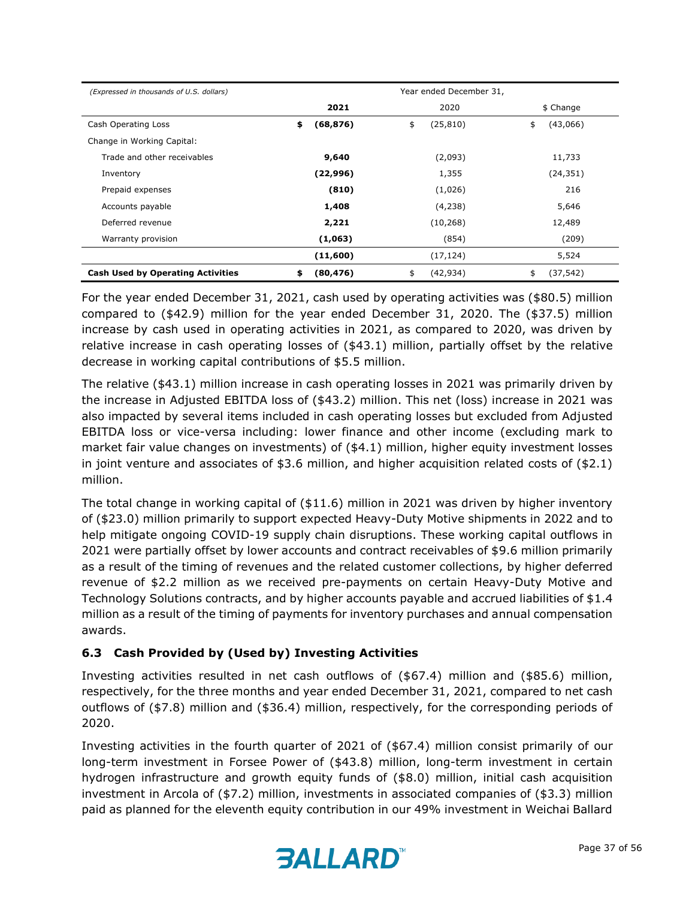| *(Expressed in thousands of U.S. dollars)* | Year ended December 31, | | |
|---|---|---|---|
| | **2021** | 2020 | $ Change |
| Cash Operating Loss | **$ (68,876)** | $ (25,810) | $ (43,066) |
| Change in Working Capital: | | | |
| Trade and other receivables | **9,640** | (2,093) | 11,733 |
| Inventory | **(22,996)** | 1,355 | (24,351) |
| Prepaid expenses | **(810)** | (1,026) | 216 |
| Accounts payable | **1,408** | (4,238) | 5,646 |
| Deferred revenue | **2,221** | (10,268) | 12,489 |
| Warranty provision | **(1,063)** | (854) | (209) |
| | **(11,600)** | (17,124) | 5,524 |
| **Cash Used by Operating Activities** | **$ (80,476)** | $ (42,934) | $ (37,542) |

For the year ended December 31, 2021, cash used by operating activities was ($80.5) million compared to ($42.9) million for the year ended December 31, 2020. The ($37.5) million increase by cash used in operating activities in 2021, as compared to 2020, was driven by relative increase in cash operating losses of ($43.1) million, partially offset by the relative decrease in working capital contributions of $5.5 million.

The relative ($43.1) million increase in cash operating losses in 2021 was primarily driven by the increase in Adjusted EBITDA loss of ($43.2) million. This net (loss) increase in 2021 was also impacted by several items included in cash operating losses but excluded from Adjusted EBITDA loss or vice-versa including: lower finance and other income (excluding mark to market fair value changes on investments) of ($4.1) million, higher equity investment losses in joint venture and associates of $3.6 million, and higher acquisition related costs of ($2.1) million.

The total change in working capital of ($11.6) million in 2021 was driven by higher inventory of ($23.0) million primarily to support expected Heavy-Duty Motive shipments in 2022 and to help mitigate ongoing COVID-19 supply chain disruptions. These working capital outflows in 2021 were partially offset by lower accounts and contract receivables of $9.6 million primarily as a result of the timing of revenues and the related customer collections, by higher deferred revenue of $2.2 million as we received pre-payments on certain Heavy-Duty Motive and Technology Solutions contracts, and by higher accounts payable and accrued liabilities of $1.4 million as a result of the timing of payments for inventory purchases and annual compensation awards.

### 6.3 Cash Provided by (Used by) Investing Activities

Investing activities resulted in net cash outflows of ($67.4) million and ($85.6) million, respectively, for the three months and year ended December 31, 2021, compared to net cash outflows of ($7.8) million and ($36.4) million, respectively, for the corresponding periods of 2020.

Investing activities in the fourth quarter of 2021 of ($67.4) million consist primarily of our long-term investment in Forsee Power of ($43.8) million, long-term investment in certain hydrogen infrastructure and growth equity funds of ($8.0) million, initial cash acquisition investment in Arcola of ($7.2) million, investments in associated companies of ($3.3) million paid as planned for the eleventh equity contribution in our 49% investment in Weichai Ballard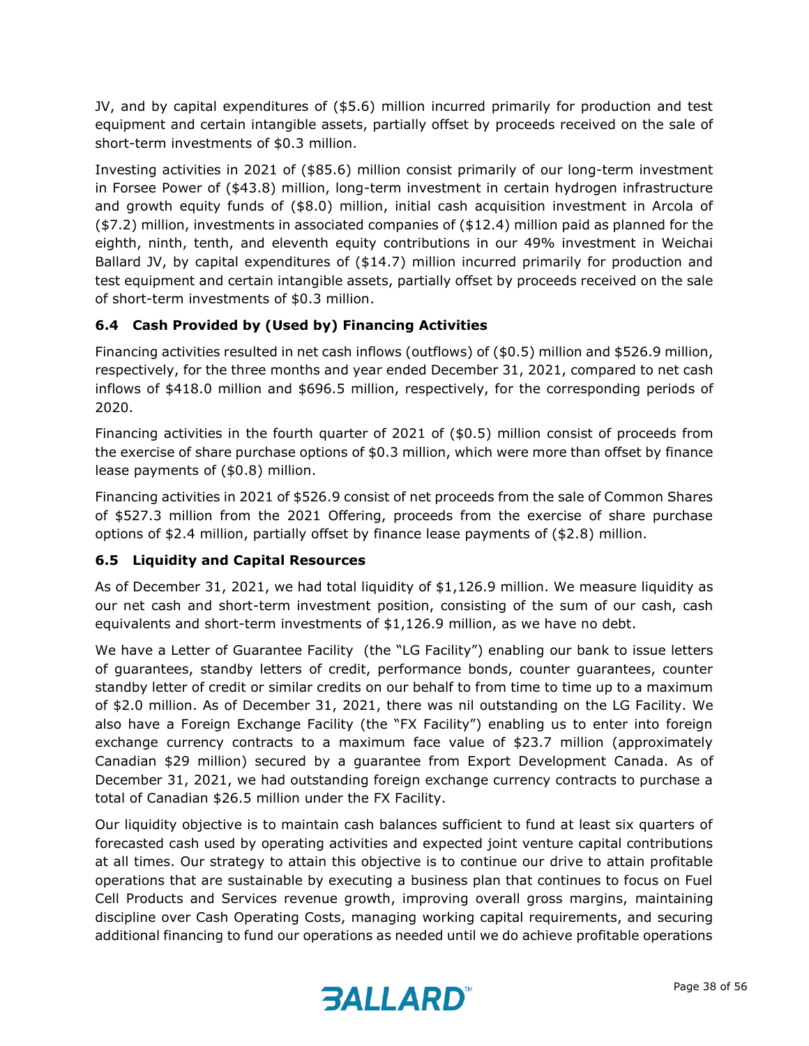JV, and by capital expenditures of ($5.6) million incurred primarily for production and test equipment and certain intangible assets, partially offset by proceeds received on the sale of short-term investments of $0.3 million.

Investing activities in 2021 of ($85.6) million consist primarily of our long-term investment in Forsee Power of ($43.8) million, long-term investment in certain hydrogen infrastructure and growth equity funds of ($8.0) million, initial cash acquisition investment in Arcola of ($7.2) million, investments in associated companies of ($12.4) million paid as planned for the eighth, ninth, tenth, and eleventh equity contributions in our 49% investment in Weichai Ballard JV, by capital expenditures of ($14.7) million incurred primarily for production and test equipment and certain intangible assets, partially offset by proceeds received on the sale of short-term investments of $0.3 million.

### 6.4 Cash Provided by (Used by) Financing Activities

Financing activities resulted in net cash inflows (outflows) of ($0.5) million and $526.9 million, respectively, for the three months and year ended December 31, 2021, compared to net cash inflows of $418.0 million and $696.5 million, respectively, for the corresponding periods of 2020.

Financing activities in the fourth quarter of 2021 of ($0.5) million consist of proceeds from the exercise of share purchase options of $0.3 million, which were more than offset by finance lease payments of ($0.8) million.

Financing activities in 2021 of $526.9 consist of net proceeds from the sale of Common Shares of $527.3 million from the 2021 Offering, proceeds from the exercise of share purchase options of $2.4 million, partially offset by finance lease payments of ($2.8) million.

### 6.5 Liquidity and Capital Resources

As of December 31, 2021, we had total liquidity of $1,126.9 million. We measure liquidity as our net cash and short-term investment position, consisting of the sum of our cash, cash equivalents and short-term investments of $1,126.9 million, as we have no debt.

We have a Letter of Guarantee Facility (the "LG Facility") enabling our bank to issue letters of guarantees, standby letters of credit, performance bonds, counter guarantees, counter standby letter of credit or similar credits on our behalf to from time to time up to a maximum of $2.0 million. As of December 31, 2021, there was nil outstanding on the LG Facility. We also have a Foreign Exchange Facility (the "FX Facility") enabling us to enter into foreign exchange currency contracts to a maximum face value of $23.7 million (approximately Canadian $29 million) secured by a guarantee from Export Development Canada. As of December 31, 2021, we had outstanding foreign exchange currency contracts to purchase a total of Canadian $26.5 million under the FX Facility.

Our liquidity objective is to maintain cash balances sufficient to fund at least six quarters of forecasted cash used by operating activities and expected joint venture capital contributions at all times. Our strategy to attain this objective is to continue our drive to attain profitable operations that are sustainable by executing a business plan that continues to focus on Fuel Cell Products and Services revenue growth, improving overall gross margins, maintaining discipline over Cash Operating Costs, managing working capital requirements, and securing additional financing to fund our operations as needed until we do achieve profitable operations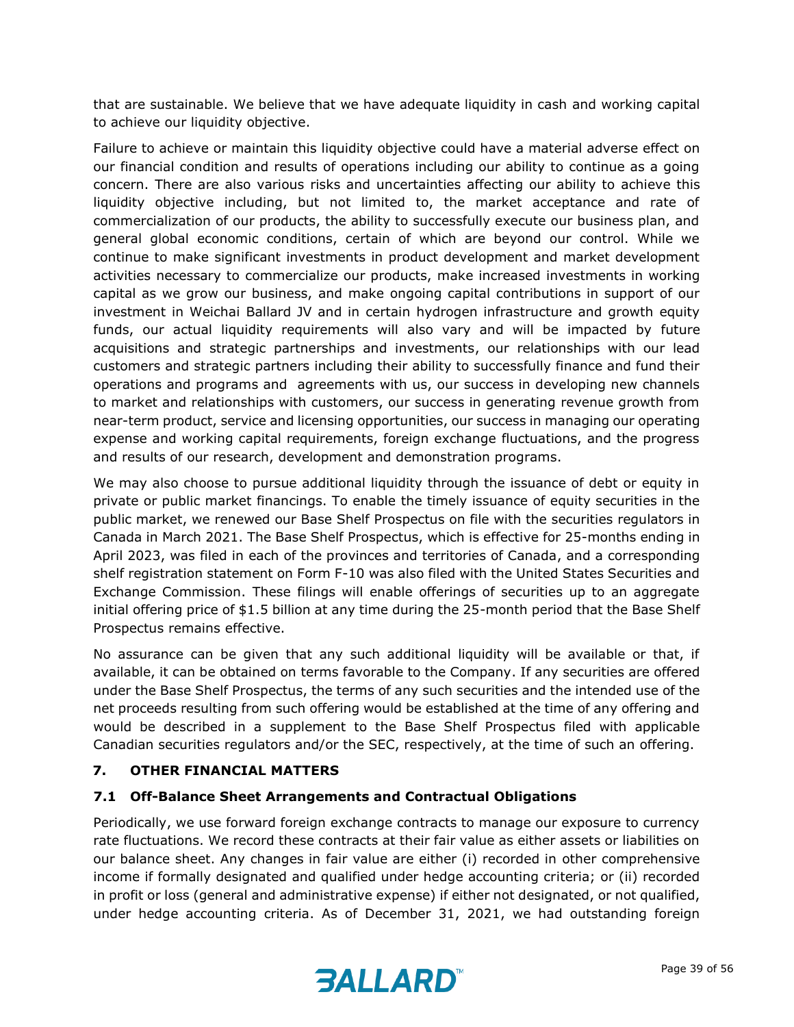that are sustainable. We believe that we have adequate liquidity in cash and working capital to achieve our liquidity objective.

Failure to achieve or maintain this liquidity objective could have a material adverse effect on our financial condition and results of operations including our ability to continue as a going concern. There are also various risks and uncertainties affecting our ability to achieve this liquidity objective including, but not limited to, the market acceptance and rate of commercialization of our products, the ability to successfully execute our business plan, and general global economic conditions, certain of which are beyond our control. While we continue to make significant investments in product development and market development activities necessary to commercialize our products, make increased investments in working capital as we grow our business, and make ongoing capital contributions in support of our investment in Weichai Ballard JV and in certain hydrogen infrastructure and growth equity funds, our actual liquidity requirements will also vary and will be impacted by future acquisitions and strategic partnerships and investments, our relationships with our lead customers and strategic partners including their ability to successfully finance and fund their operations and programs and agreements with us, our success in developing new channels to market and relationships with customers, our success in generating revenue growth from near-term product, service and licensing opportunities, our success in managing our operating expense and working capital requirements, foreign exchange fluctuations, and the progress and results of our research, development and demonstration programs.

We may also choose to pursue additional liquidity through the issuance of debt or equity in private or public market financings. To enable the timely issuance of equity securities in the public market, we renewed our Base Shelf Prospectus on file with the securities regulators in Canada in March 2021. The Base Shelf Prospectus, which is effective for 25-months ending in April 2023, was filed in each of the provinces and territories of Canada, and a corresponding shelf registration statement on Form F-10 was also filed with the United States Securities and Exchange Commission. These filings will enable offerings of securities up to an aggregate initial offering price of $1.5 billion at any time during the 25-month period that the Base Shelf Prospectus remains effective.

No assurance can be given that any such additional liquidity will be available or that, if available, it can be obtained on terms favorable to the Company. If any securities are offered under the Base Shelf Prospectus, the terms of any such securities and the intended use of the net proceeds resulting from such offering would be established at the time of any offering and would be described in a supplement to the Base Shelf Prospectus filed with applicable Canadian securities regulators and/or the SEC, respectively, at the time of such an offering.

## 7. OTHER FINANCIAL MATTERS

### 7.1 Off-Balance Sheet Arrangements and Contractual Obligations

Periodically, we use forward foreign exchange contracts to manage our exposure to currency rate fluctuations. We record these contracts at their fair value as either assets or liabilities on our balance sheet. Any changes in fair value are either (i) recorded in other comprehensive income if formally designated and qualified under hedge accounting criteria; or (ii) recorded in profit or loss (general and administrative expense) if either not designated, or not qualified, under hedge accounting criteria. As of December 31, 2021, we had outstanding foreign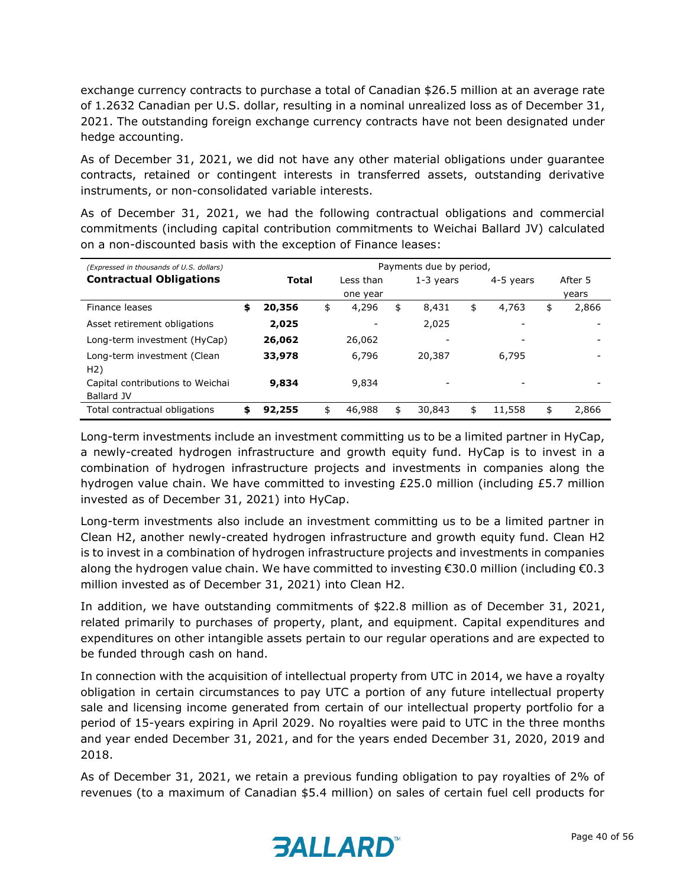exchange currency contracts to purchase a total of Canadian $26.5 million at an average rate of 1.2632 Canadian per U.S. dollar, resulting in a nominal unrealized loss as of December 31, 2021. The outstanding foreign exchange currency contracts have not been designated under hedge accounting.

As of December 31, 2021, we did not have any other material obligations under guarantee contracts, retained or contingent interests in transferred assets, outstanding derivative instruments, or non-consolidated variable interests.

As of December 31, 2021, we had the following contractual obligations and commercial commitments (including capital contribution commitments to Weichai Ballard JV) calculated on a non-discounted basis with the exception of Finance leases:

| *(Expressed in thousands of U.S. dollars)* | Payments due by period, | | | | |
|---|---|---|---|---|---|
| **Contractual Obligations** | **Total** | Less than one year | 1-3 years | 4-5 years | After 5 years |
| Finance leases | $ **20,356** | $ 4,296 | $ 8,431 | $ 4,763 | $ 2,866 |
| Asset retirement obligations | **2,025** | - | 2,025 | - | - |
| Long-term investment (HyCap) | **26,062** | 26,062 | - | - | - |
| Long-term investment (Clean H2) | **33,978** | 6,796 | 20,387 | 6,795 | - |
| Capital contributions to Weichai Ballard JV | **9,834** | 9,834 | - | - | - |
| Total contractual obligations | $ **92,255** | $ 46,988 | $ 30,843 | $ 11,558 | $ 2,866 |

Long-term investments include an investment committing us to be a limited partner in HyCap, a newly-created hydrogen infrastructure and growth equity fund. HyCap is to invest in a combination of hydrogen infrastructure projects and investments in companies along the hydrogen value chain. We have committed to investing £25.0 million (including £5.7 million invested as of December 31, 2021) into HyCap.

Long-term investments also include an investment committing us to be a limited partner in Clean H2, another newly-created hydrogen infrastructure and growth equity fund. Clean H2 is to invest in a combination of hydrogen infrastructure projects and investments in companies along the hydrogen value chain. We have committed to investing €30.0 million (including €0.3 million invested as of December 31, 2021) into Clean H2.

In addition, we have outstanding commitments of $22.8 million as of December 31, 2021, related primarily to purchases of property, plant, and equipment. Capital expenditures and expenditures on other intangible assets pertain to our regular operations and are expected to be funded through cash on hand.

In connection with the acquisition of intellectual property from UTC in 2014, we have a royalty obligation in certain circumstances to pay UTC a portion of any future intellectual property sale and licensing income generated from certain of our intellectual property portfolio for a period of 15-years expiring in April 2029. No royalties were paid to UTC in the three months and year ended December 31, 2021, and for the years ended December 31, 2020, 2019 and 2018.

As of December 31, 2021, we retain a previous funding obligation to pay royalties of 2% of revenues (to a maximum of Canadian $5.4 million) on sales of certain fuel cell products for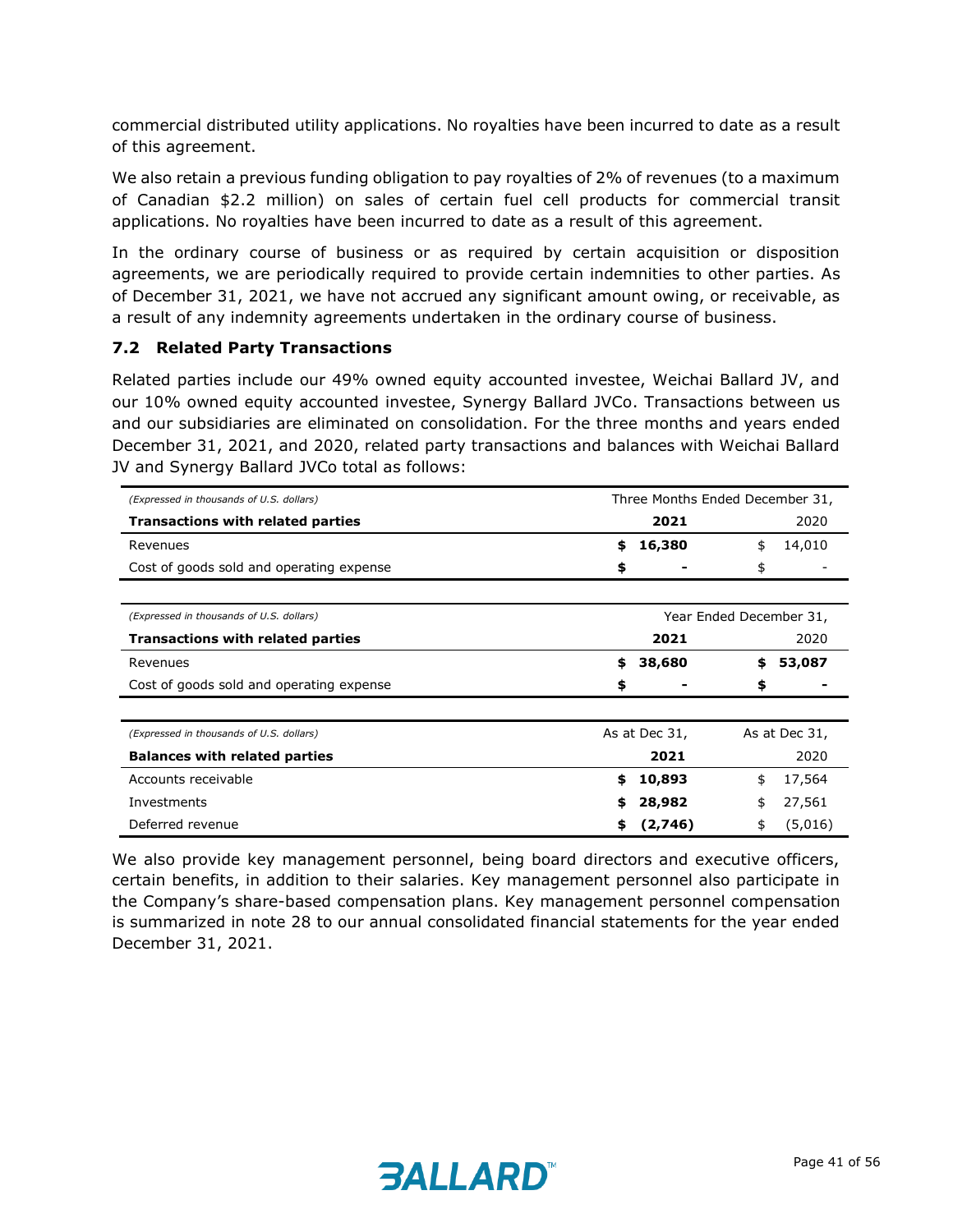commercial distributed utility applications. No royalties have been incurred to date as a result of this agreement.

We also retain a previous funding obligation to pay royalties of 2% of revenues (to a maximum of Canadian $2.2 million) on sales of certain fuel cell products for commercial transit applications. No royalties have been incurred to date as a result of this agreement.

In the ordinary course of business or as required by certain acquisition or disposition agreements, we are periodically required to provide certain indemnities to other parties. As of December 31, 2021, we have not accrued any significant amount owing, or receivable, as a result of any indemnity agreements undertaken in the ordinary course of business.

### 7.2 Related Party Transactions

Related parties include our 49% owned equity accounted investee, Weichai Ballard JV, and our 10% owned equity accounted investee, Synergy Ballard JVCo. Transactions between us and our subsidiaries are eliminated on consolidation. For the three months and years ended December 31, 2021, and 2020, related party transactions and balances with Weichai Ballard JV and Synergy Ballard JVCo total as follows:

| *(Expressed in thousands of U.S. dollars)* | Three Months Ended December 31, | |
|---|---|---|
| **Transactions with related parties** | **2021** | 2020 |
| Revenues | **$ 16,380** | $ 14,010 |
| Cost of goods sold and operating expense | **$ -** | $ - |

| *(Expressed in thousands of U.S. dollars)* | Year Ended December 31, | |
|---|---|---|
| **Transactions with related parties** | **2021** | 2020 |
| Revenues | **$ 38,680** | **$ 53,087** |
| Cost of goods sold and operating expense | **$ -** | **$ -** |

| *(Expressed in thousands of U.S. dollars)* | As at Dec 31, | As at Dec 31, |
|---|---|---|
| **Balances with related parties** | **2021** | 2020 |
| Accounts receivable | **$ 10,893** | $ 17,564 |
| Investments | **$ 28,982** | $ 27,561 |
| Deferred revenue | **$ (2,746)** | $ (5,016) |

We also provide key management personnel, being board directors and executive officers, certain benefits, in addition to their salaries. Key management personnel also participate in the Company's share-based compensation plans. Key management personnel compensation is summarized in note 28 to our annual consolidated financial statements for the year ended December 31, 2021.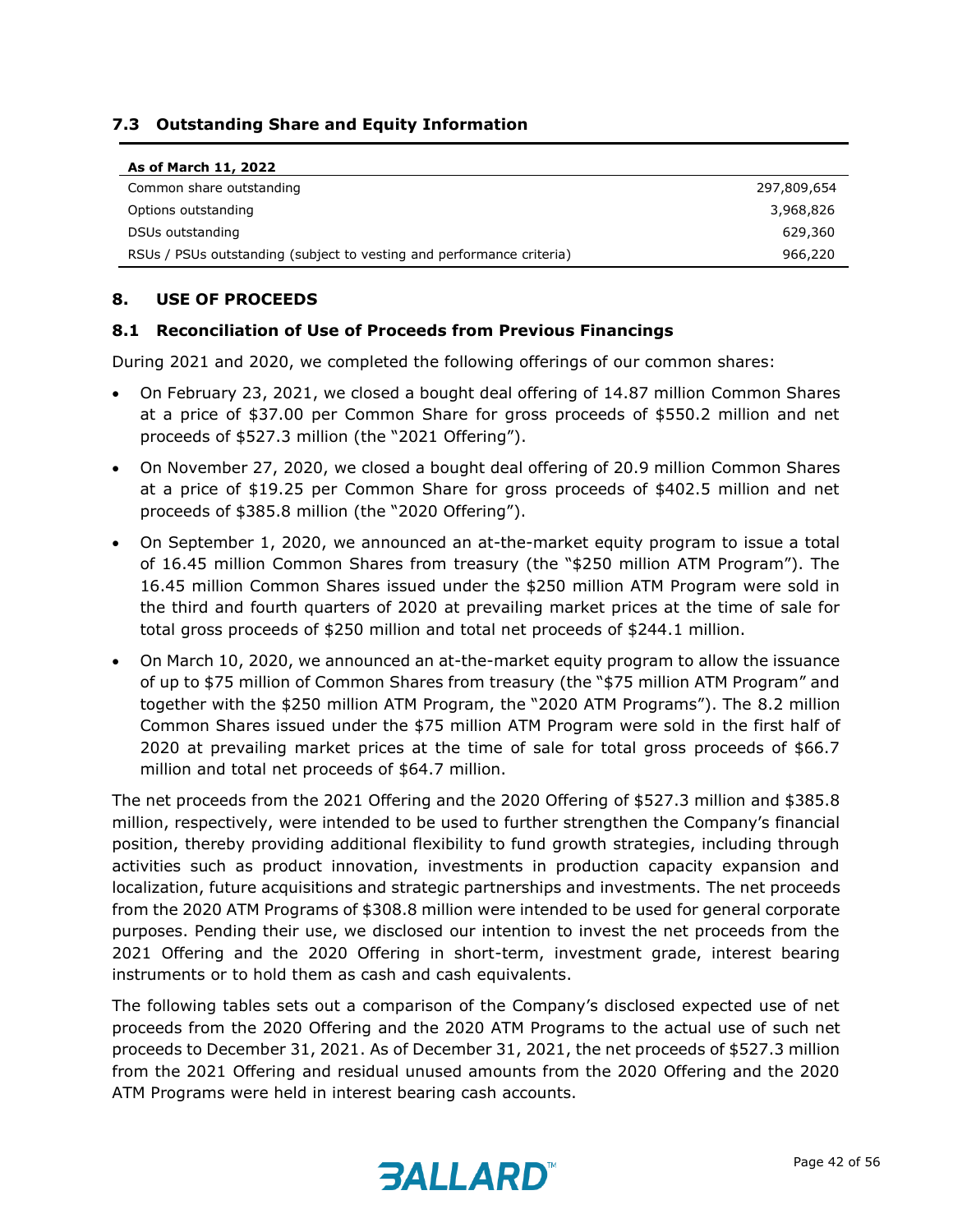### 7.3 Outstanding Share and Equity Information

| As of March 11, 2022 | |
|---|---|
| Common share outstanding | 297,809,654 |
| Options outstanding | 3,968,826 |
| DSUs outstanding | 629,360 |
| RSUs / PSUs outstanding (subject to vesting and performance criteria) | 966,220 |

## 8. USE OF PROCEEDS

### 8.1 Reconciliation of Use of Proceeds from Previous Financings

During 2021 and 2020, we completed the following offerings of our common shares:

- On February 23, 2021, we closed a bought deal offering of 14.87 million Common Shares at a price of $37.00 per Common Share for gross proceeds of $550.2 million and net proceeds of $527.3 million (the "2021 Offering").
- On November 27, 2020, we closed a bought deal offering of 20.9 million Common Shares at a price of $19.25 per Common Share for gross proceeds of $402.5 million and net proceeds of $385.8 million (the "2020 Offering").
- On September 1, 2020, we announced an at-the-market equity program to issue a total of 16.45 million Common Shares from treasury (the "$250 million ATM Program"). The 16.45 million Common Shares issued under the $250 million ATM Program were sold in the third and fourth quarters of 2020 at prevailing market prices at the time of sale for total gross proceeds of $250 million and total net proceeds of $244.1 million.
- On March 10, 2020, we announced an at-the-market equity program to allow the issuance of up to $75 million of Common Shares from treasury (the "$75 million ATM Program" and together with the $250 million ATM Program, the "2020 ATM Programs"). The 8.2 million Common Shares issued under the $75 million ATM Program were sold in the first half of 2020 at prevailing market prices at the time of sale for total gross proceeds of $66.7 million and total net proceeds of $64.7 million.

The net proceeds from the 2021 Offering and the 2020 Offering of $527.3 million and $385.8 million, respectively, were intended to be used to further strengthen the Company's financial position, thereby providing additional flexibility to fund growth strategies, including through activities such as product innovation, investments in production capacity expansion and localization, future acquisitions and strategic partnerships and investments. The net proceeds from the 2020 ATM Programs of $308.8 million were intended to be used for general corporate purposes. Pending their use, we disclosed our intention to invest the net proceeds from the 2021 Offering and the 2020 Offering in short-term, investment grade, interest bearing instruments or to hold them as cash and cash equivalents.

The following tables sets out a comparison of the Company's disclosed expected use of net proceeds from the 2020 Offering and the 2020 ATM Programs to the actual use of such net proceeds to December 31, 2021. As of December 31, 2021, the net proceeds of $527.3 million from the 2021 Offering and residual unused amounts from the 2020 Offering and the 2020 ATM Programs were held in interest bearing cash accounts.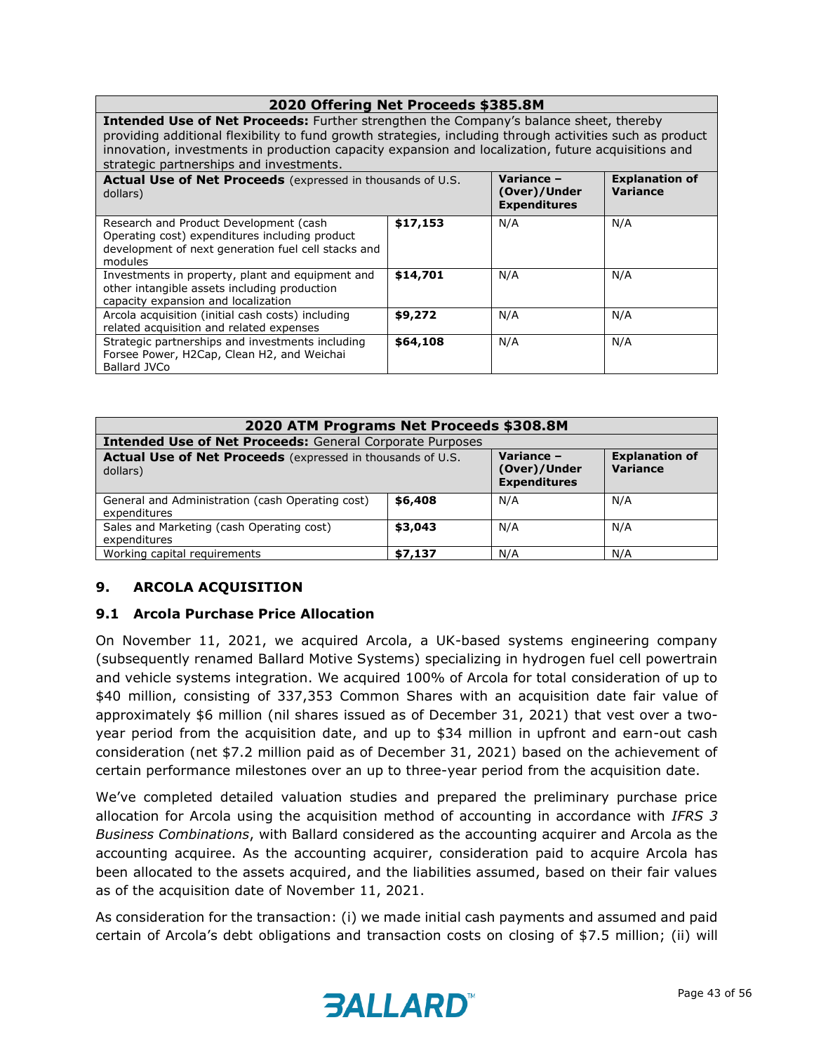| 2020 Offering Net Proceeds $385.8M | | | |
|---|---|---|---|
| **Intended Use of Net Proceeds:** Further strengthen the Company's balance sheet, thereby providing additional flexibility to fund growth strategies, including through activities such as product innovation, investments in production capacity expansion and localization, future acquisitions and strategic partnerships and investments. | | | |
| **Actual Use of Net Proceeds** (expressed in thousands of U.S. dollars) | | **Variance – (Over)/Under Expenditures** | **Explanation of Variance** |
| Research and Product Development (cash Operating cost) expenditures including product development of next generation fuel cell stacks and modules | **$17,153** | N/A | N/A |
| Investments in property, plant and equipment and other intangible assets including production capacity expansion and localization | **$14,701** | N/A | N/A |
| Arcola acquisition (initial cash costs) including related acquisition and related expenses | **$9,272** | N/A | N/A |
| Strategic partnerships and investments including Forsee Power, H2Cap, Clean H2, and Weichai Ballard JVCo | **$64,108** | N/A | N/A |

| 2020 ATM Programs Net Proceeds $308.8M | | | |
|---|---|---|---|
| **Intended Use of Net Proceeds:** General Corporate Purposes | | | |
| **Actual Use of Net Proceeds** (expressed in thousands of U.S. dollars) | | **Variance – (Over)/Under Expenditures** | **Explanation of Variance** |
| General and Administration (cash Operating cost) expenditures | **$6,408** | N/A | N/A |
| Sales and Marketing (cash Operating cost) expenditures | **$3,043** | N/A | N/A |
| Working capital requirements | **$7,137** | N/A | N/A |

## 9. ARCOLA ACQUISITION

### 9.1 Arcola Purchase Price Allocation

On November 11, 2021, we acquired Arcola, a UK-based systems engineering company (subsequently renamed Ballard Motive Systems) specializing in hydrogen fuel cell powertrain and vehicle systems integration. We acquired 100% of Arcola for total consideration of up to $40 million, consisting of 337,353 Common Shares with an acquisition date fair value of approximately $6 million (nil shares issued as of December 31, 2021) that vest over a two-year period from the acquisition date, and up to $34 million in upfront and earn-out cash consideration (net $7.2 million paid as of December 31, 2021) based on the achievement of certain performance milestones over an up to three-year period from the acquisition date.

We've completed detailed valuation studies and prepared the preliminary purchase price allocation for Arcola using the acquisition method of accounting in accordance with *IFRS 3 Business Combinations*, with Ballard considered as the accounting acquirer and Arcola as the accounting acquiree. As the accounting acquirer, consideration paid to acquire Arcola has been allocated to the assets acquired, and the liabilities assumed, based on their fair values as of the acquisition date of November 11, 2021.

As consideration for the transaction: (i) we made initial cash payments and assumed and paid certain of Arcola's debt obligations and transaction costs on closing of $7.5 million; (ii) will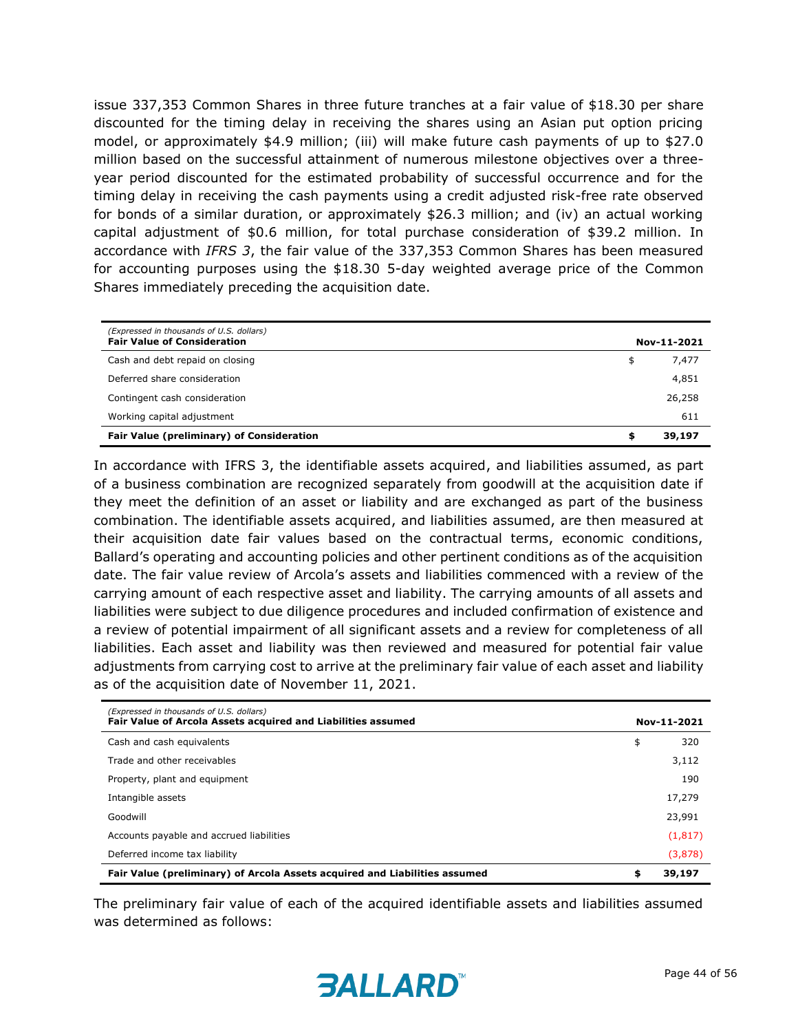issue 337,353 Common Shares in three future tranches at a fair value of $18.30 per share discounted for the timing delay in receiving the shares using an Asian put option pricing model, or approximately $4.9 million; (iii) will make future cash payments of up to $27.0 million based on the successful attainment of numerous milestone objectives over a three-year period discounted for the estimated probability of successful occurrence and for the timing delay in receiving the cash payments using a credit adjusted risk-free rate observed for bonds of a similar duration, or approximately $26.3 million; and (iv) an actual working capital adjustment of $0.6 million, for total purchase consideration of $39.2 million. In accordance with *IFRS 3*, the fair value of the 337,353 Common Shares has been measured for accounting purposes using the $18.30 5-day weighted average price of the Common Shares immediately preceding the acquisition date.

| *(Expressed in thousands of U.S. dollars)* **Fair Value of Consideration** | | **Nov-11-2021** |
|---|---|---|
| Cash and debt repaid on closing | $ | 7,477 |
| Deferred share consideration | | 4,851 |
| Contingent cash consideration | | 26,258 |
| Working capital adjustment | | 611 |
| **Fair Value (preliminary) of Consideration** | **$** | **39,197** |

In accordance with IFRS 3, the identifiable assets acquired, and liabilities assumed, as part of a business combination are recognized separately from goodwill at the acquisition date if they meet the definition of an asset or liability and are exchanged as part of the business combination. The identifiable assets acquired, and liabilities assumed, are then measured at their acquisition date fair values based on the contractual terms, economic conditions, Ballard's operating and accounting policies and other pertinent conditions as of the acquisition date. The fair value review of Arcola's assets and liabilities commenced with a review of the carrying amount of each respective asset and liability. The carrying amounts of all assets and liabilities were subject to due diligence procedures and included confirmation of existence and a review of potential impairment of all significant assets and a review for completeness of all liabilities. Each asset and liability was then reviewed and measured for potential fair value adjustments from carrying cost to arrive at the preliminary fair value of each asset and liability as of the acquisition date of November 11, 2021.

| *(Expressed in thousands of U.S. dollars)* **Fair Value of Arcola Assets acquired and Liabilities assumed** | | **Nov-11-2021** |
|---|---|---|
| Cash and cash equivalents | $ | 320 |
| Trade and other receivables | | 3,112 |
| Property, plant and equipment | | 190 |
| Intangible assets | | 17,279 |
| Goodwill | | 23,991 |
| Accounts payable and accrued liabilities | | (1,817) |
| Deferred income tax liability | | (3,878) |
| **Fair Value (preliminary) of Arcola Assets acquired and Liabilities assumed** | **$** | **39,197** |

The preliminary fair value of each of the acquired identifiable assets and liabilities assumed was determined as follows: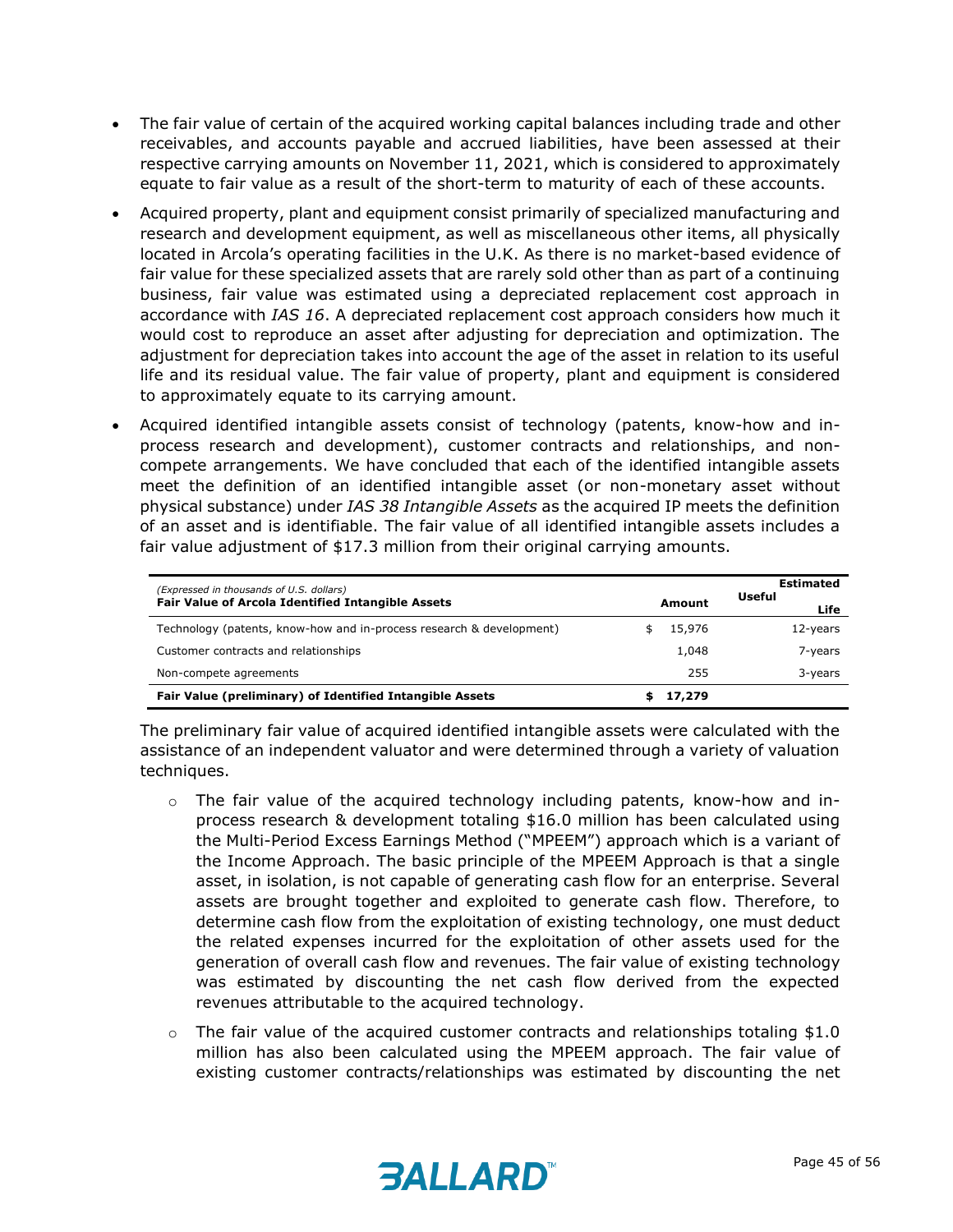- The fair value of certain of the acquired working capital balances including trade and other receivables, and accounts payable and accrued liabilities, have been assessed at their respective carrying amounts on November 11, 2021, which is considered to approximately equate to fair value as a result of the short-term to maturity of each of these accounts.
- Acquired property, plant and equipment consist primarily of specialized manufacturing and research and development equipment, as well as miscellaneous other items, all physically located in Arcola's operating facilities in the U.K. As there is no market-based evidence of fair value for these specialized assets that are rarely sold other than as part of a continuing business, fair value was estimated using a depreciated replacement cost approach in accordance with *IAS 16*. A depreciated replacement cost approach considers how much it would cost to reproduce an asset after adjusting for depreciation and optimization. The adjustment for depreciation takes into account the age of the asset in relation to its useful life and its residual value. The fair value of property, plant and equipment is considered to approximately equate to its carrying amount.
- Acquired identified intangible assets consist of technology (patents, know-how and in-process research and development), customer contracts and relationships, and non-compete arrangements. We have concluded that each of the identified intangible assets meet the definition of an identified intangible asset (or non-monetary asset without physical substance) under *IAS 38 Intangible Assets* as the acquired IP meets the definition of an asset and is identifiable. The fair value of all identified intangible assets includes a fair value adjustment of $17.3 million from their original carrying amounts.

| *(Expressed in thousands of U.S. dollars)* **Fair Value of Arcola Identified Intangible Assets** | **Amount** | **Estimated Useful Life** |
|---|---|---|
| Technology (patents, know-how and in-process research & development) | $ 15,976 | 12-years |
| Customer contracts and relationships | 1,048 | 7-years |
| Non-compete agreements | 255 | 3-years |
| **Fair Value (preliminary) of Identified Intangible Assets** | **$ 17,279** | |

The preliminary fair value of acquired identified intangible assets were calculated with the assistance of an independent valuator and were determined through a variety of valuation techniques.

- The fair value of the acquired technology including patents, know-how and in-process research & development totaling $16.0 million has been calculated using the Multi-Period Excess Earnings Method ("MPEEM") approach which is a variant of the Income Approach. The basic principle of the MPEEM Approach is that a single asset, in isolation, is not capable of generating cash flow for an enterprise. Several assets are brought together and exploited to generate cash flow. Therefore, to determine cash flow from the exploitation of existing technology, one must deduct the related expenses incurred for the exploitation of other assets used for the generation of overall cash flow and revenues. The fair value of existing technology was estimated by discounting the net cash flow derived from the expected revenues attributable to the acquired technology.
- The fair value of the acquired customer contracts and relationships totaling $1.0 million has also been calculated using the MPEEM approach. The fair value of existing customer contracts/relationships was estimated by discounting the net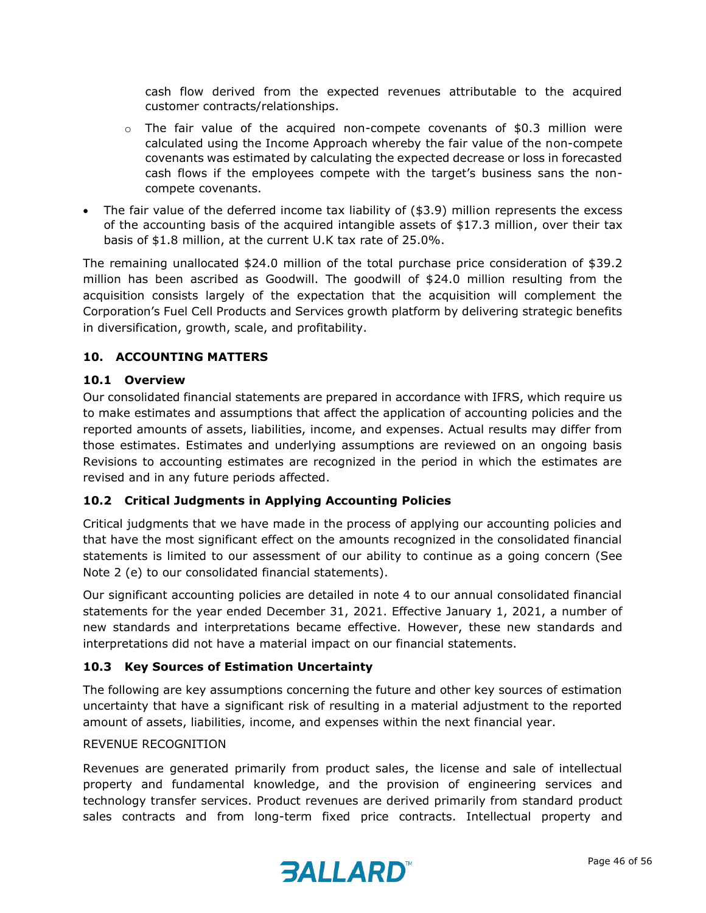cash flow derived from the expected revenues attributable to the acquired customer contracts/relationships.

  - The fair value of the acquired non-compete covenants of $0.3 million were calculated using the Income Approach whereby the fair value of the non-compete covenants was estimated by calculating the expected decrease or loss in forecasted cash flows if the employees compete with the target's business sans the non-compete covenants.

- The fair value of the deferred income tax liability of ($3.9) million represents the excess of the accounting basis of the acquired intangible assets of $17.3 million, over their tax basis of $1.8 million, at the current U.K tax rate of 25.0%.

The remaining unallocated $24.0 million of the total purchase price consideration of $39.2 million has been ascribed as Goodwill. The goodwill of $24.0 million resulting from the acquisition consists largely of the expectation that the acquisition will complement the Corporation's Fuel Cell Products and Services growth platform by delivering strategic benefits in diversification, growth, scale, and profitability.

## 10. ACCOUNTING MATTERS

### 10.1 Overview

Our consolidated financial statements are prepared in accordance with IFRS, which require us to make estimates and assumptions that affect the application of accounting policies and the reported amounts of assets, liabilities, income, and expenses. Actual results may differ from those estimates. Estimates and underlying assumptions are reviewed on an ongoing basis Revisions to accounting estimates are recognized in the period in which the estimates are revised and in any future periods affected.

### 10.2 Critical Judgments in Applying Accounting Policies

Critical judgments that we have made in the process of applying our accounting policies and that have the most significant effect on the amounts recognized in the consolidated financial statements is limited to our assessment of our ability to continue as a going concern (See Note 2 (e) to our consolidated financial statements).

Our significant accounting policies are detailed in note 4 to our annual consolidated financial statements for the year ended December 31, 2021. Effective January 1, 2021, a number of new standards and interpretations became effective. However, these new standards and interpretations did not have a material impact on our financial statements.

### 10.3 Key Sources of Estimation Uncertainty

The following are key assumptions concerning the future and other key sources of estimation uncertainty that have a significant risk of resulting in a material adjustment to the reported amount of assets, liabilities, income, and expenses within the next financial year.

REVENUE RECOGNITION

Revenues are generated primarily from product sales, the license and sale of intellectual property and fundamental knowledge, and the provision of engineering services and technology transfer services. Product revenues are derived primarily from standard product sales contracts and from long-term fixed price contracts. Intellectual property and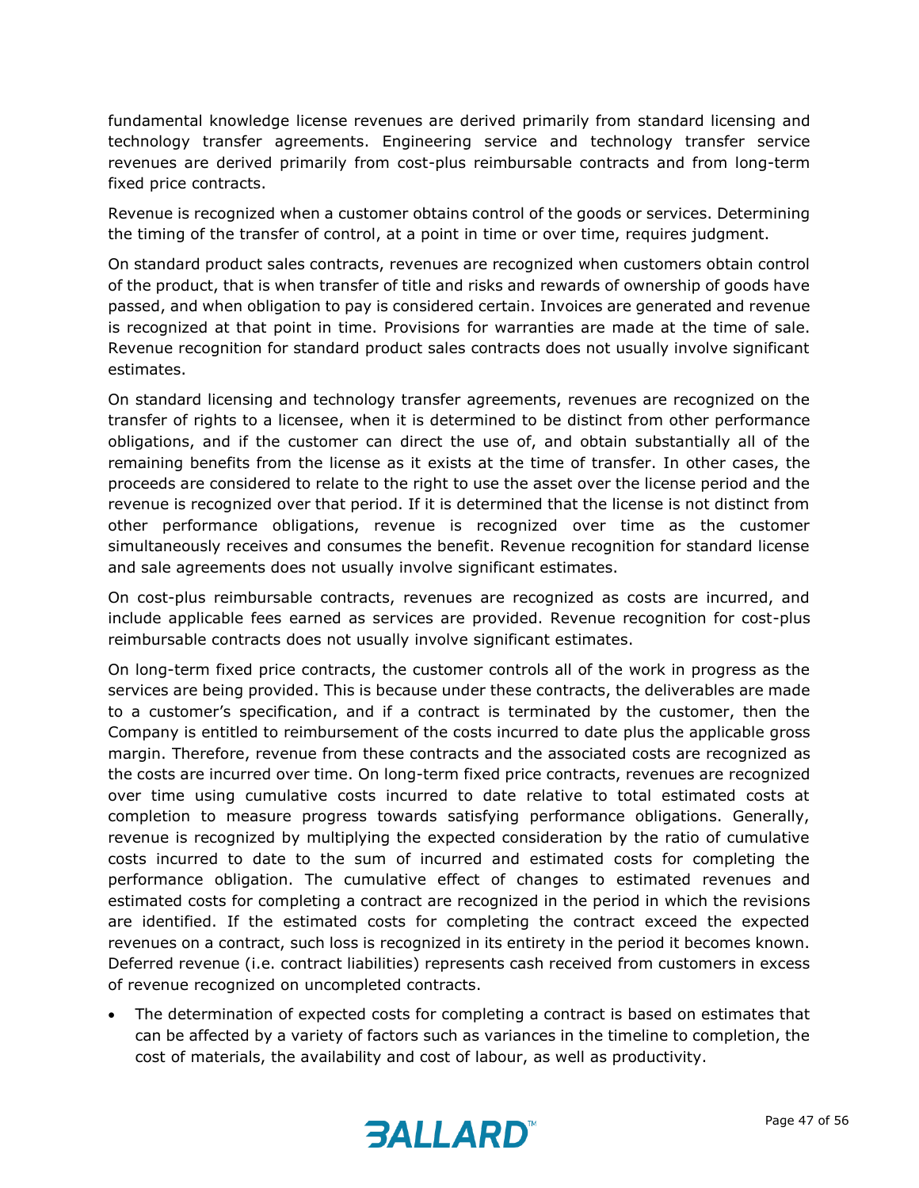fundamental knowledge license revenues are derived primarily from standard licensing and technology transfer agreements. Engineering service and technology transfer service revenues are derived primarily from cost-plus reimbursable contracts and from long-term fixed price contracts.

Revenue is recognized when a customer obtains control of the goods or services. Determining the timing of the transfer of control, at a point in time or over time, requires judgment.

On standard product sales contracts, revenues are recognized when customers obtain control of the product, that is when transfer of title and risks and rewards of ownership of goods have passed, and when obligation to pay is considered certain. Invoices are generated and revenue is recognized at that point in time. Provisions for warranties are made at the time of sale. Revenue recognition for standard product sales contracts does not usually involve significant estimates.

On standard licensing and technology transfer agreements, revenues are recognized on the transfer of rights to a licensee, when it is determined to be distinct from other performance obligations, and if the customer can direct the use of, and obtain substantially all of the remaining benefits from the license as it exists at the time of transfer. In other cases, the proceeds are considered to relate to the right to use the asset over the license period and the revenue is recognized over that period. If it is determined that the license is not distinct from other performance obligations, revenue is recognized over time as the customer simultaneously receives and consumes the benefit. Revenue recognition for standard license and sale agreements does not usually involve significant estimates.

On cost-plus reimbursable contracts, revenues are recognized as costs are incurred, and include applicable fees earned as services are provided. Revenue recognition for cost-plus reimbursable contracts does not usually involve significant estimates.

On long-term fixed price contracts, the customer controls all of the work in progress as the services are being provided. This is because under these contracts, the deliverables are made to a customer's specification, and if a contract is terminated by the customer, then the Company is entitled to reimbursement of the costs incurred to date plus the applicable gross margin. Therefore, revenue from these contracts and the associated costs are recognized as the costs are incurred over time. On long-term fixed price contracts, revenues are recognized over time using cumulative costs incurred to date relative to total estimated costs at completion to measure progress towards satisfying performance obligations. Generally, revenue is recognized by multiplying the expected consideration by the ratio of cumulative costs incurred to date to the sum of incurred and estimated costs for completing the performance obligation. The cumulative effect of changes to estimated revenues and estimated costs for completing a contract are recognized in the period in which the revisions are identified. If the estimated costs for completing the contract exceed the expected revenues on a contract, such loss is recognized in its entirety in the period it becomes known. Deferred revenue (i.e. contract liabilities) represents cash received from customers in excess of revenue recognized on uncompleted contracts.

- The determination of expected costs for completing a contract is based on estimates that can be affected by a variety of factors such as variances in the timeline to completion, the cost of materials, the availability and cost of labour, as well as productivity.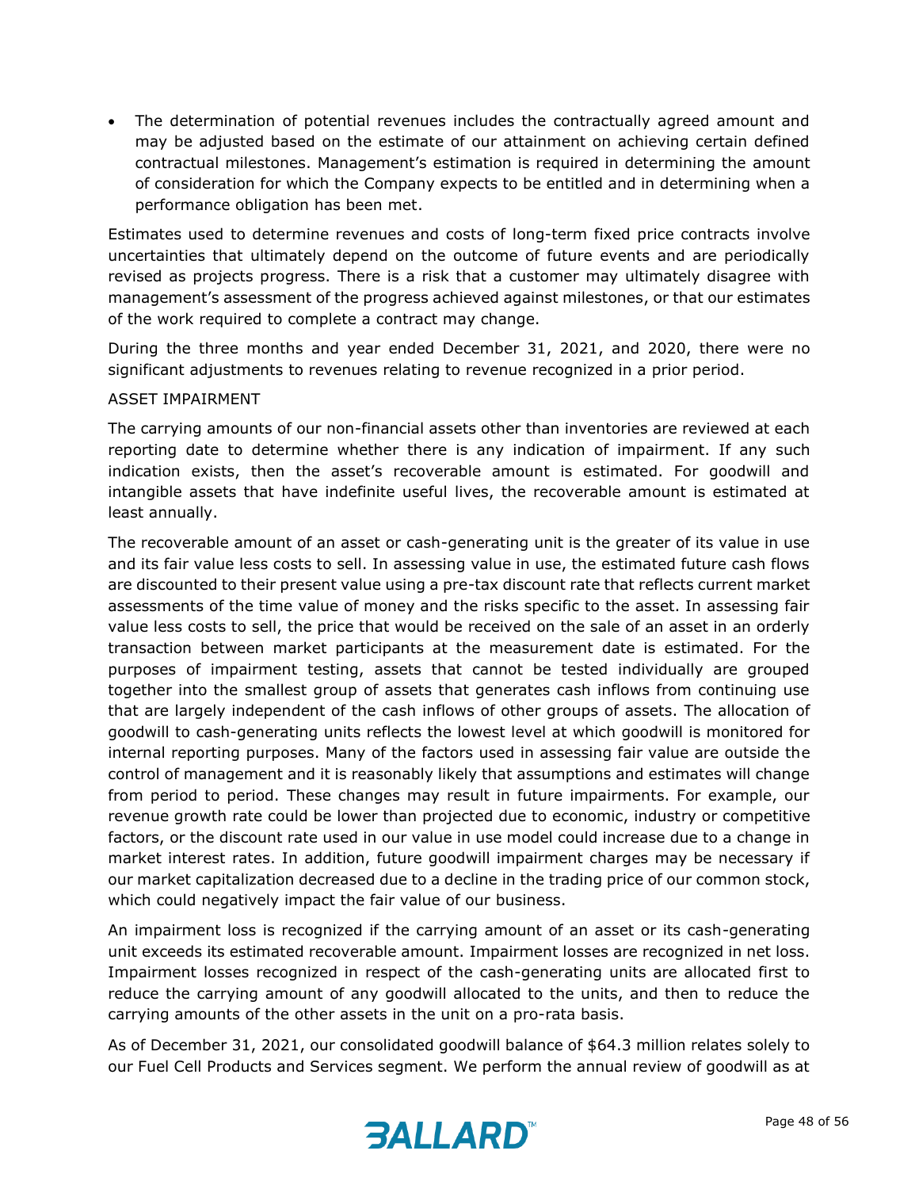- The determination of potential revenues includes the contractually agreed amount and may be adjusted based on the estimate of our attainment on achieving certain defined contractual milestones. Management's estimation is required in determining the amount of consideration for which the Company expects to be entitled and in determining when a performance obligation has been met.

Estimates used to determine revenues and costs of long-term fixed price contracts involve uncertainties that ultimately depend on the outcome of future events and are periodically revised as projects progress. There is a risk that a customer may ultimately disagree with management's assessment of the progress achieved against milestones, or that our estimates of the work required to complete a contract may change.

During the three months and year ended December 31, 2021, and 2020, there were no significant adjustments to revenues relating to revenue recognized in a prior period.

ASSET IMPAIRMENT

The carrying amounts of our non-financial assets other than inventories are reviewed at each reporting date to determine whether there is any indication of impairment. If any such indication exists, then the asset's recoverable amount is estimated. For goodwill and intangible assets that have indefinite useful lives, the recoverable amount is estimated at least annually.

The recoverable amount of an asset or cash-generating unit is the greater of its value in use and its fair value less costs to sell. In assessing value in use, the estimated future cash flows are discounted to their present value using a pre-tax discount rate that reflects current market assessments of the time value of money and the risks specific to the asset. In assessing fair value less costs to sell, the price that would be received on the sale of an asset in an orderly transaction between market participants at the measurement date is estimated. For the purposes of impairment testing, assets that cannot be tested individually are grouped together into the smallest group of assets that generates cash inflows from continuing use that are largely independent of the cash inflows of other groups of assets. The allocation of goodwill to cash-generating units reflects the lowest level at which goodwill is monitored for internal reporting purposes. Many of the factors used in assessing fair value are outside the control of management and it is reasonably likely that assumptions and estimates will change from period to period. These changes may result in future impairments. For example, our revenue growth rate could be lower than projected due to economic, industry or competitive factors, or the discount rate used in our value in use model could increase due to a change in market interest rates. In addition, future goodwill impairment charges may be necessary if our market capitalization decreased due to a decline in the trading price of our common stock, which could negatively impact the fair value of our business.

An impairment loss is recognized if the carrying amount of an asset or its cash-generating unit exceeds its estimated recoverable amount. Impairment losses are recognized in net loss. Impairment losses recognized in respect of the cash-generating units are allocated first to reduce the carrying amount of any goodwill allocated to the units, and then to reduce the carrying amounts of the other assets in the unit on a pro-rata basis.

As of December 31, 2021, our consolidated goodwill balance of $64.3 million relates solely to our Fuel Cell Products and Services segment. We perform the annual review of goodwill as at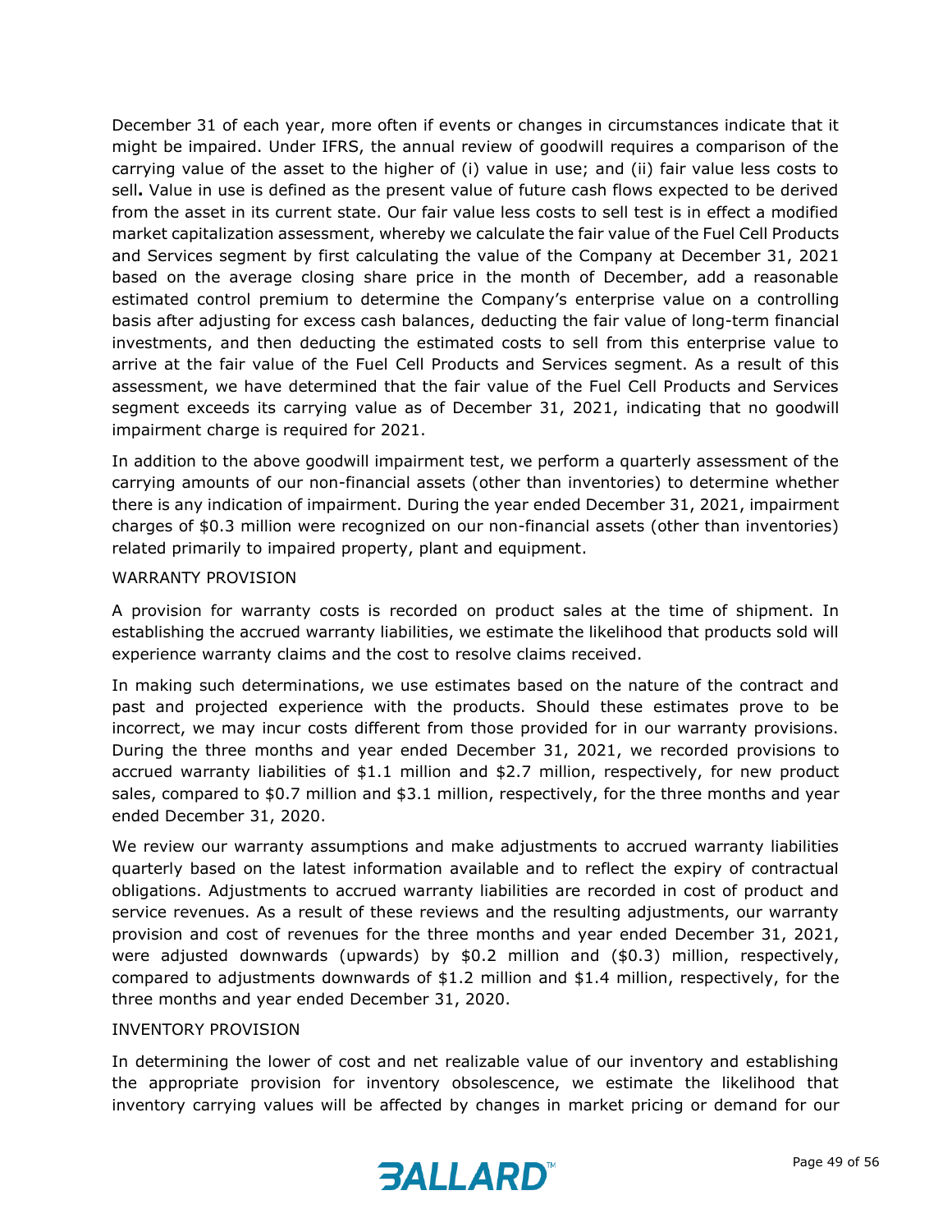December 31 of each year, more often if events or changes in circumstances indicate that it might be impaired. Under IFRS, the annual review of goodwill requires a comparison of the carrying value of the asset to the higher of (i) value in use; and (ii) fair value less costs to sell**.** Value in use is defined as the present value of future cash flows expected to be derived from the asset in its current state. Our fair value less costs to sell test is in effect a modified market capitalization assessment, whereby we calculate the fair value of the Fuel Cell Products and Services segment by first calculating the value of the Company at December 31, 2021 based on the average closing share price in the month of December, add a reasonable estimated control premium to determine the Company's enterprise value on a controlling basis after adjusting for excess cash balances, deducting the fair value of long-term financial investments, and then deducting the estimated costs to sell from this enterprise value to arrive at the fair value of the Fuel Cell Products and Services segment. As a result of this assessment, we have determined that the fair value of the Fuel Cell Products and Services segment exceeds its carrying value as of December 31, 2021, indicating that no goodwill impairment charge is required for 2021.

In addition to the above goodwill impairment test, we perform a quarterly assessment of the carrying amounts of our non-financial assets (other than inventories) to determine whether there is any indication of impairment. During the year ended December 31, 2021, impairment charges of $0.3 million were recognized on our non-financial assets (other than inventories) related primarily to impaired property, plant and equipment.

WARRANTY PROVISION

A provision for warranty costs is recorded on product sales at the time of shipment. In establishing the accrued warranty liabilities, we estimate the likelihood that products sold will experience warranty claims and the cost to resolve claims received.

In making such determinations, we use estimates based on the nature of the contract and past and projected experience with the products. Should these estimates prove to be incorrect, we may incur costs different from those provided for in our warranty provisions. During the three months and year ended December 31, 2021, we recorded provisions to accrued warranty liabilities of $1.1 million and $2.7 million, respectively, for new product sales, compared to $0.7 million and $3.1 million, respectively, for the three months and year ended December 31, 2020.

We review our warranty assumptions and make adjustments to accrued warranty liabilities quarterly based on the latest information available and to reflect the expiry of contractual obligations. Adjustments to accrued warranty liabilities are recorded in cost of product and service revenues. As a result of these reviews and the resulting adjustments, our warranty provision and cost of revenues for the three months and year ended December 31, 2021, were adjusted downwards (upwards) by $0.2 million and ($0.3) million, respectively, compared to adjustments downwards of $1.2 million and $1.4 million, respectively, for the three months and year ended December 31, 2020.

INVENTORY PROVISION

In determining the lower of cost and net realizable value of our inventory and establishing the appropriate provision for inventory obsolescence, we estimate the likelihood that inventory carrying values will be affected by changes in market pricing or demand for our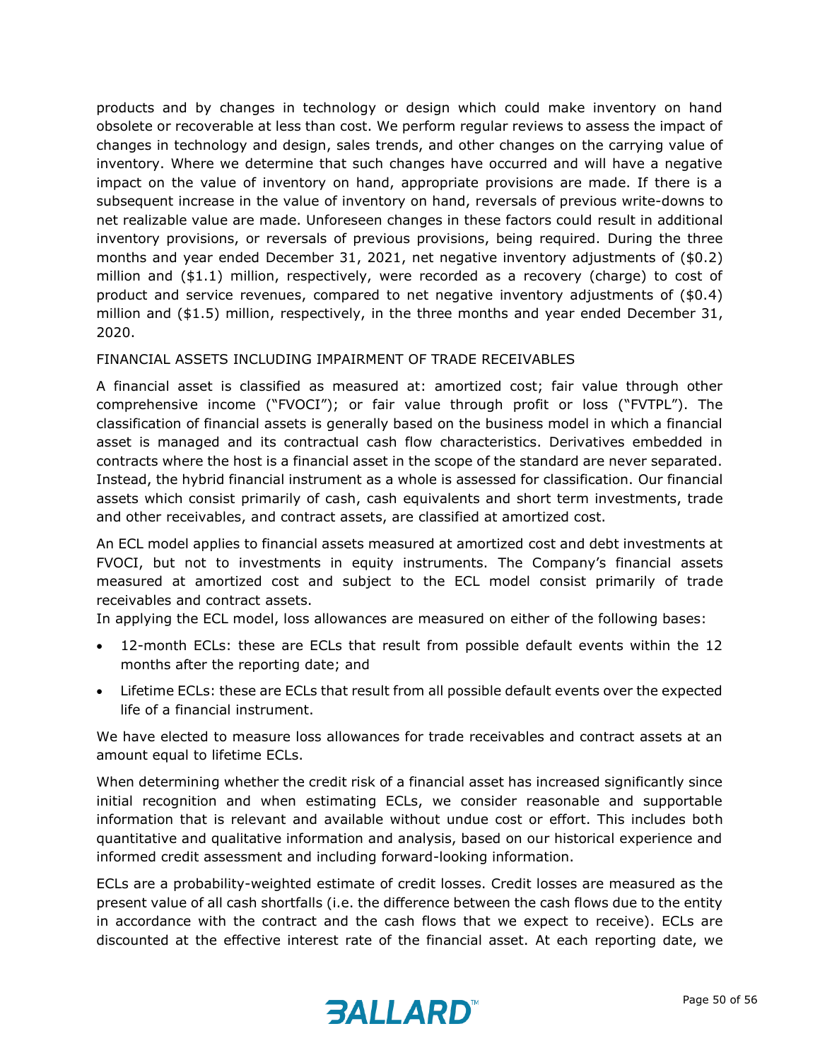products and by changes in technology or design which could make inventory on hand obsolete or recoverable at less than cost. We perform regular reviews to assess the impact of changes in technology and design, sales trends, and other changes on the carrying value of inventory. Where we determine that such changes have occurred and will have a negative impact on the value of inventory on hand, appropriate provisions are made. If there is a subsequent increase in the value of inventory on hand, reversals of previous write-downs to net realizable value are made. Unforeseen changes in these factors could result in additional inventory provisions, or reversals of previous provisions, being required. During the three months and year ended December 31, 2021, net negative inventory adjustments of ($0.2) million and ($1.1) million, respectively, were recorded as a recovery (charge) to cost of product and service revenues, compared to net negative inventory adjustments of ($0.4) million and ($1.5) million, respectively, in the three months and year ended December 31, 2020.

FINANCIAL ASSETS INCLUDING IMPAIRMENT OF TRADE RECEIVABLES

A financial asset is classified as measured at: amortized cost; fair value through other comprehensive income ("FVOCI"); or fair value through profit or loss ("FVTPL"). The classification of financial assets is generally based on the business model in which a financial asset is managed and its contractual cash flow characteristics. Derivatives embedded in contracts where the host is a financial asset in the scope of the standard are never separated. Instead, the hybrid financial instrument as a whole is assessed for classification. Our financial assets which consist primarily of cash, cash equivalents and short term investments, trade and other receivables, and contract assets, are classified at amortized cost.

An ECL model applies to financial assets measured at amortized cost and debt investments at FVOCI, but not to investments in equity instruments. The Company's financial assets measured at amortized cost and subject to the ECL model consist primarily of trade receivables and contract assets.

In applying the ECL model, loss allowances are measured on either of the following bases:

- 12-month ECLs: these are ECLs that result from possible default events within the 12 months after the reporting date; and
- Lifetime ECLs: these are ECLs that result from all possible default events over the expected life of a financial instrument.

We have elected to measure loss allowances for trade receivables and contract assets at an amount equal to lifetime ECLs.

When determining whether the credit risk of a financial asset has increased significantly since initial recognition and when estimating ECLs, we consider reasonable and supportable information that is relevant and available without undue cost or effort. This includes both quantitative and qualitative information and analysis, based on our historical experience and informed credit assessment and including forward-looking information.

ECLs are a probability-weighted estimate of credit losses. Credit losses are measured as the present value of all cash shortfalls (i.e. the difference between the cash flows due to the entity in accordance with the contract and the cash flows that we expect to receive). ECLs are discounted at the effective interest rate of the financial asset. At each reporting date, we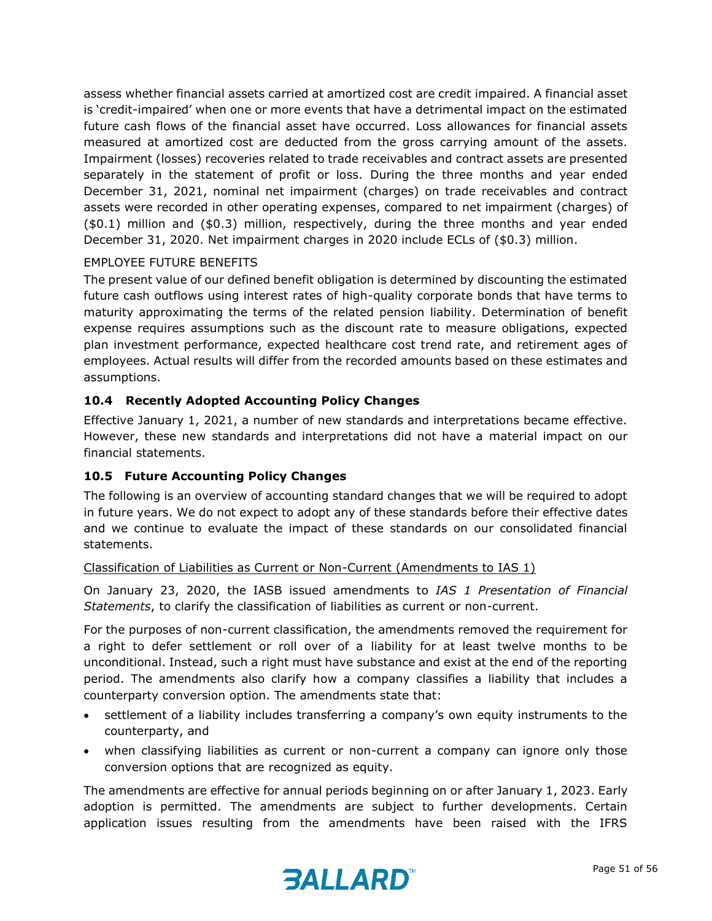assess whether financial assets carried at amortized cost are credit impaired. A financial asset is 'credit-impaired' when one or more events that have a detrimental impact on the estimated future cash flows of the financial asset have occurred. Loss allowances for financial assets measured at amortized cost are deducted from the gross carrying amount of the assets. Impairment (losses) recoveries related to trade receivables and contract assets are presented separately in the statement of profit or loss. During the three months and year ended December 31, 2021, nominal net impairment (charges) on trade receivables and contract assets were recorded in other operating expenses, compared to net impairment (charges) of ($0.1) million and ($0.3) million, respectively, during the three months and year ended December 31, 2020. Net impairment charges in 2020 include ECLs of ($0.3) million.

EMPLOYEE FUTURE BENEFITS

The present value of our defined benefit obligation is determined by discounting the estimated future cash outflows using interest rates of high-quality corporate bonds that have terms to maturity approximating the terms of the related pension liability. Determination of benefit expense requires assumptions such as the discount rate to measure obligations, expected plan investment performance, expected healthcare cost trend rate, and retirement ages of employees. Actual results will differ from the recorded amounts based on these estimates and assumptions.

### 10.4 Recently Adopted Accounting Policy Changes

Effective January 1, 2021, a number of new standards and interpretations became effective. However, these new standards and interpretations did not have a material impact on our financial statements.

### 10.5 Future Accounting Policy Changes

The following is an overview of accounting standard changes that we will be required to adopt in future years. We do not expect to adopt any of these standards before their effective dates and we continue to evaluate the impact of these standards on our consolidated financial statements.

Classification of Liabilities as Current or Non-Current (Amendments to IAS 1)

On January 23, 2020, the IASB issued amendments to *IAS 1 Presentation of Financial Statements*, to clarify the classification of liabilities as current or non-current.

For the purposes of non-current classification, the amendments removed the requirement for a right to defer settlement or roll over of a liability for at least twelve months to be unconditional. Instead, such a right must have substance and exist at the end of the reporting period. The amendments also clarify how a company classifies a liability that includes a counterparty conversion option. The amendments state that:

- settlement of a liability includes transferring a company's own equity instruments to the counterparty, and
- when classifying liabilities as current or non-current a company can ignore only those conversion options that are recognized as equity.

The amendments are effective for annual periods beginning on or after January 1, 2023. Early adoption is permitted. The amendments are subject to further developments. Certain application issues resulting from the amendments have been raised with the IFRS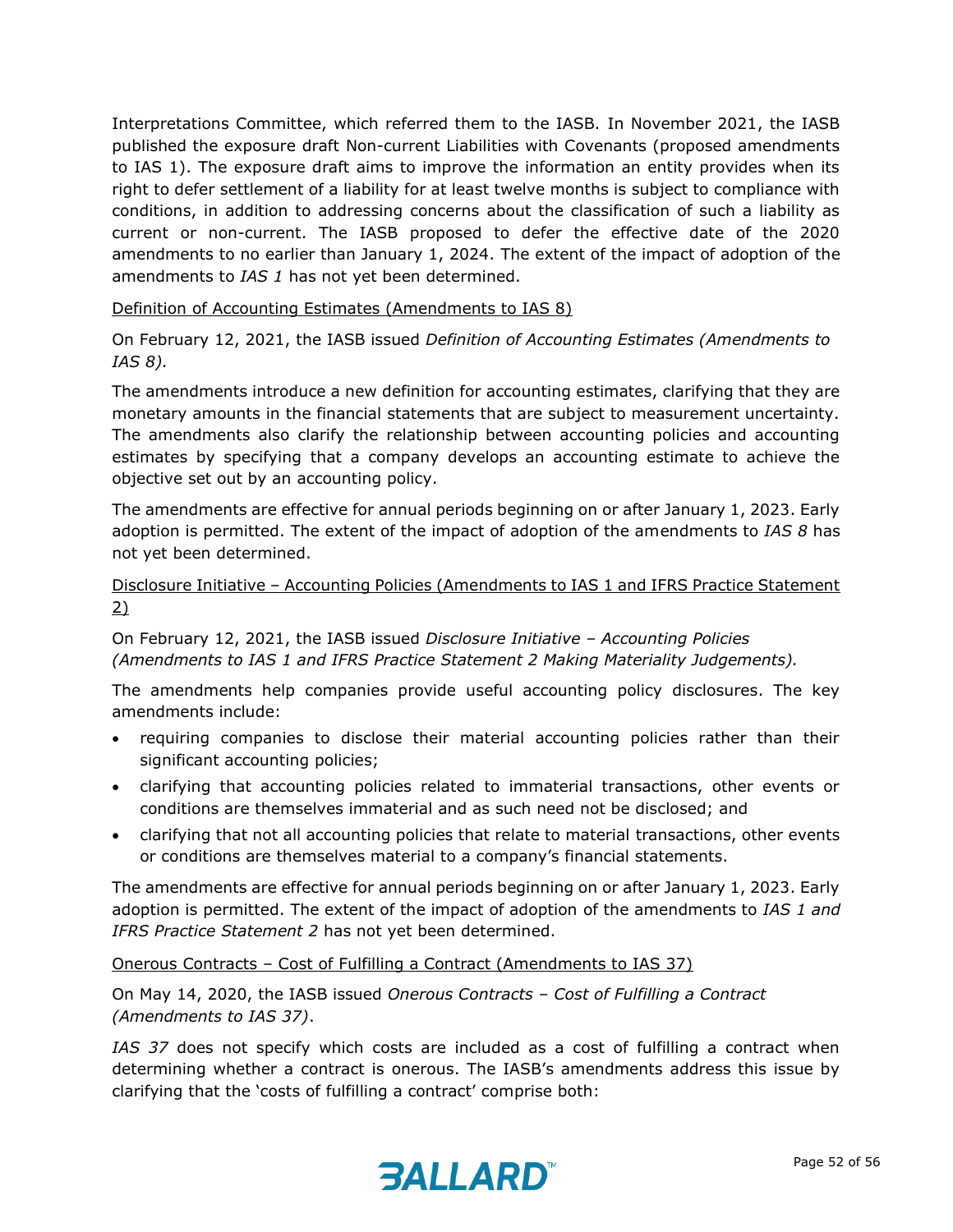Interpretations Committee, which referred them to the IASB. In November 2021, the IASB published the exposure draft Non-current Liabilities with Covenants (proposed amendments to IAS 1). The exposure draft aims to improve the information an entity provides when its right to defer settlement of a liability for at least twelve months is subject to compliance with conditions, in addition to addressing concerns about the classification of such a liability as current or non-current. The IASB proposed to defer the effective date of the 2020 amendments to no earlier than January 1, 2024. The extent of the impact of adoption of the amendments to *IAS 1* has not yet been determined.

<u>Definition of Accounting Estimates (Amendments to IAS 8)</u>

On February 12, 2021, the IASB issued *Definition of Accounting Estimates (Amendments to IAS 8).*

The amendments introduce a new definition for accounting estimates, clarifying that they are monetary amounts in the financial statements that are subject to measurement uncertainty. The amendments also clarify the relationship between accounting policies and accounting estimates by specifying that a company develops an accounting estimate to achieve the objective set out by an accounting policy.

The amendments are effective for annual periods beginning on or after January 1, 2023. Early adoption is permitted. The extent of the impact of adoption of the amendments to *IAS 8* has not yet been determined.

<u>Disclosure Initiative – Accounting Policies (Amendments to IAS 1 and IFRS Practice Statement 2)</u>

On February 12, 2021, the IASB issued *Disclosure Initiative – Accounting Policies (Amendments to IAS 1 and IFRS Practice Statement 2 Making Materiality Judgements).*

The amendments help companies provide useful accounting policy disclosures. The key amendments include:

- requiring companies to disclose their material accounting policies rather than their significant accounting policies;
- clarifying that accounting policies related to immaterial transactions, other events or conditions are themselves immaterial and as such need not be disclosed; and
- clarifying that not all accounting policies that relate to material transactions, other events or conditions are themselves material to a company's financial statements.

The amendments are effective for annual periods beginning on or after January 1, 2023. Early adoption is permitted. The extent of the impact of adoption of the amendments to *IAS 1 and IFRS Practice Statement 2* has not yet been determined.

<u>Onerous Contracts – Cost of Fulfilling a Contract (Amendments to IAS 37)</u>

On May 14, 2020, the IASB issued *Onerous Contracts – Cost of Fulfilling a Contract (Amendments to IAS 37)*.

*IAS 37* does not specify which costs are included as a cost of fulfilling a contract when determining whether a contract is onerous. The IASB's amendments address this issue by clarifying that the 'costs of fulfilling a contract' comprise both: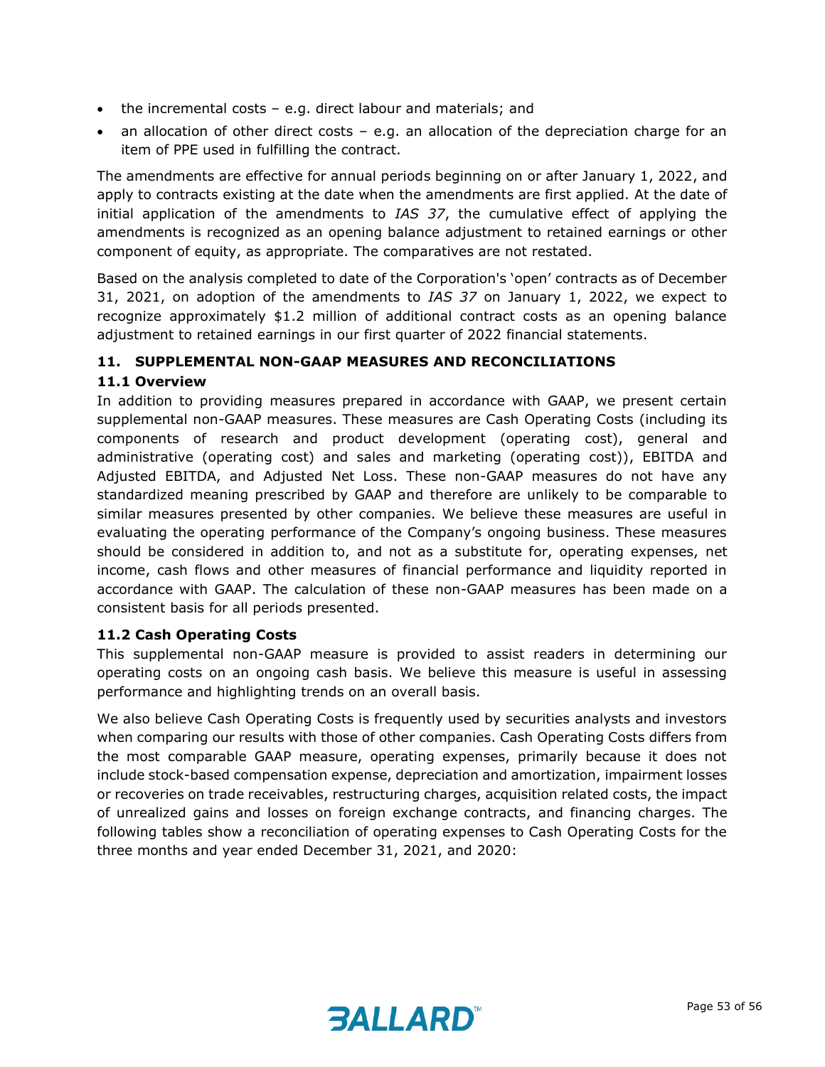- the incremental costs – e.g. direct labour and materials; and
- an allocation of other direct costs – e.g. an allocation of the depreciation charge for an item of PPE used in fulfilling the contract.

The amendments are effective for annual periods beginning on or after January 1, 2022, and apply to contracts existing at the date when the amendments are first applied. At the date of initial application of the amendments to *IAS 37*, the cumulative effect of applying the amendments is recognized as an opening balance adjustment to retained earnings or other component of equity, as appropriate. The comparatives are not restated.

Based on the analysis completed to date of the Corporation's 'open' contracts as of December 31, 2021, on adoption of the amendments to *IAS 37* on January 1, 2022, we expect to recognize approximately $1.2 million of additional contract costs as an opening balance adjustment to retained earnings in our first quarter of 2022 financial statements.

## 11. SUPPLEMENTAL NON-GAAP MEASURES AND RECONCILIATIONS

### 11.1 Overview

In addition to providing measures prepared in accordance with GAAP, we present certain supplemental non-GAAP measures. These measures are Cash Operating Costs (including its components of research and product development (operating cost), general and administrative (operating cost) and sales and marketing (operating cost)), EBITDA and Adjusted EBITDA, and Adjusted Net Loss. These non-GAAP measures do not have any standardized meaning prescribed by GAAP and therefore are unlikely to be comparable to similar measures presented by other companies. We believe these measures are useful in evaluating the operating performance of the Company's ongoing business. These measures should be considered in addition to, and not as a substitute for, operating expenses, net income, cash flows and other measures of financial performance and liquidity reported in accordance with GAAP. The calculation of these non-GAAP measures has been made on a consistent basis for all periods presented.

### 11.2 Cash Operating Costs

This supplemental non-GAAP measure is provided to assist readers in determining our operating costs on an ongoing cash basis. We believe this measure is useful in assessing performance and highlighting trends on an overall basis.

We also believe Cash Operating Costs is frequently used by securities analysts and investors when comparing our results with those of other companies. Cash Operating Costs differs from the most comparable GAAP measure, operating expenses, primarily because it does not include stock-based compensation expense, depreciation and amortization, impairment losses or recoveries on trade receivables, restructuring charges, acquisition related costs, the impact of unrealized gains and losses on foreign exchange contracts, and financing charges. The following tables show a reconciliation of operating expenses to Cash Operating Costs for the three months and year ended December 31, 2021, and 2020: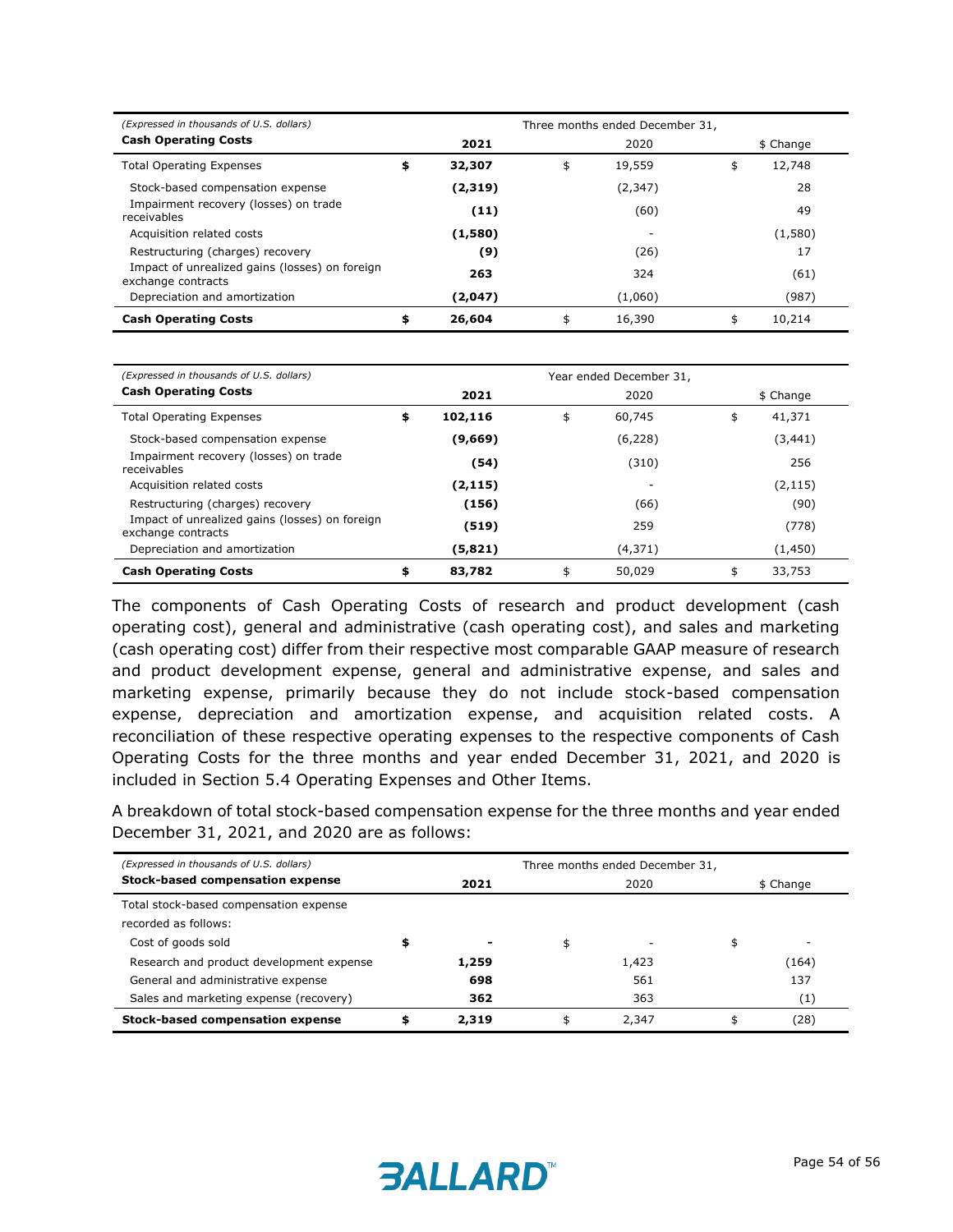| *(Expressed in thousands of U.S. dollars)* | Three months ended December 31, | | |
|---|---|---|---|
| **Cash Operating Costs** | **2021** | 2020 | $ Change |
| Total Operating Expenses | **$ 32,307** | $ 19,559 | $ 12,748 |
| Stock-based compensation expense | **(2,319)** | (2,347) | 28 |
| Impairment recovery (losses) on trade receivables | **(11)** | (60) | 49 |
| Acquisition related costs | **(1,580)** | - | (1,580) |
| Restructuring (charges) recovery | **(9)** | (26) | 17 |
| Impact of unrealized gains (losses) on foreign exchange contracts | **263** | 324 | (61) |
| Depreciation and amortization | **(2,047)** | (1,060) | (987) |
| **Cash Operating Costs** | **$ 26,604** | $ 16,390 | $ 10,214 |

| *(Expressed in thousands of U.S. dollars)* | Year ended December 31, | | |
|---|---|---|---|
| **Cash Operating Costs** | **2021** | 2020 | $ Change |
| Total Operating Expenses | **$ 102,116** | $ 60,745 | $ 41,371 |
| Stock-based compensation expense | **(9,669)** | (6,228) | (3,441) |
| Impairment recovery (losses) on trade receivables | **(54)** | (310) | 256 |
| Acquisition related costs | **(2,115)** | - | (2,115) |
| Restructuring (charges) recovery | **(156)** | (66) | (90) |
| Impact of unrealized gains (losses) on foreign exchange contracts | **(519)** | 259 | (778) |
| Depreciation and amortization | **(5,821)** | (4,371) | (1,450) |
| **Cash Operating Costs** | **$ 83,782** | $ 50,029 | $ 33,753 |

The components of Cash Operating Costs of research and product development (cash operating cost), general and administrative (cash operating cost), and sales and marketing (cash operating cost) differ from their respective most comparable GAAP measure of research and product development expense, general and administrative expense, and sales and marketing expense, primarily because they do not include stock-based compensation expense, depreciation and amortization expense, and acquisition related costs. A reconciliation of these respective operating expenses to the respective components of Cash Operating Costs for the three months and year ended December 31, 2021, and 2020 is included in Section 5.4 Operating Expenses and Other Items.

A breakdown of total stock-based compensation expense for the three months and year ended December 31, 2021, and 2020 are as follows:

| *(Expressed in thousands of U.S. dollars)* | Three months ended December 31, | | |
|---|---|---|---|
| **Stock-based compensation expense** | **2021** | 2020 | $ Change |
| Total stock-based compensation expense | | | |
| recorded as follows: | | | |
| Cost of goods sold | **$ -** | $ - | $ - |
| Research and product development expense | **1,259** | 1,423 | (164) |
| General and administrative expense | **698** | 561 | 137 |
| Sales and marketing expense (recovery) | **362** | 363 | (1) |
| **Stock-based compensation expense** | **$ 2,319** | $ 2,347 | $ (28) |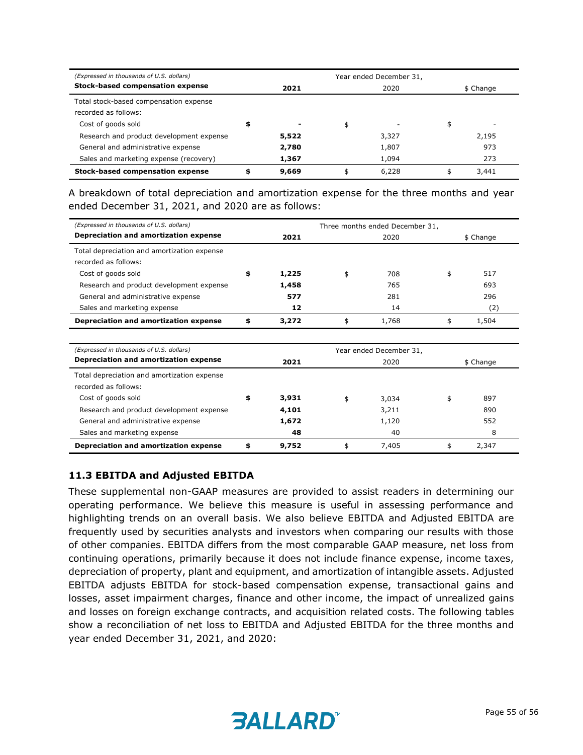| *(Expressed in thousands of U.S. dollars)* | Year ended December 31, | | |
|---|---|---|---|
| **Stock-based compensation expense** | **2021** | 2020 | $ Change |
| Total stock-based compensation expense recorded as follows: | | | |
| Cost of goods sold | **$ -** | $ - | $ - |
| Research and product development expense | **5,522** | 3,327 | 2,195 |
| General and administrative expense | **2,780** | 1,807 | 973 |
| Sales and marketing expense (recovery) | **1,367** | 1,094 | 273 |
| **Stock-based compensation expense** | **$ 9,669** | $ 6,228 | $ 3,441 |

A breakdown of total depreciation and amortization expense for the three months and year ended December 31, 2021, and 2020 are as follows:

| *(Expressed in thousands of U.S. dollars)* | Three months ended December 31, | | |
|---|---|---|---|
| **Depreciation and amortization expense** | **2021** | 2020 | $ Change |
| Total depreciation and amortization expense recorded as follows: | | | |
| Cost of goods sold | **$ 1,225** | $ 708 | $ 517 |
| Research and product development expense | **1,458** | 765 | 693 |
| General and administrative expense | **577** | 281 | 296 |
| Sales and marketing expense | **12** | 14 | (2) |
| **Depreciation and amortization expense** | **$ 3,272** | $ 1,768 | $ 1,504 |

| *(Expressed in thousands of U.S. dollars)* | Year ended December 31, | | |
|---|---|---|---|
| **Depreciation and amortization expense** | **2021** | 2020 | $ Change |
| Total depreciation and amortization expense recorded as follows: | | | |
| Cost of goods sold | **$ 3,931** | $ 3,034 | $ 897 |
| Research and product development expense | **4,101** | 3,211 | 890 |
| General and administrative expense | **1,672** | 1,120 | 552 |
| Sales and marketing expense | **48** | 40 | 8 |
| **Depreciation and amortization expense** | **$ 9,752** | $ 7,405 | $ 2,347 |

### 11.3 EBITDA and Adjusted EBITDA

These supplemental non-GAAP measures are provided to assist readers in determining our operating performance. We believe this measure is useful in assessing performance and highlighting trends on an overall basis. We also believe EBITDA and Adjusted EBITDA are frequently used by securities analysts and investors when comparing our results with those of other companies. EBITDA differs from the most comparable GAAP measure, net loss from continuing operations, primarily because it does not include finance expense, income taxes, depreciation of property, plant and equipment, and amortization of intangible assets. Adjusted EBITDA adjusts EBITDA for stock-based compensation expense, transactional gains and losses, asset impairment charges, finance and other income, the impact of unrealized gains and losses on foreign exchange contracts, and acquisition related costs. The following tables show a reconciliation of net loss to EBITDA and Adjusted EBITDA for the three months and year ended December 31, 2021, and 2020: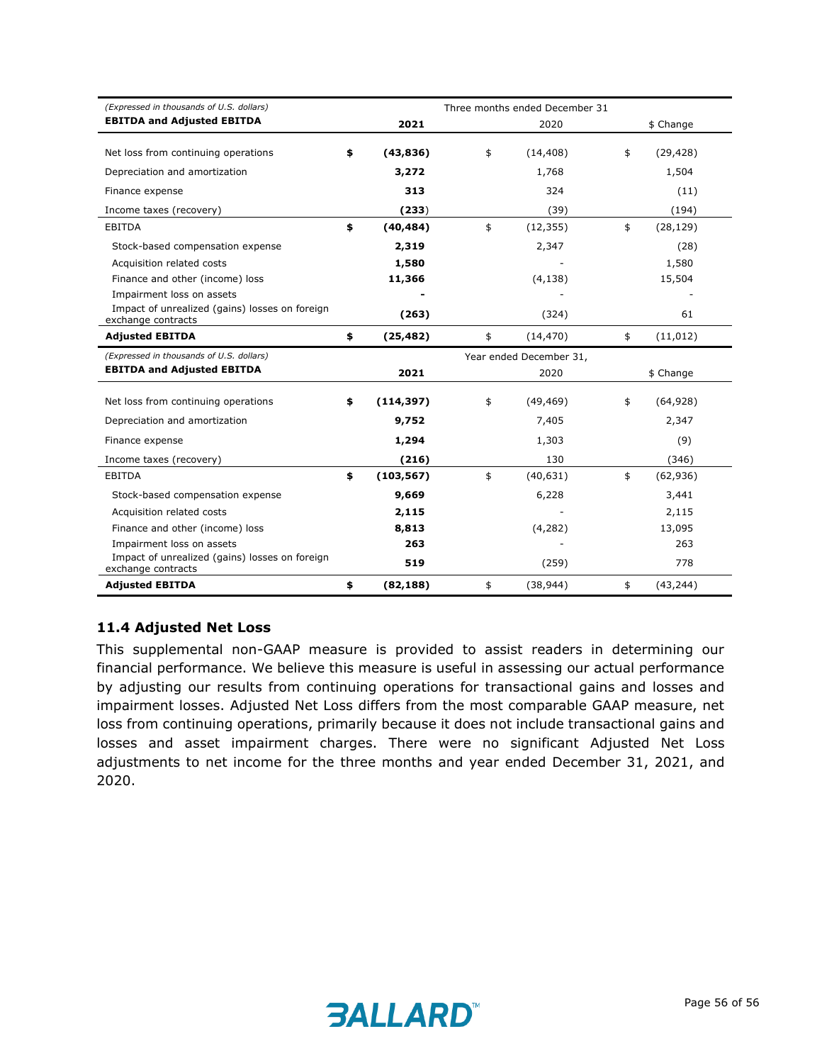| *(Expressed in thousands of U.S. dollars)* | Three months ended December 31 | | |
|---|---|---|---|
| **EBITDA and Adjusted EBITDA** | **2021** | 2020 | $ Change |
| Net loss from continuing operations | **$ (43,836)** | $ (14,408) | $ (29,428) |
| Depreciation and amortization | **3,272** | 1,768 | 1,504 |
| Finance expense | **313** | 324 | (11) |
| Income taxes (recovery) | **(233)** | (39) | (194) |
| EBITDA | **$ (40,484)** | $ (12,355) | $ (28,129) |
| Stock-based compensation expense | **2,319** | 2,347 | (28) |
| Acquisition related costs | **1,580** | - | 1,580 |
| Finance and other (income) loss | **11,366** | (4,138) | 15,504 |
| Impairment loss on assets | **-** | - | - |
| Impact of unrealized (gains) losses on foreign exchange contracts | **(263)** | (324) | 61 |
| **Adjusted EBITDA** | **$ (25,482)** | $ (14,470) | $ (11,012) |

| *(Expressed in thousands of U.S. dollars)* | Year ended December 31, | | |
|---|---|---|---|
| **EBITDA and Adjusted EBITDA** | **2021** | 2020 | $ Change |
| Net loss from continuing operations | **$ (114,397)** | $ (49,469) | $ (64,928) |
| Depreciation and amortization | **9,752** | 7,405 | 2,347 |
| Finance expense | **1,294** | 1,303 | (9) |
| Income taxes (recovery) | **(216)** | 130 | (346) |
| EBITDA | **$ (103,567)** | $ (40,631) | $ (62,936) |
| Stock-based compensation expense | **9,669** | 6,228 | 3,441 |
| Acquisition related costs | **2,115** | - | 2,115 |
| Finance and other (income) loss | **8,813** | (4,282) | 13,095 |
| Impairment loss on assets | **263** | - | 263 |
| Impact of unrealized (gains) losses on foreign exchange contracts | **519** | (259) | 778 |
| **Adjusted EBITDA** | **$ (82,188)** | $ (38,944) | $ (43,244) |

### 11.4 Adjusted Net Loss

This supplemental non-GAAP measure is provided to assist readers in determining our financial performance. We believe this measure is useful in assessing our actual performance by adjusting our results from continuing operations for transactional gains and losses and impairment losses. Adjusted Net Loss differs from the most comparable GAAP measure, net loss from continuing operations, primarily because it does not include transactional gains and losses and asset impairment charges. There were no significant Adjusted Net Loss adjustments to net income for the three months and year ended December 31, 2021, and 2020.